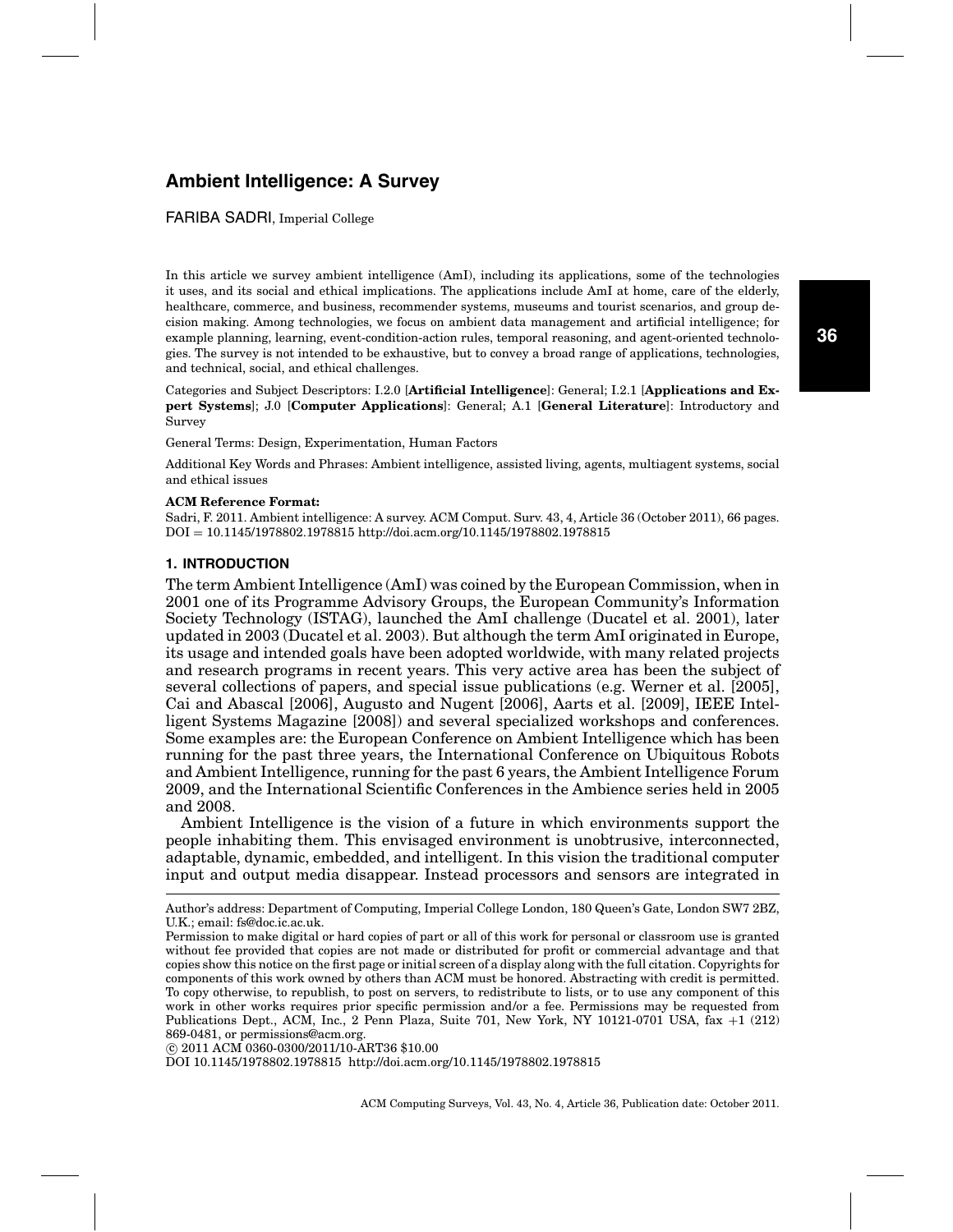# Ambient Intelligence: A Survey

FARIBA SADRI, Imperial College

In this article we survey ambient intelligence (AmI), including its applications, some of the technologies it uses, and its social and ethical implications. The applications include AmI at home, care of the elderly, healthcare, commerce, and business, recommender systems, museums and tourist scenarios, and group decision making. Among technologies, we focus on ambient data management and artificial intelligence; for example planning, learning, event-condition-action rules, temporal reasoning, and agent-oriented technologies. The survey is not intended to be exhaustive, but to convey a broad range of applications, technologies, and technical, social, and ethical challenges.

Categories and Subject Descriptors: I.2.0 [**Artificial Intelligence**]: General; I.2.1 [**Applications and Expert Systems**]; J.0 [**Computer Applications**]: General; A.1 [**General Literature**]: Introductory and Survey

General Terms: Design, Experimentation, Human Factors

Additional Key Words and Phrases: Ambient intelligence, assisted living, agents, multiagent systems, social and ethical issues

**ACM Reference Format:**
Sadri, F. 2011. Ambient intelligence: A survey. ACM Comput. Surv. 43, 4, Article 36 (October 2011), 66 pages.
DOI = 10.1145/1978802.1978815 http://doi.acm.org/10.1145/1978802.1978815

## 1. INTRODUCTION

The term Ambient Intelligence (AmI) was coined by the European Commission, when in 2001 one of its Programme Advisory Groups, the European Community's Information Society Technology (ISTAG), launched the AmI challenge (Ducatel et al. 2001), later updated in 2003 (Ducatel et al. 2003). But although the term AmI originated in Europe, its usage and intended goals have been adopted worldwide, with many related projects and research programs in recent years. This very active area has been the subject of several collections of papers, and special issue publications (e.g. Werner et al. [2005], Cai and Abascal [2006], Augusto and Nugent [2006], Aarts et al. [2009], IEEE Intelligent Systems Magazine [2008]) and several specialized workshops and conferences. Some examples are: the European Conference on Ambient Intelligence which has been running for the past three years, the International Conference on Ubiquitous Robots and Ambient Intelligence, running for the past 6 years, the Ambient Intelligence Forum 2009, and the International Scientific Conferences in the Ambience series held in 2005 and 2008.

Ambient Intelligence is the vision of a future in which environments support the people inhabiting them. This envisaged environment is unobtrusive, interconnected, adaptable, dynamic, embedded, and intelligent. In this vision the traditional computer input and output media disappear. Instead processors and sensors are integrated in

---

Author's address: Department of Computing, Imperial College London, 180 Queen's Gate, London SW7 2BZ, U.K.; email: fs@doc.ic.ac.uk.

Permission to make digital or hard copies of part or all of this work for personal or classroom use is granted without fee provided that copies are not made or distributed for profit or commercial advantage and that copies show this notice on the first page or initial screen of a display along with the full citation. Copyrights for components of this work owned by others than ACM must be honored. Abstracting with credit is permitted. To copy otherwise, to republish, to post on servers, to redistribute to lists, or to use any component of this work in other works requires prior specific permission and/or a fee. Permissions may be requested from Publications Dept., ACM, Inc., 2 Penn Plaza, Suite 701, New York, NY 10121-0701 USA, fax +1 (212) 869-0481, or permissions@acm.org.

© 2011 ACM 0360-0300/2011/10-ART36 $10.00

DOI 10.1145/1978802.1978815 http://doi.acm.org/10.1145/1978802.1978815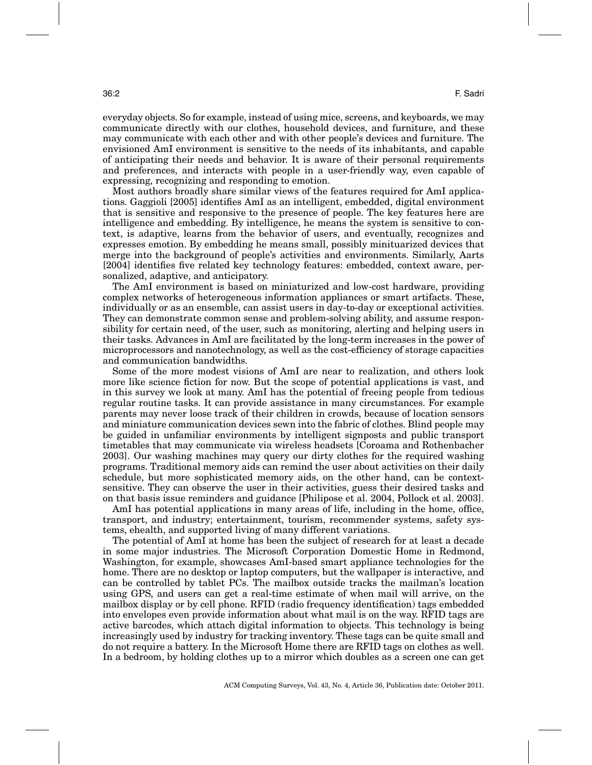everyday objects. So for example, instead of using mice, screens, and keyboards, we may communicate directly with our clothes, household devices, and furniture, and these may communicate with each other and with other people's devices and furniture. The envisioned AmI environment is sensitive to the needs of its inhabitants, and capable of anticipating their needs and behavior. It is aware of their personal requirements and preferences, and interacts with people in a user-friendly way, even capable of expressing, recognizing and responding to emotion.

Most authors broadly share similar views of the features required for AmI applications. Gaggioli [2005] identifies AmI as an intelligent, embedded, digital environment that is sensitive and responsive to the presence of people. The key features here are intelligence and embedding. By intelligence, he means the system is sensitive to context, is adaptive, learns from the behavior of users, and eventually, recognizes and expresses emotion. By embedding he means small, possibly minituarized devices that merge into the background of people's activities and environments. Similarly, Aarts [2004] identifies five related key technology features: embedded, context aware, personalized, adaptive, and anticipatory.

The AmI environment is based on miniaturized and low-cost hardware, providing complex networks of heterogeneous information appliances or smart artifacts. These, individually or as an ensemble, can assist users in day-to-day or exceptional activities. They can demonstrate common sense and problem-solving ability, and assume responsibility for certain need, of the user, such as monitoring, alerting and helping users in their tasks. Advances in AmI are facilitated by the long-term increases in the power of microprocessors and nanotechnology, as well as the cost-efficiency of storage capacities and communication bandwidths.

Some of the more modest visions of AmI are near to realization, and others look more like science fiction for now. But the scope of potential applications is vast, and in this survey we look at many. AmI has the potential of freeing people from tedious regular routine tasks. It can provide assistance in many circumstances. For example parents may never loose track of their children in crowds, because of location sensors and miniature communication devices sewn into the fabric of clothes. Blind people may be guided in unfamiliar environments by intelligent signposts and public transport timetables that may communicate via wireless headsets [Coroama and Rothenbacher 2003]. Our washing machines may query our dirty clothes for the required washing programs. Traditional memory aids can remind the user about activities on their daily schedule, but more sophisticated memory aids, on the other hand, can be context-sensitive. They can observe the user in their activities, guess their desired tasks and on that basis issue reminders and guidance [Philipose et al. 2004, Pollock et al. 2003].

AmI has potential applications in many areas of life, including in the home, office, transport, and industry; entertainment, tourism, recommender systems, safety systems, ehealth, and supported living of many different variations.

The potential of AmI at home has been the subject of research for at least a decade in some major industries. The Microsoft Corporation Domestic Home in Redmond, Washington, for example, showcases AmI-based smart appliance technologies for the home. There are no desktop or laptop computers, but the wallpaper is interactive, and can be controlled by tablet PCs. The mailbox outside tracks the mailman's location using GPS, and users can get a real-time estimate of when mail will arrive, on the mailbox display or by cell phone. RFID (radio frequency identification) tags embedded into envelopes even provide information about what mail is on the way. RFID tags are active barcodes, which attach digital information to objects. This technology is being increasingly used by industry for tracking inventory. These tags can be quite small and do not require a battery. In the Microsoft Home there are RFID tags on clothes as well. In a bedroom, by holding clothes up to a mirror which doubles as a screen one can get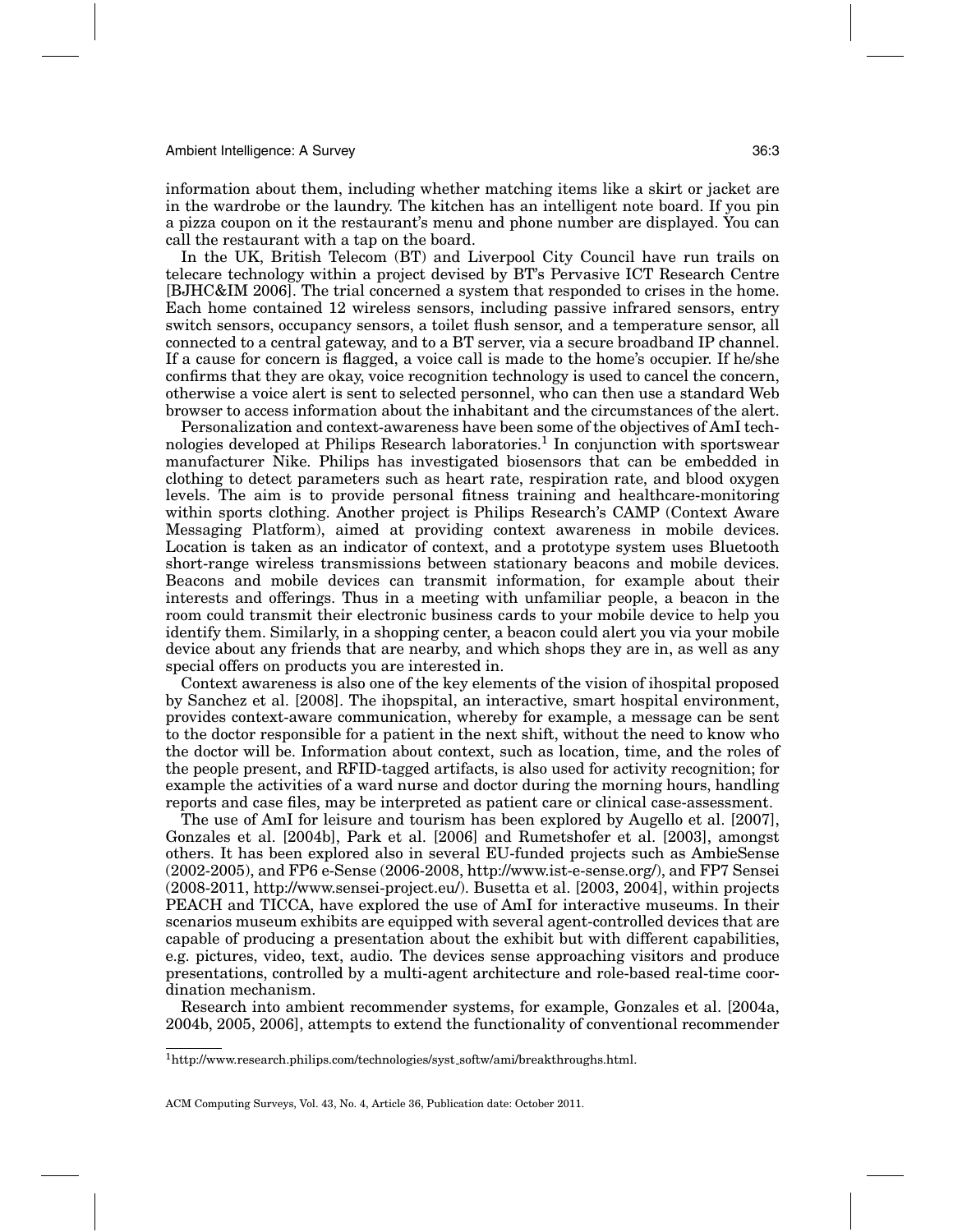information about them, including whether matching items like a skirt or jacket are in the wardrobe or the laundry. The kitchen has an intelligent note board. If you pin a pizza coupon on it the restaurant's menu and phone number are displayed. You can call the restaurant with a tap on the board.

In the UK, British Telecom (BT) and Liverpool City Council have run trails on telecare technology within a project devised by BT's Pervasive ICT Research Centre [BJHC&IM 2006]. The trial concerned a system that responded to crises in the home. Each home contained 12 wireless sensors, including passive infrared sensors, entry switch sensors, occupancy sensors, a toilet flush sensor, and a temperature sensor, all connected to a central gateway, and to a BT server, via a secure broadband IP channel. If a cause for concern is flagged, a voice call is made to the home's occupier. If he/she confirms that they are okay, voice recognition technology is used to cancel the concern, otherwise a voice alert is sent to selected personnel, who can then use a standard Web browser to access information about the inhabitant and the circumstances of the alert.

Personalization and context-awareness have been some of the objectives of AmI technologies developed at Philips Research laboratories.[1] In conjunction with sportswear manufacturer Nike. Philips has investigated biosensors that can be embedded in clothing to detect parameters such as heart rate, respiration rate, and blood oxygen levels. The aim is to provide personal fitness training and healthcare-monitoring within sports clothing. Another project is Philips Research's CAMP (Context Aware Messaging Platform), aimed at providing context awareness in mobile devices. Location is taken as an indicator of context, and a prototype system uses Bluetooth short-range wireless transmissions between stationary beacons and mobile devices. Beacons and mobile devices can transmit information, for example about their interests and offerings. Thus in a meeting with unfamiliar people, a beacon in the room could transmit their electronic business cards to your mobile device to help you identify them. Similarly, in a shopping center, a beacon could alert you via your mobile device about any friends that are nearby, and which shops they are in, as well as any special offers on products you are interested in.

Context awareness is also one of the key elements of the vision of ihospital proposed by Sanchez et al. [2008]. The ihopspital, an interactive, smart hospital environment, provides context-aware communication, whereby for example, a message can be sent to the doctor responsible for a patient in the next shift, without the need to know who the doctor will be. Information about context, such as location, time, and the roles of the people present, and RFID-tagged artifacts, is also used for activity recognition; for example the activities of a ward nurse and doctor during the morning hours, handling reports and case files, may be interpreted as patient care or clinical case-assessment.

The use of AmI for leisure and tourism has been explored by Augello et al. [2007], Gonzales et al. [2004b], Park et al. [2006] and Rumetshofer et al. [2003], amongst others. It has been explored also in several EU-funded projects such as AmbieSense (2002-2005), and FP6 e-Sense (2006-2008, http://www.ist-e-sense.org/), and FP7 Sensei (2008-2011, http://www.sensei-project.eu/). Busetta et al. [2003, 2004], within projects PEACH and TICCA, have explored the use of AmI for interactive museums. In their scenarios museum exhibits are equipped with several agent-controlled devices that are capable of producing a presentation about the exhibit but with different capabilities, e.g. pictures, video, text, audio. The devices sense approaching visitors and produce presentations, controlled by a multi-agent architecture and role-based real-time coordination mechanism.

Research into ambient recommender systems, for example, Gonzales et al. [2004a, 2004b, 2005, 2006], attempts to extend the functionality of conventional recommender

[1]http://www.research.philips.com/technologies/syst_softw/ami/breakthroughs.html.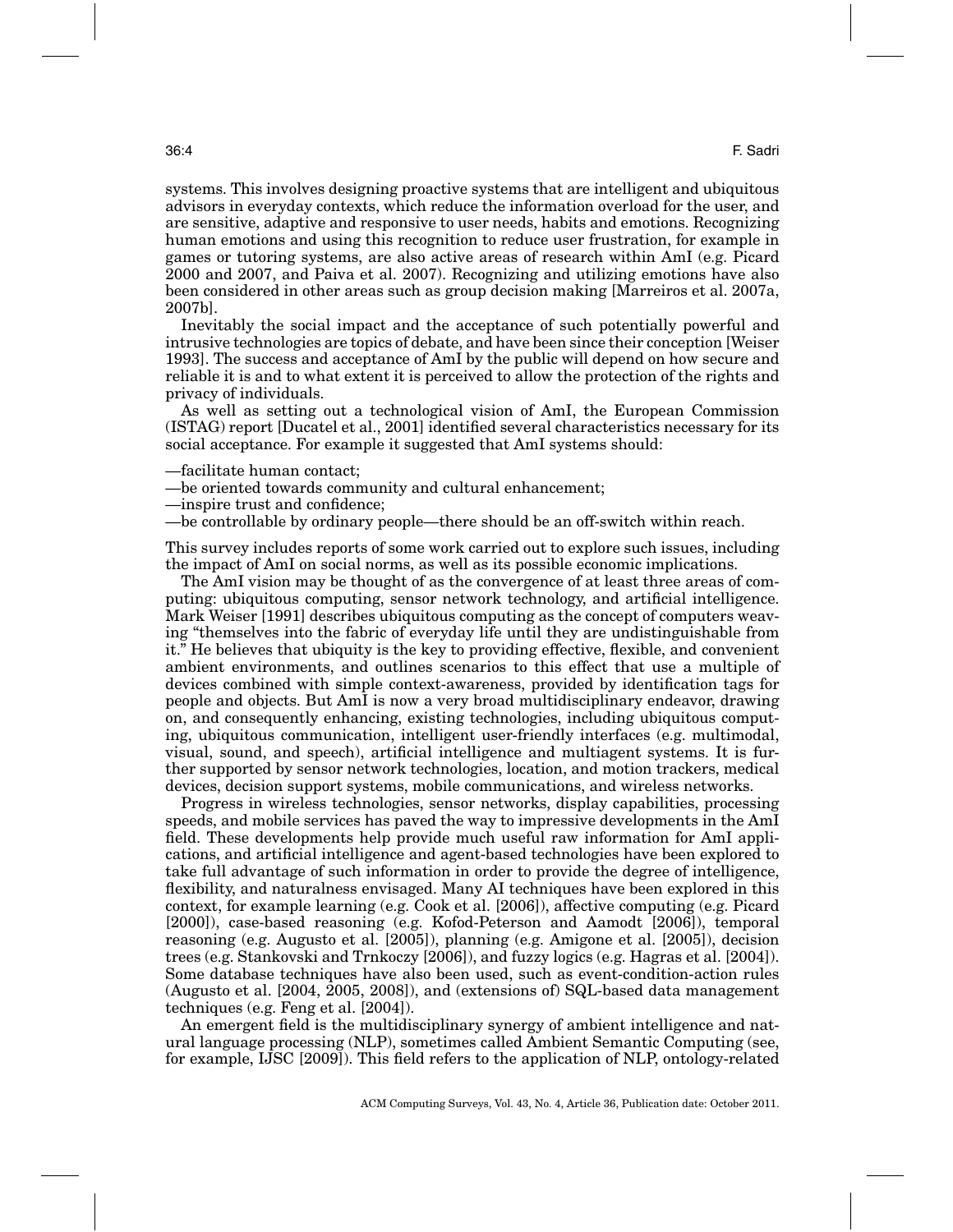systems. This involves designing proactive systems that are intelligent and ubiquitous advisors in everyday contexts, which reduce the information overload for the user, and are sensitive, adaptive and responsive to user needs, habits and emotions. Recognizing human emotions and using this recognition to reduce user frustration, for example in games or tutoring systems, are also active areas of research within AmI (e.g. Picard 2000 and 2007, and Paiva et al. 2007). Recognizing and utilizing emotions have also been considered in other areas such as group decision making [Marreiros et al. 2007a, 2007b].

Inevitably the social impact and the acceptance of such potentially powerful and intrusive technologies are topics of debate, and have been since their conception [Weiser 1993]. The success and acceptance of AmI by the public will depend on how secure and reliable it is and to what extent it is perceived to allow the protection of the rights and privacy of individuals.

As well as setting out a technological vision of AmI, the European Commission (ISTAG) report [Ducatel et al., 2001] identified several characteristics necessary for its social acceptance. For example it suggested that AmI systems should:

—facilitate human contact;
—be oriented towards community and cultural enhancement;
—inspire trust and confidence;
—be controllable by ordinary people—there should be an off-switch within reach.

This survey includes reports of some work carried out to explore such issues, including the impact of AmI on social norms, as well as its possible economic implications.

The AmI vision may be thought of as the convergence of at least three areas of computing: ubiquitous computing, sensor network technology, and artificial intelligence. Mark Weiser [1991] describes ubiquitous computing as the concept of computers weaving "themselves into the fabric of everyday life until they are undistinguishable from it." He believes that ubiquity is the key to providing effective, flexible, and convenient ambient environments, and outlines scenarios to this effect that use a multiple of devices combined with simple context-awareness, provided by identification tags for people and objects. But AmI is now a very broad multidisciplinary endeavor, drawing on, and consequently enhancing, existing technologies, including ubiquitous computing, ubiquitous communication, intelligent user-friendly interfaces (e.g. multimodal, visual, sound, and speech), artificial intelligence and multiagent systems. It is further supported by sensor network technologies, location, and motion trackers, medical devices, decision support systems, mobile communications, and wireless networks.

Progress in wireless technologies, sensor networks, display capabilities, processing speeds, and mobile services has paved the way to impressive developments in the AmI field. These developments help provide much useful raw information for AmI applications, and artificial intelligence and agent-based technologies have been explored to take full advantage of such information in order to provide the degree of intelligence, flexibility, and naturalness envisaged. Many AI techniques have been explored in this context, for example learning (e.g. Cook et al. [2006]), affective computing (e.g. Picard [2000]), case-based reasoning (e.g. Kofod-Peterson and Aamodt [2006]), temporal reasoning (e.g. Augusto et al. [2005]), planning (e.g. Amigone et al. [2005]), decision trees (e.g. Stankovski and Trnkoczy [2006]), and fuzzy logics (e.g. Hagras et al. [2004]). Some database techniques have also been used, such as event-condition-action rules (Augusto et al. [2004, 2005, 2008]), and (extensions of) SQL-based data management techniques (e.g. Feng et al. [2004]).

An emergent field is the multidisciplinary synergy of ambient intelligence and natural language processing (NLP), sometimes called Ambient Semantic Computing (see, for example, IJSC [2009]). This field refers to the application of NLP, ontology-related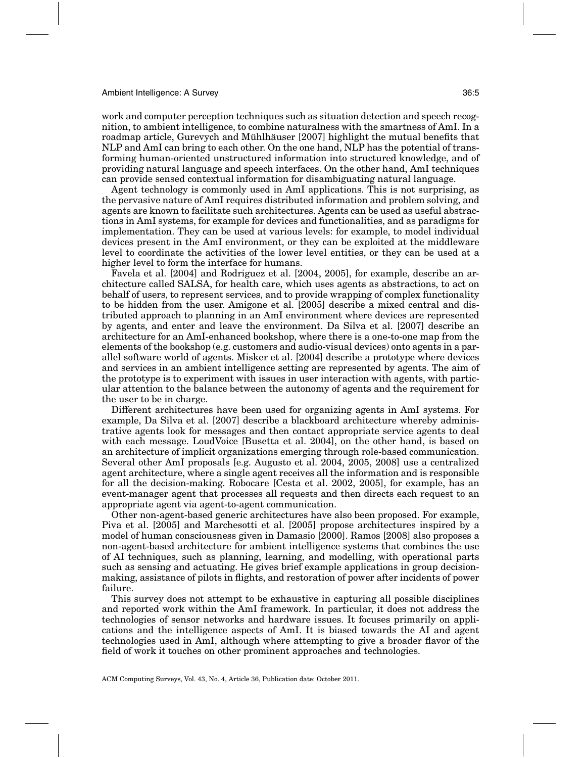work and computer perception techniques such as situation detection and speech recognition, to ambient intelligence, to combine naturalness with the smartness of AmI. In a roadmap article, Gurevych and Mühlhäuser [2007] highlight the mutual benefits that NLP and AmI can bring to each other. On the one hand, NLP has the potential of transforming human-oriented unstructured information into structured knowledge, and of providing natural language and speech interfaces. On the other hand, AmI techniques can provide sensed contextual information for disambiguating natural language.

Agent technology is commonly used in AmI applications. This is not surprising, as the pervasive nature of AmI requires distributed information and problem solving, and agents are known to facilitate such architectures. Agents can be used as useful abstractions in AmI systems, for example for devices and functionalities, and as paradigms for implementation. They can be used at various levels: for example, to model individual devices present in the AmI environment, or they can be exploited at the middleware level to coordinate the activities of the lower level entities, or they can be used at a higher level to form the interface for humans.

Favela et al. [2004] and Rodriguez et al. [2004, 2005], for example, describe an architecture called SALSA, for health care, which uses agents as abstractions, to act on behalf of users, to represent services, and to provide wrapping of complex functionality to be hidden from the user. Amigone et al. [2005] describe a mixed central and distributed approach to planning in an AmI environment where devices are represented by agents, and enter and leave the environment. Da Silva et al. [2007] describe an architecture for an AmI-enhanced bookshop, where there is a one-to-one map from the elements of the bookshop (e.g. customers and audio-visual devices) onto agents in a parallel software world of agents. Misker et al. [2004] describe a prototype where devices and services in an ambient intelligence setting are represented by agents. The aim of the prototype is to experiment with issues in user interaction with agents, with particular attention to the balance between the autonomy of agents and the requirement for the user to be in charge.

Different architectures have been used for organizing agents in AmI systems. For example, Da Silva et al. [2007] describe a blackboard architecture whereby administrative agents look for messages and then contact appropriate service agents to deal with each message. LoudVoice [Busetta et al. 2004], on the other hand, is based on an architecture of implicit organizations emerging through role-based communication. Several other AmI proposals [e.g. Augusto et al. 2004, 2005, 2008] use a centralized agent architecture, where a single agent receives all the information and is responsible for all the decision-making. Robocare [Cesta et al. 2002, 2005], for example, has an event-manager agent that processes all requests and then directs each request to an appropriate agent via agent-to-agent communication.

Other non-agent-based generic architectures have also been proposed. For example, Piva et al. [2005] and Marchesotti et al. [2005] propose architectures inspired by a model of human consciousness given in Damasio [2000]. Ramos [2008] also proposes a non-agent-based architecture for ambient intelligence systems that combines the use of AI techniques, such as planning, learning, and modelling, with operational parts such as sensing and actuating. He gives brief example applications in group decision-making, assistance of pilots in flights, and restoration of power after incidents of power failure.

This survey does not attempt to be exhaustive in capturing all possible disciplines and reported work within the AmI framework. In particular, it does not address the technologies of sensor networks and hardware issues. It focuses primarily on applications and the intelligence aspects of AmI. It is biased towards the AI and agent technologies used in AmI, although where attempting to give a broader flavor of the field of work it touches on other prominent approaches and technologies.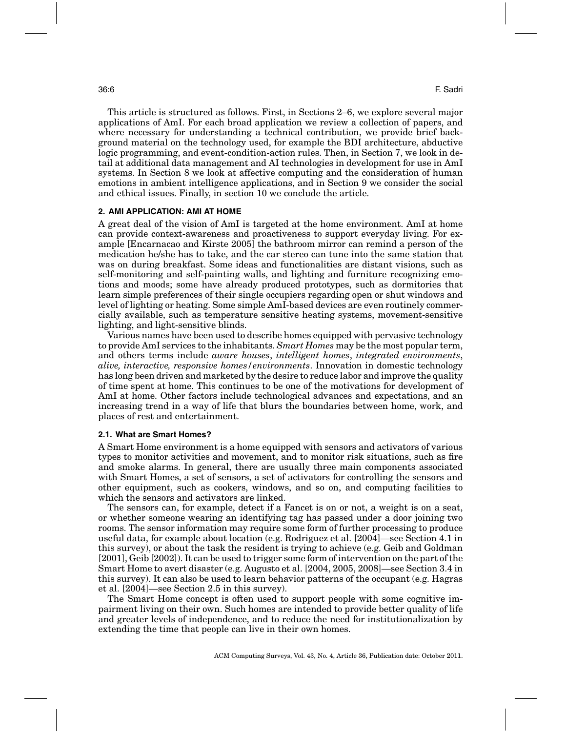This article is structured as follows. First, in Sections 2–6, we explore several major applications of AmI. For each broad application we review a collection of papers, and where necessary for understanding a technical contribution, we provide brief background material on the technology used, for example the BDI architecture, abductive logic programming, and event-condition-action rules. Then, in Section 7, we look in detail at additional data management and AI technologies in development for use in AmI systems. In Section 8 we look at affective computing and the consideration of human emotions in ambient intelligence applications, and in Section 9 we consider the social and ethical issues. Finally, in section 10 we conclude the article.

## 2. AMI APPLICATION: AMI AT HOME

A great deal of the vision of AmI is targeted at the home environment. AmI at home can provide context-awareness and proactiveness to support everyday living. For example [Encarnacao and Kirste 2005] the bathroom mirror can remind a person of the medication he/she has to take, and the car stereo can tune into the same station that was on during breakfast. Some ideas and functionalities are distant visions, such as self-monitoring and self-painting walls, and lighting and furniture recognizing emotions and moods; some have already produced prototypes, such as dormitories that learn simple preferences of their single occupiers regarding open or shut windows and level of lighting or heating. Some simple AmI-based devices are even routinely commercially available, such as temperature sensitive heating systems, movement-sensitive lighting, and light-sensitive blinds.

Various names have been used to describe homes equipped with pervasive technology to provide AmI services to the inhabitants. *Smart Homes* may be the most popular term, and others terms include *aware houses*, *intelligent homes*, *integrated environments*, *alive, interactive, responsive homes/environments*. Innovation in domestic technology has long been driven and marketed by the desire to reduce labor and improve the quality of time spent at home. This continues to be one of the motivations for development of AmI at home. Other factors include technological advances and expectations, and an increasing trend in a way of life that blurs the boundaries between home, work, and places of rest and entertainment.

### 2.1. What are Smart Homes?

A Smart Home environment is a home equipped with sensors and activators of various types to monitor activities and movement, and to monitor risk situations, such as fire and smoke alarms. In general, there are usually three main components associated with Smart Homes, a set of sensors, a set of activators for controlling the sensors and other equipment, such as cookers, windows, and so on, and computing facilities to which the sensors and activators are linked.

The sensors can, for example, detect if a Fancet is on or not, a weight is on a seat, or whether someone wearing an identifying tag has passed under a door joining two rooms. The sensor information may require some form of further processing to produce useful data, for example about location (e.g. Rodriguez et al. [2004]—see Section 4.1 in this survey), or about the task the resident is trying to achieve (e.g. Geib and Goldman [2001], Geib [2002]). It can be used to trigger some form of intervention on the part of the Smart Home to avert disaster (e.g. Augusto et al. [2004, 2005, 2008]—see Section 3.4 in this survey). It can also be used to learn behavior patterns of the occupant (e.g. Hagras et al. [2004]—see Section 2.5 in this survey).

The Smart Home concept is often used to support people with some cognitive impairment living on their own. Such homes are intended to provide better quality of life and greater levels of independence, and to reduce the need for institutionalization by extending the time that people can live in their own homes.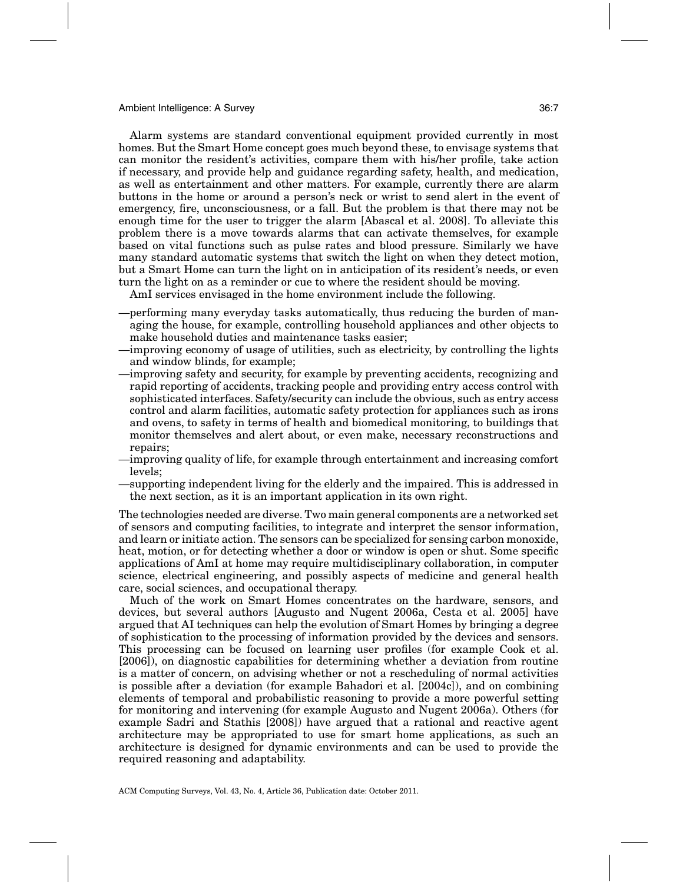Alarm systems are standard conventional equipment provided currently in most homes. But the Smart Home concept goes much beyond these, to envisage systems that can monitor the resident's activities, compare them with his/her profile, take action if necessary, and provide help and guidance regarding safety, health, and medication, as well as entertainment and other matters. For example, currently there are alarm buttons in the home or around a person's neck or wrist to send alert in the event of emergency, fire, unconsciousness, or a fall. But the problem is that there may not be enough time for the user to trigger the alarm [Abascal et al. 2008]. To alleviate this problem there is a move towards alarms that can activate themselves, for example based on vital functions such as pulse rates and blood pressure. Similarly we have many standard automatic systems that switch the light on when they detect motion, but a Smart Home can turn the light on in anticipation of its resident's needs, or even turn the light on as a reminder or cue to where the resident should be moving.

AmI services envisaged in the home environment include the following.

—performing many everyday tasks automatically, thus reducing the burden of managing the house, for example, controlling household appliances and other objects to make household duties and maintenance tasks easier;

—improving economy of usage of utilities, such as electricity, by controlling the lights and window blinds, for example;

—improving safety and security, for example by preventing accidents, recognizing and rapid reporting of accidents, tracking people and providing entry access control with sophisticated interfaces. Safety/security can include the obvious, such as entry access control and alarm facilities, automatic safety protection for appliances such as irons and ovens, to safety in terms of health and biomedical monitoring, to buildings that monitor themselves and alert about, or even make, necessary reconstructions and repairs;

—improving quality of life, for example through entertainment and increasing comfort levels;

—supporting independent living for the elderly and the impaired. This is addressed in the next section, as it is an important application in its own right.

The technologies needed are diverse. Two main general components are a networked set of sensors and computing facilities, to integrate and interpret the sensor information, and learn or initiate action. The sensors can be specialized for sensing carbon monoxide, heat, motion, or for detecting whether a door or window is open or shut. Some specific applications of AmI at home may require multidisciplinary collaboration, in computer science, electrical engineering, and possibly aspects of medicine and general health care, social sciences, and occupational therapy.

Much of the work on Smart Homes concentrates on the hardware, sensors, and devices, but several authors [Augusto and Nugent 2006a, Cesta et al. 2005] have argued that AI techniques can help the evolution of Smart Homes by bringing a degree of sophistication to the processing of information provided by the devices and sensors. This processing can be focused on learning user profiles (for example Cook et al. [2006]), on diagnostic capabilities for determining whether a deviation from routine is a matter of concern, on advising whether or not a rescheduling of normal activities is possible after a deviation (for example Bahadori et al. [2004c]), and on combining elements of temporal and probabilistic reasoning to provide a more powerful setting for monitoring and intervening (for example Augusto and Nugent 2006a). Others (for example Sadri and Stathis [2008]) have argued that a rational and reactive agent architecture may be appropriated to use for smart home applications, as such an architecture is designed for dynamic environments and can be used to provide the required reasoning and adaptability.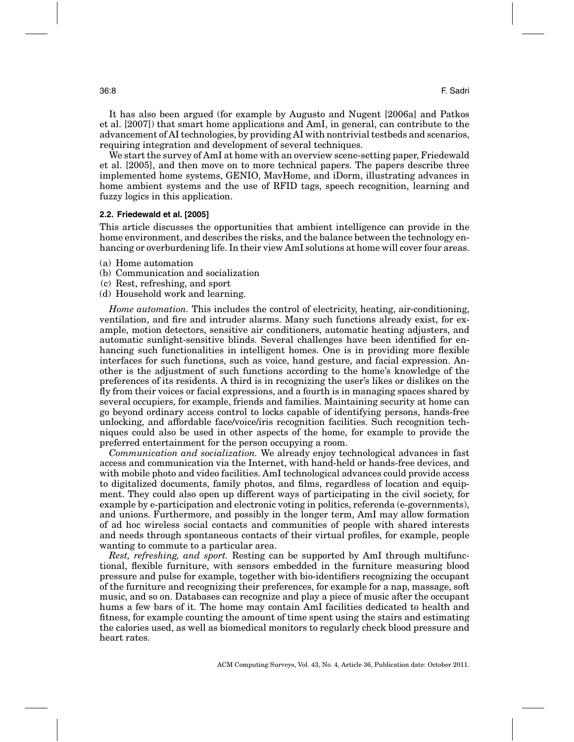It has also been argued (for example by Augusto and Nugent [2006a] and Patkos et al. [2007]) that smart home applications and AmI, in general, can contribute to the advancement of AI technologies, by providing AI with nontrivial testbeds and scenarios, requiring integration and development of several techniques.

We start the survey of AmI at home with an overview scene-setting paper, Friedewald et al. [2005], and then move on to more technical papers. The papers describe three implemented home systems, GENIO, MavHome, and iDorm, illustrating advances in home ambient systems and the use of RFID tags, speech recognition, learning and fuzzy logics in this application.

### 2.2. Friedewald et al. [2005]

This article discusses the opportunities that ambient intelligence can provide in the home environment, and describes the risks, and the balance between the technology enhancing or overburdening life. In their view AmI solutions at home will cover four areas.

(a) Home automation
(b) Communication and socialization
(c) Rest, refreshing, and sport
(d) Household work and learning.

*Home automation.* This includes the control of electricity, heating, air-conditioning, ventilation, and fire and intruder alarms. Many such functions already exist, for example, motion detectors, sensitive air conditioners, automatic heating adjusters, and automatic sunlight-sensitive blinds. Several challenges have been identified for enhancing such functionalities in intelligent homes. One is in providing more flexible interfaces for such functions, such as voice, hand gesture, and facial expression. Another is the adjustment of such functions according to the home's knowledge of the preferences of its residents. A third is in recognizing the user's likes or dislikes on the fly from their voices or facial expressions, and a fourth is in managing spaces shared by several occupiers, for example, friends and families. Maintaining security at home can go beyond ordinary access control to locks capable of identifying persons, hands-free unlocking, and affordable face/voice/iris recognition facilities. Such recognition techniques could also be used in other aspects of the home, for example to provide the preferred entertainment for the person occupying a room.

*Communication and socialization.* We already enjoy technological advances in fast access and communication via the Internet, with hand-held or hands-free devices, and with mobile photo and video facilities. AmI technological advances could provide access to digitalized documents, family photos, and films, regardless of location and equipment. They could also open up different ways of participating in the civil society, for example by e-participation and electronic voting in politics, referenda (e-governments), and unions. Furthermore, and possibly in the longer term, AmI may allow formation of ad hoc wireless social contacts and communities of people with shared interests and needs through spontaneous contacts of their virtual profiles, for example, people wanting to commute to a particular area.

*Rest, refreshing, and sport.* Resting can be supported by AmI through multifunctional, flexible furniture, with sensors embedded in the furniture measuring blood pressure and pulse for example, together with bio-identifiers recognizing the occupant of the furniture and recognizing their preferences, for example for a nap, massage, soft music, and so on. Databases can recognize and play a piece of music after the occupant hums a few bars of it. The home may contain AmI facilities dedicated to health and fitness, for example counting the amount of time spent using the stairs and estimating the calories used, as well as biomedical monitors to regularly check blood pressure and heart rates.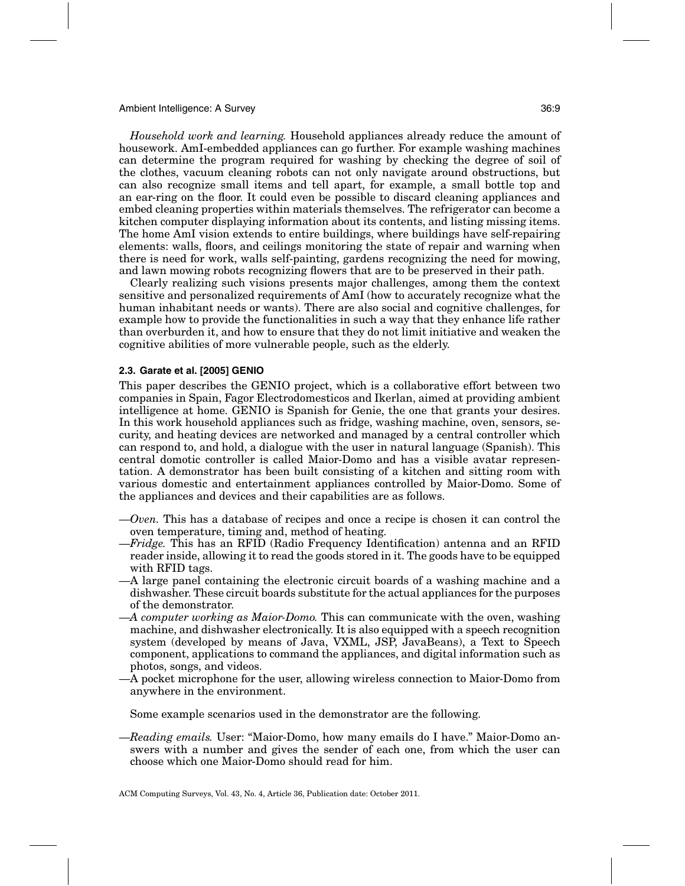*Household work and learning.* Household appliances already reduce the amount of housework. AmI-embedded appliances can go further. For example washing machines can determine the program required for washing by checking the degree of soil of the clothes, vacuum cleaning robots can not only navigate around obstructions, but can also recognize small items and tell apart, for example, a small bottle top and an ear-ring on the floor. It could even be possible to discard cleaning appliances and embed cleaning properties within materials themselves. The refrigerator can become a kitchen computer displaying information about its contents, and listing missing items. The home AmI vision extends to entire buildings, where buildings have self-repairing elements: walls, floors, and ceilings monitoring the state of repair and warning when there is need for work, walls self-painting, gardens recognizing the need for mowing, and lawn mowing robots recognizing flowers that are to be preserved in their path.

Clearly realizing such visions presents major challenges, among them the context sensitive and personalized requirements of AmI (how to accurately recognize what the human inhabitant needs or wants). There are also social and cognitive challenges, for example how to provide the functionalities in such a way that they enhance life rather than overburden it, and how to ensure that they do not limit initiative and weaken the cognitive abilities of more vulnerable people, such as the elderly.

### 2.3. Garate et al. [2005] GENIO

This paper describes the GENIO project, which is a collaborative effort between two companies in Spain, Fagor Electrodomesticos and Ikerlan, aimed at providing ambient intelligence at home. GENIO is Spanish for Genie, the one that grants your desires. In this work household appliances such as fridge, washing machine, oven, sensors, security, and heating devices are networked and managed by a central controller which can respond to, and hold, a dialogue with the user in natural language (Spanish). This central domotic controller is called Maior-Domo and has a visible avatar representation. A demonstrator has been built consisting of a kitchen and sitting room with various domestic and entertainment appliances controlled by Maior-Domo. Some of the appliances and devices and their capabilities are as follows.

—*Oven.* This has a database of recipes and once a recipe is chosen it can control the oven temperature, timing and, method of heating.
—*Fridge.* This has an RFID (Radio Frequency Identification) antenna and an RFID reader inside, allowing it to read the goods stored in it. The goods have to be equipped with RFID tags.
—A large panel containing the electronic circuit boards of a washing machine and a dishwasher. These circuit boards substitute for the actual appliances for the purposes of the demonstrator.
—*A computer working as Maior-Domo.* This can communicate with the oven, washing machine, and dishwasher electronically. It is also equipped with a speech recognition system (developed by means of Java, VXML, JSP, JavaBeans), a Text to Speech component, applications to command the appliances, and digital information such as photos, songs, and videos.
—A pocket microphone for the user, allowing wireless connection to Maior-Domo from anywhere in the environment.

Some example scenarios used in the demonstrator are the following.

—*Reading emails.* User: "Maior-Domo, how many emails do I have." Maior-Domo answers with a number and gives the sender of each one, from which the user can choose which one Maior-Domo should read for him.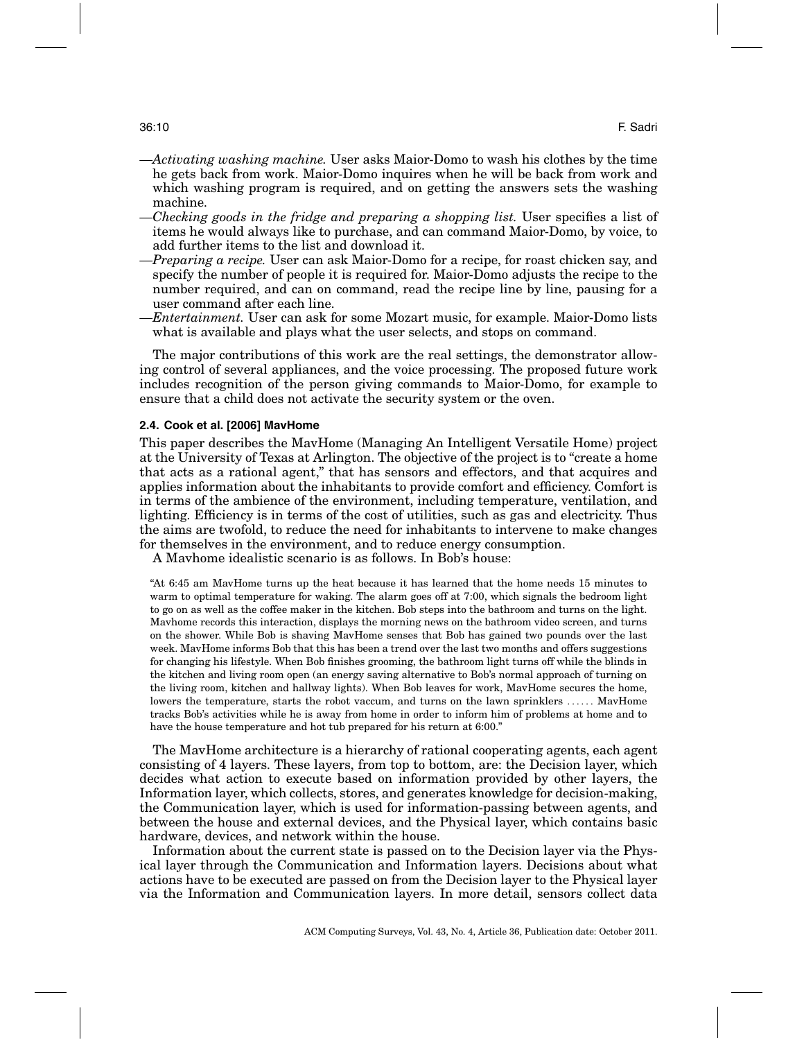—*Activating washing machine.* User asks Maior-Domo to wash his clothes by the time he gets back from work. Maior-Domo inquires when he will be back from work and which washing program is required, and on getting the answers sets the washing machine.

—*Checking goods in the fridge and preparing a shopping list.* User specifies a list of items he would always like to purchase, and can command Maior-Domo, by voice, to add further items to the list and download it.

—*Preparing a recipe.* User can ask Maior-Domo for a recipe, for roast chicken say, and specify the number of people it is required for. Maior-Domo adjusts the recipe to the number required, and can on command, read the recipe line by line, pausing for a user command after each line.

—*Entertainment.* User can ask for some Mozart music, for example. Maior-Domo lists what is available and plays what the user selects, and stops on command.

The major contributions of this work are the real settings, the demonstrator allowing control of several appliances, and the voice processing. The proposed future work includes recognition of the person giving commands to Maior-Domo, for example to ensure that a child does not activate the security system or the oven.

### 2.4. Cook et al. [2006] MavHome

This paper describes the MavHome (Managing An Intelligent Versatile Home) project at the University of Texas at Arlington. The objective of the project is to "create a home that acts as a rational agent," that has sensors and effectors, and that acquires and applies information about the inhabitants to provide comfort and efficiency. Comfort is in terms of the ambience of the environment, including temperature, ventilation, and lighting. Efficiency is in terms of the cost of utilities, such as gas and electricity. Thus the aims are twofold, to reduce the need for inhabitants to intervene to make changes for themselves in the environment, and to reduce energy consumption.

A Mavhome idealistic scenario is as follows. In Bob's house:

> "At 6:45 am MavHome turns up the heat because it has learned that the home needs 15 minutes to warm to optimal temperature for waking. The alarm goes off at 7:00, which signals the bedroom light to go on as well as the coffee maker in the kitchen. Bob steps into the bathroom and turns on the light. Mavhome records this interaction, displays the morning news on the bathroom video screen, and turns on the shower. While Bob is shaving MavHome senses that Bob has gained two pounds over the last week. MavHome informs Bob that this has been a trend over the last two months and offers suggestions for changing his lifestyle. When Bob finishes grooming, the bathroom light turns off while the blinds in the kitchen and living room open (an energy saving alternative to Bob's normal approach of turning on the living room, kitchen and hallway lights). When Bob leaves for work, MavHome secures the home, lowers the temperature, starts the robot vaccum, and turns on the lawn sprinklers . . . . . . MavHome tracks Bob's activities while he is away from home in order to inform him of problems at home and to have the house temperature and hot tub prepared for his return at 6:00."

The MavHome architecture is a hierarchy of rational cooperating agents, each agent consisting of 4 layers. These layers, from top to bottom, are: the Decision layer, which decides what action to execute based on information provided by other layers, the Information layer, which collects, stores, and generates knowledge for decision-making, the Communication layer, which is used for information-passing between agents, and between the house and external devices, and the Physical layer, which contains basic hardware, devices, and network within the house.

Information about the current state is passed on to the Decision layer via the Physical layer through the Communication and Information layers. Decisions about what actions have to be executed are passed on from the Decision layer to the Physical layer via the Information and Communication layers. In more detail, sensors collect data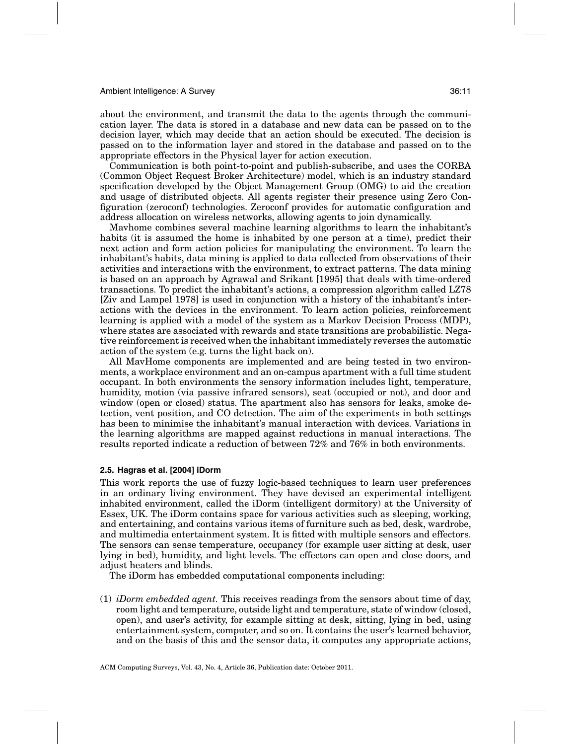about the environment, and transmit the data to the agents through the communication layer. The data is stored in a database and new data can be passed on to the decision layer, which may decide that an action should be executed. The decision is passed on to the information layer and stored in the database and passed on to the appropriate effectors in the Physical layer for action execution.

Communication is both point-to-point and publish-subscribe, and uses the CORBA (Common Object Request Broker Architecture) model, which is an industry standard specification developed by the Object Management Group (OMG) to aid the creation and usage of distributed objects. All agents register their presence using Zero Configuration (zeroconf) technologies. Zeroconf provides for automatic configuration and address allocation on wireless networks, allowing agents to join dynamically.

Mavhome combines several machine learning algorithms to learn the inhabitant's habits (it is assumed the home is inhabited by one person at a time), predict their next action and form action policies for manipulating the environment. To learn the inhabitant's habits, data mining is applied to data collected from observations of their activities and interactions with the environment, to extract patterns. The data mining is based on an approach by Agrawal and Srikant [1995] that deals with time-ordered transactions. To predict the inhabitant's actions, a compression algorithm called LZ78 [Ziv and Lampel 1978] is used in conjunction with a history of the inhabitant's interactions with the devices in the environment. To learn action policies, reinforcement learning is applied with a model of the system as a Markov Decision Process (MDP), where states are associated with rewards and state transitions are probabilistic. Negative reinforcement is received when the inhabitant immediately reverses the automatic action of the system (e.g. turns the light back on).

All MavHome components are implemented and are being tested in two environments, a workplace environment and an on-campus apartment with a full time student occupant. In both environments the sensory information includes light, temperature, humidity, motion (via passive infrared sensors), seat (occupied or not), and door and window (open or closed) status. The apartment also has sensors for leaks, smoke detection, vent position, and CO detection. The aim of the experiments in both settings has been to minimise the inhabitant's manual interaction with devices. Variations in the learning algorithms are mapped against reductions in manual interactions. The results reported indicate a reduction of between 72% and 76% in both environments.

### 2.5. Hagras et al. [2004] iDorm

This work reports the use of fuzzy logic-based techniques to learn user preferences in an ordinary living environment. They have devised an experimental intelligent inhabited environment, called the iDorm (intelligent dormitory) at the University of Essex, UK. The iDorm contains space for various activities such as sleeping, working, and entertaining, and contains various items of furniture such as bed, desk, wardrobe, and multimedia entertainment system. It is fitted with multiple sensors and effectors. The sensors can sense temperature, occupancy (for example user sitting at desk, user lying in bed), humidity, and light levels. The effectors can open and close doors, and adjust heaters and blinds.

The iDorm has embedded computational components including:

(1) *iDorm embedded agent.* This receives readings from the sensors about time of day, room light and temperature, outside light and temperature, state of window (closed, open), and user's activity, for example sitting at desk, sitting, lying in bed, using entertainment system, computer, and so on. It contains the user's learned behavior, and on the basis of this and the sensor data, it computes any appropriate actions,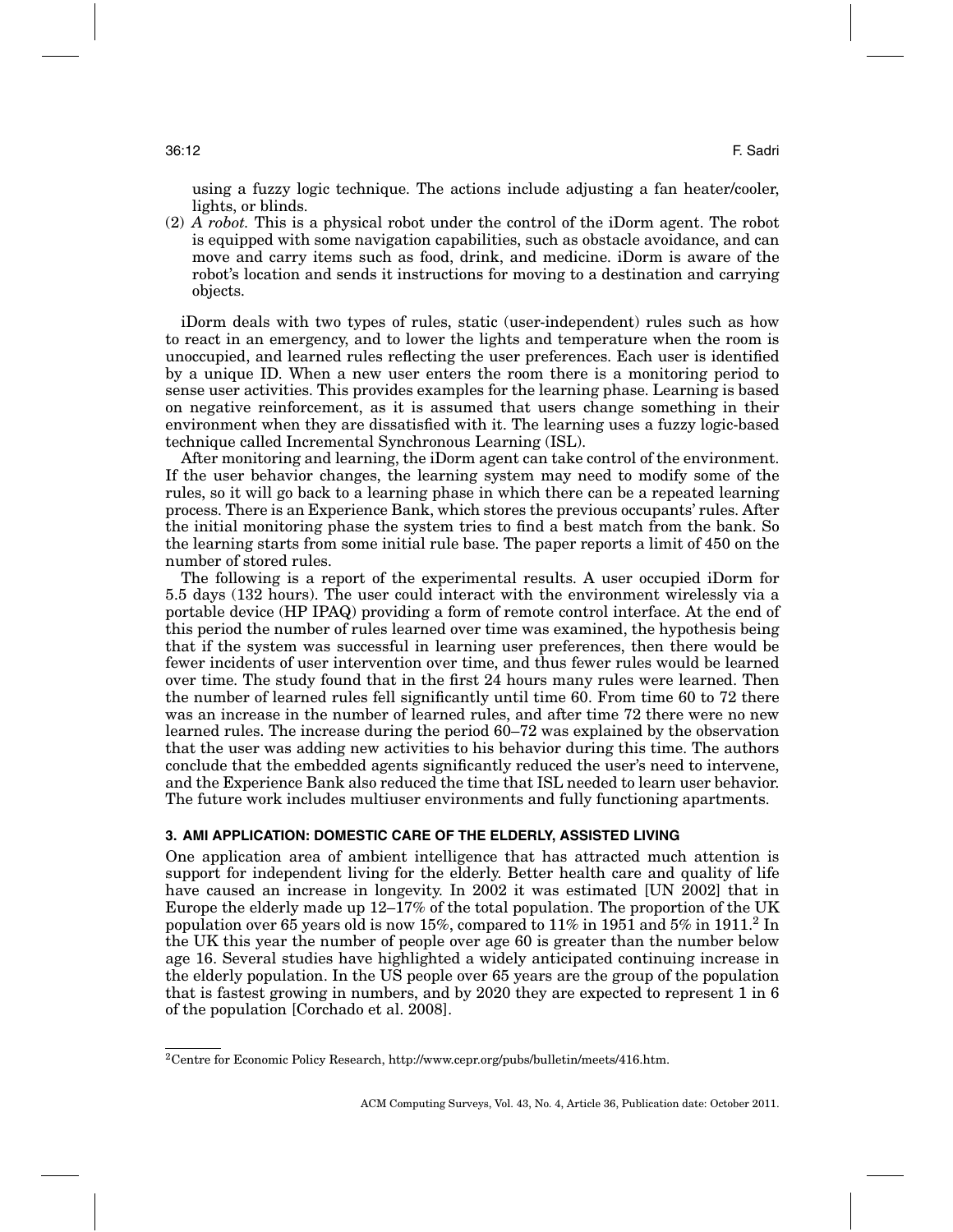using a fuzzy logic technique. The actions include adjusting a fan heater/cooler, lights, or blinds.

(2) *A robot.* This is a physical robot under the control of the iDorm agent. The robot is equipped with some navigation capabilities, such as obstacle avoidance, and can move and carry items such as food, drink, and medicine. iDorm is aware of the robot's location and sends it instructions for moving to a destination and carrying objects.

iDorm deals with two types of rules, static (user-independent) rules such as how to react in an emergency, and to lower the lights and temperature when the room is unoccupied, and learned rules reflecting the user preferences. Each user is identified by a unique ID. When a new user enters the room there is a monitoring period to sense user activities. This provides examples for the learning phase. Learning is based on negative reinforcement, as it is assumed that users change something in their environment when they are dissatisfied with it. The learning uses a fuzzy logic-based technique called Incremental Synchronous Learning (ISL).

After monitoring and learning, the iDorm agent can take control of the environment. If the user behavior changes, the learning system may need to modify some of the rules, so it will go back to a learning phase in which there can be a repeated learning process. There is an Experience Bank, which stores the previous occupants' rules. After the initial monitoring phase the system tries to find a best match from the bank. So the learning starts from some initial rule base. The paper reports a limit of 450 on the number of stored rules.

The following is a report of the experimental results. A user occupied iDorm for 5.5 days (132 hours). The user could interact with the environment wirelessly via a portable device (HP IPAQ) providing a form of remote control interface. At the end of this period the number of rules learned over time was examined, the hypothesis being that if the system was successful in learning user preferences, then there would be fewer incidents of user intervention over time, and thus fewer rules would be learned over time. The study found that in the first 24 hours many rules were learned. Then the number of learned rules fell significantly until time 60. From time 60 to 72 there was an increase in the number of learned rules, and after time 72 there were no new learned rules. The increase during the period 60–72 was explained by the observation that the user was adding new activities to his behavior during this time. The authors conclude that the embedded agents significantly reduced the user's need to intervene, and the Experience Bank also reduced the time that ISL needed to learn user behavior. The future work includes multiuser environments and fully functioning apartments.

## 3. AMI APPLICATION: DOMESTIC CARE OF THE ELDERLY, ASSISTED LIVING

One application area of ambient intelligence that has attracted much attention is support for independent living for the elderly. Better health care and quality of life have caused an increase in longevity. In 2002 it was estimated [UN 2002] that in Europe the elderly made up 12–17% of the total population. The proportion of the UK population over 65 years old is now 15%, compared to 11% in 1951 and 5% in 1911.[2] In the UK this year the number of people over age 60 is greater than the number below age 16. Several studies have highlighted a widely anticipated continuing increase in the elderly population. In the US people over 65 years are the group of the population that is fastest growing in numbers, and by 2020 they are expected to represent 1 in 6 of the population [Corchado et al. 2008].

[2] Centre for Economic Policy Research, http://www.cepr.org/pubs/bulletin/meets/416.htm.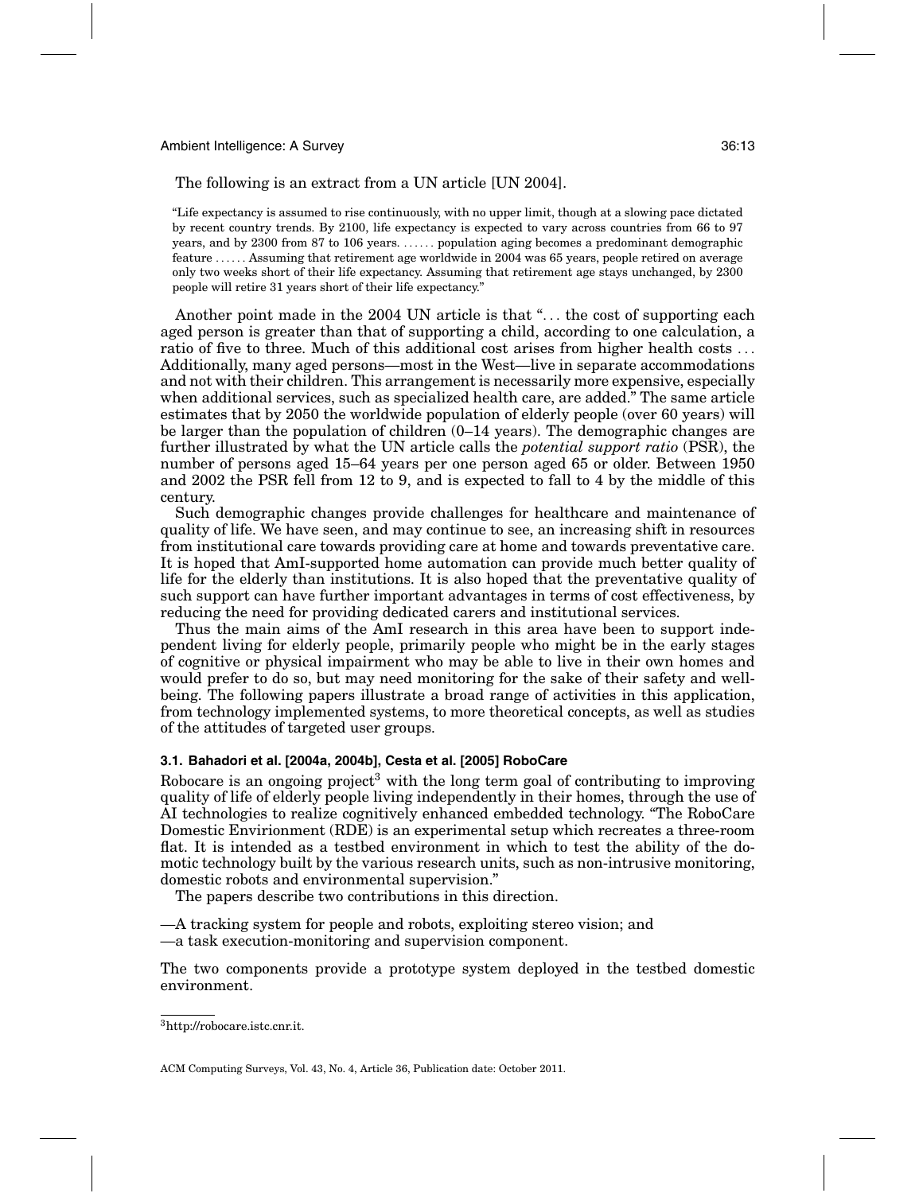The following is an extract from a UN article [UN 2004].

> "Life expectancy is assumed to rise continuously, with no upper limit, though at a slowing pace dictated by recent country trends. By 2100, life expectancy is expected to vary across countries from 66 to 97 years, and by 2300 from 87 to 106 years. . . . . . . population aging becomes a predominant demographic feature . . . . . . Assuming that retirement age worldwide in 2004 was 65 years, people retired on average only two weeks short of their life expectancy. Assuming that retirement age stays unchanged, by 2300 people will retire 31 years short of their life expectancy."

Another point made in the 2004 UN article is that ". . . the cost of supporting each aged person is greater than that of supporting a child, according to one calculation, a ratio of five to three. Much of this additional cost arises from higher health costs . . . Additionally, many aged persons—most in the West—live in separate accommodations and not with their children. This arrangement is necessarily more expensive, especially when additional services, such as specialized health care, are added." The same article estimates that by 2050 the worldwide population of elderly people (over 60 years) will be larger than the population of children (0–14 years). The demographic changes are further illustrated by what the UN article calls the *potential support ratio* (PSR), the number of persons aged 15–64 years per one person aged 65 or older. Between 1950 and 2002 the PSR fell from 12 to 9, and is expected to fall to 4 by the middle of this century.

Such demographic changes provide challenges for healthcare and maintenance of quality of life. We have seen, and may continue to see, an increasing shift in resources from institutional care towards providing care at home and towards preventative care. It is hoped that AmI-supported home automation can provide much better quality of life for the elderly than institutions. It is also hoped that the preventative quality of such support can have further important advantages in terms of cost effectiveness, by reducing the need for providing dedicated carers and institutional services.

Thus the main aims of the AmI research in this area have been to support independent living for elderly people, primarily people who might be in the early stages of cognitive or physical impairment who may be able to live in their own homes and would prefer to do so, but may need monitoring for the sake of their safety and well-being. The following papers illustrate a broad range of activities in this application, from technology implemented systems, to more theoretical concepts, as well as studies of the attitudes of targeted user groups.

### 3.1. Bahadori et al. [2004a, 2004b], Cesta et al. [2005] RoboCare

Robocare is an ongoing project[3] with the long term goal of contributing to improving quality of life of elderly people living independently in their homes, through the use of AI technologies to realize cognitively enhanced embedded technology. "The RoboCare Domestic Envirionment (RDE) is an experimental setup which recreates a three-room flat. It is intended as a testbed environment in which to test the ability of the domotic technology built by the various research units, such as non-intrusive monitoring, domestic robots and environmental supervision."

The papers describe two contributions in this direction.

—A tracking system for people and robots, exploiting stereo vision; and
—a task execution-monitoring and supervision component.

The two components provide a prototype system deployed in the testbed domestic environment.

[3] http://robocare.istc.cnr.it.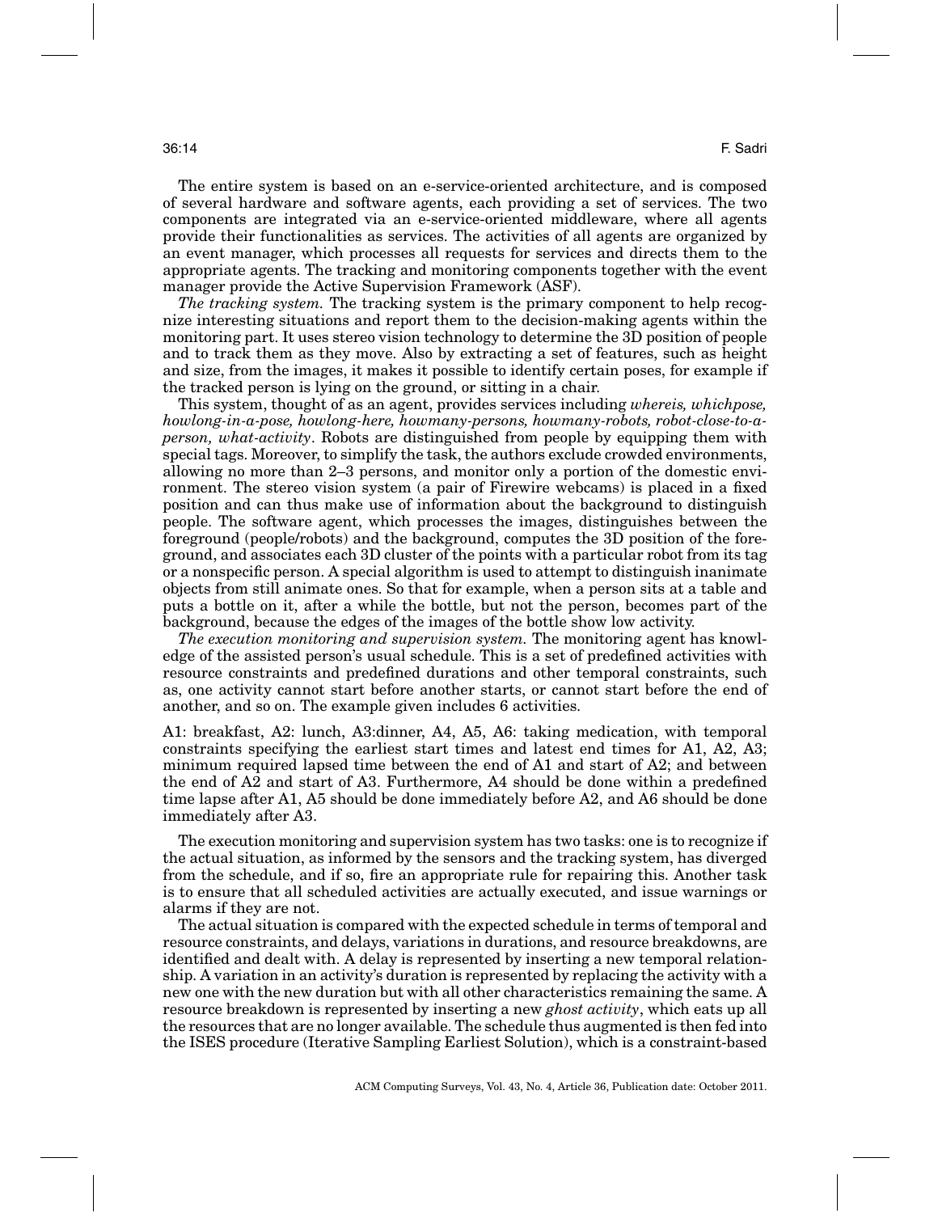The entire system is based on an e-service-oriented architecture, and is composed of several hardware and software agents, each providing a set of services. The two components are integrated via an e-service-oriented middleware, where all agents provide their functionalities as services. The activities of all agents are organized by an event manager, which processes all requests for services and directs them to the appropriate agents. The tracking and monitoring components together with the event manager provide the Active Supervision Framework (ASF).

*The tracking system.* The tracking system is the primary component to help recognize interesting situations and report them to the decision-making agents within the monitoring part. It uses stereo vision technology to determine the 3D position of people and to track them as they move. Also by extracting a set of features, such as height and size, from the images, it makes it possible to identify certain poses, for example if the tracked person is lying on the ground, or sitting in a chair.

This system, thought of as an agent, provides services including *whereis, whichpose, howlong-in-a-pose, howlong-here, howmany-persons, howmany-robots, robot-close-to-a-person, what-activity*. Robots are distinguished from people by equipping them with special tags. Moreover, to simplify the task, the authors exclude crowded environments, allowing no more than 2–3 persons, and monitor only a portion of the domestic environment. The stereo vision system (a pair of Firewire webcams) is placed in a fixed position and can thus make use of information about the background to distinguish people. The software agent, which processes the images, distinguishes between the foreground (people/robots) and the background, computes the 3D position of the foreground, and associates each 3D cluster of the points with a particular robot from its tag or a nonspecific person. A special algorithm is used to attempt to distinguish inanimate objects from still animate ones. So that for example, when a person sits at a table and puts a bottle on it, after a while the bottle, but not the person, becomes part of the background, because the edges of the images of the bottle show low activity.

*The execution monitoring and supervision system.* The monitoring agent has knowledge of the assisted person's usual schedule. This is a set of predefined activities with resource constraints and predefined durations and other temporal constraints, such as, one activity cannot start before another starts, or cannot start before the end of another, and so on. The example given includes 6 activities.

A1: breakfast, A2: lunch, A3:dinner, A4, A5, A6: taking medication, with temporal constraints specifying the earliest start times and latest end times for A1, A2, A3; minimum required lapsed time between the end of A1 and start of A2; and between the end of A2 and start of A3. Furthermore, A4 should be done within a predefined time lapse after A1, A5 should be done immediately before A2, and A6 should be done immediately after A3.

The execution monitoring and supervision system has two tasks: one is to recognize if the actual situation, as informed by the sensors and the tracking system, has diverged from the schedule, and if so, fire an appropriate rule for repairing this. Another task is to ensure that all scheduled activities are actually executed, and issue warnings or alarms if they are not.

The actual situation is compared with the expected schedule in terms of temporal and resource constraints, and delays, variations in durations, and resource breakdowns, are identified and dealt with. A delay is represented by inserting a new temporal relationship. A variation in an activity's duration is represented by replacing the activity with a new one with the new duration but with all other characteristics remaining the same. A resource breakdown is represented by inserting a new *ghost activity*, which eats up all the resources that are no longer available. The schedule thus augmented is then fed into the ISES procedure (Iterative Sampling Earliest Solution), which is a constraint-based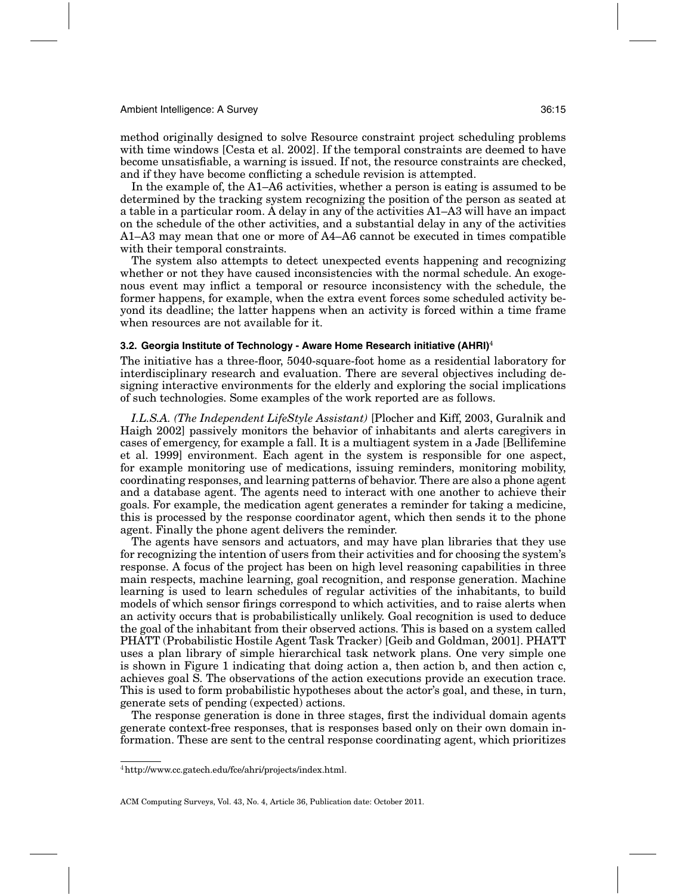method originally designed to solve Resource constraint project scheduling problems with time windows [Cesta et al. 2002]. If the temporal constraints are deemed to have become unsatisfiable, a warning is issued. If not, the resource constraints are checked, and if they have become conflicting a schedule revision is attempted.

In the example of, the A1–A6 activities, whether a person is eating is assumed to be determined by the tracking system recognizing the position of the person as seated at a table in a particular room. A delay in any of the activities A1–A3 will have an impact on the schedule of the other activities, and a substantial delay in any of the activities A1–A3 may mean that one or more of A4–A6 cannot be executed in times compatible with their temporal constraints.

The system also attempts to detect unexpected events happening and recognizing whether or not they have caused inconsistencies with the normal schedule. An exogenous event may inflict a temporal or resource inconsistency with the schedule, the former happens, for example, when the extra event forces some scheduled activity beyond its deadline; the latter happens when an activity is forced within a time frame when resources are not available for it.

### 3.2. Georgia Institute of Technology - Aware Home Research initiative (AHRI)[4]

The initiative has a three-floor, 5040-square-foot home as a residential laboratory for interdisciplinary research and evaluation. There are several objectives including designing interactive environments for the elderly and exploring the social implications of such technologies. Some examples of the work reported are as follows.

*I.L.S.A. (The Independent LifeStyle Assistant)* [Plocher and Kiff, 2003, Guralnik and Haigh 2002] passively monitors the behavior of inhabitants and alerts caregivers in cases of emergency, for example a fall. It is a multiagent system in a Jade [Bellifemine et al. 1999] environment. Each agent in the system is responsible for one aspect, for example monitoring use of medications, issuing reminders, monitoring mobility, coordinating responses, and learning patterns of behavior. There are also a phone agent and a database agent. The agents need to interact with one another to achieve their goals. For example, the medication agent generates a reminder for taking a medicine, this is processed by the response coordinator agent, which then sends it to the phone agent. Finally the phone agent delivers the reminder.

The agents have sensors and actuators, and may have plan libraries that they use for recognizing the intention of users from their activities and for choosing the system's response. A focus of the project has been on high level reasoning capabilities in three main respects, machine learning, goal recognition, and response generation. Machine learning is used to learn schedules of regular activities of the inhabitants, to build models of which sensor firings correspond to which activities, and to raise alerts when an activity occurs that is probabilistically unlikely. Goal recognition is used to deduce the goal of the inhabitant from their observed actions. This is based on a system called PHATT (Probabilistic Hostile Agent Task Tracker) [Geib and Goldman, 2001]. PHATT uses a plan library of simple hierarchical task network plans. One very simple one is shown in Figure 1 indicating that doing action a, then action b, and then action c, achieves goal S. The observations of the action executions provide an execution trace. This is used to form probabilistic hypotheses about the actor's goal, and these, in turn, generate sets of pending (expected) actions.

The response generation is done in three stages, first the individual domain agents generate context-free responses, that is responses based only on their own domain information. These are sent to the central response coordinating agent, which prioritizes

[4] http://www.cc.gatech.edu/fce/ahri/projects/index.html.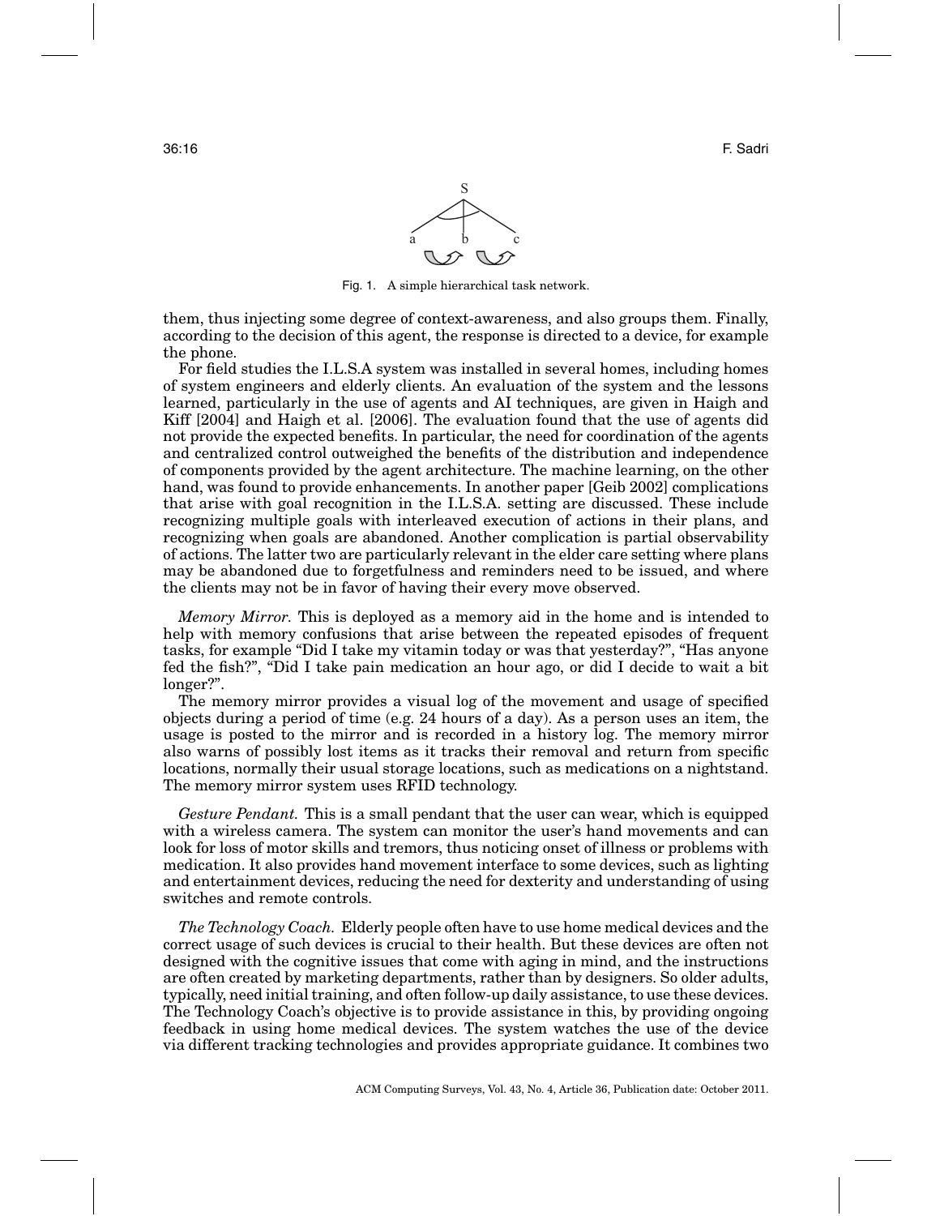Fig. 1. A simple hierarchical task network.

them, thus injecting some degree of context-awareness, and also groups them. Finally, according to the decision of this agent, the response is directed to a device, for example the phone.

For field studies the I.L.S.A system was installed in several homes, including homes of system engineers and elderly clients. An evaluation of the system and the lessons learned, particularly in the use of agents and AI techniques, are given in Haigh and Kiff [2004] and Haigh et al. [2006]. The evaluation found that the use of agents did not provide the expected benefits. In particular, the need for coordination of the agents and centralized control outweighed the benefits of the distribution and independence of components provided by the agent architecture. The machine learning, on the other hand, was found to provide enhancements. In another paper [Geib 2002] complications that arise with goal recognition in the I.L.S.A. setting are discussed. These include recognizing multiple goals with interleaved execution of actions in their plans, and recognizing when goals are abandoned. Another complication is partial observability of actions. The latter two are particularly relevant in the elder care setting where plans may be abandoned due to forgetfulness and reminders need to be issued, and where the clients may not be in favor of having their every move observed.

*Memory Mirror.* This is deployed as a memory aid in the home and is intended to help with memory confusions that arise between the repeated episodes of frequent tasks, for example "Did I take my vitamin today or was that yesterday?", "Has anyone fed the fish?", "Did I take pain medication an hour ago, or did I decide to wait a bit longer?".

The memory mirror provides a visual log of the movement and usage of specified objects during a period of time (e.g. 24 hours of a day). As a person uses an item, the usage is posted to the mirror and is recorded in a history log. The memory mirror also warns of possibly lost items as it tracks their removal and return from specific locations, normally their usual storage locations, such as medications on a nightstand. The memory mirror system uses RFID technology.

*Gesture Pendant.* This is a small pendant that the user can wear, which is equipped with a wireless camera. The system can monitor the user's hand movements and can look for loss of motor skills and tremors, thus noticing onset of illness or problems with medication. It also provides hand movement interface to some devices, such as lighting and entertainment devices, reducing the need for dexterity and understanding of using switches and remote controls.

*The Technology Coach.* Elderly people often have to use home medical devices and the correct usage of such devices is crucial to their health. But these devices are often not designed with the cognitive issues that come with aging in mind, and the instructions are often created by marketing departments, rather than by designers. So older adults, typically, need initial training, and often follow-up daily assistance, to use these devices. The Technology Coach's objective is to provide assistance in this, by providing ongoing feedback in using home medical devices. The system watches the use of the device via different tracking technologies and provides appropriate guidance. It combines two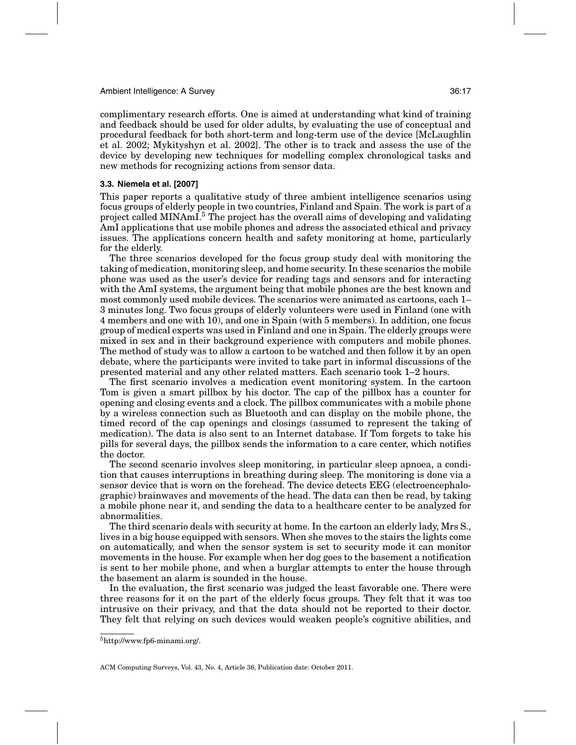complimentary research efforts. One is aimed at understanding what kind of training and feedback should be used for older adults, by evaluating the use of conceptual and procedural feedback for both short-term and long-term use of the device [McLaughlin et al. 2002; Mykityshyn et al. 2002]. The other is to track and assess the use of the device by developing new techniques for modelling complex chronological tasks and new methods for recognizing actions from sensor data.

### 3.3. Niemela et al. [2007]

This paper reports a qualitative study of three ambient intelligence scenarios using focus groups of elderly people in two countries, Finland and Spain. The work is part of a project called MINAmI.[5] The project has the overall aims of developing and validating AmI applications that use mobile phones and adress the associated ethical and privacy issues. The applications concern health and safety monitoring at home, particularly for the elderly.

The three scenarios developed for the focus group study deal with monitoring the taking of medication, monitoring sleep, and home security. In these scenarios the mobile phone was used as the user's device for reading tags and sensors and for interacting with the AmI systems, the argument being that mobile phones are the best known and most commonly used mobile devices. The scenarios were animated as cartoons, each 1–3 minutes long. Two focus groups of elderly volunteers were used in Finland (one with 4 members and one with 10), and one in Spain (with 5 members). In addition, one focus group of medical experts was used in Finland and one in Spain. The elderly groups were mixed in sex and in their background experience with computers and mobile phones. The method of study was to allow a cartoon to be watched and then follow it by an open debate, where the participants were invited to take part in informal discussions of the presented material and any other related matters. Each scenario took 1–2 hours.

The first scenario involves a medication event monitoring system. In the cartoon Tom is given a smart pillbox by his doctor. The cap of the pillbox has a counter for opening and closing events and a clock. The pillbox communicates with a mobile phone by a wireless connection such as Bluetooth and can display on the mobile phone, the timed record of the cap openings and closings (assumed to represent the taking of medication). The data is also sent to an Internet database. If Tom forgets to take his pills for several days, the pillbox sends the information to a care center, which notifies the doctor.

The second scenario involves sleep monitoring, in particular sleep apnoea, a condition that causes interruptions in breathing during sleep. The monitoring is done via a sensor device that is worn on the forehead. The device detects EEG (electroencephalographic) brainwaves and movements of the head. The data can then be read, by taking a mobile phone near it, and sending the data to a healthcare center to be analyzed for abnormalities.

The third scenario deals with security at home. In the cartoon an elderly lady, Mrs S., lives in a big house equipped with sensors. When she moves to the stairs the lights come on automatically, and when the sensor system is set to security mode it can monitor movements in the house. For example when her dog goes to the basement a notification is sent to her mobile phone, and when a burglar attempts to enter the house through the basement an alarm is sounded in the house.

In the evaluation, the first scenario was judged the least favorable one. There were three reasons for it on the part of the elderly focus groups. They felt that it was too intrusive on their privacy, and that the data should not be reported to their doctor. They felt that relying on such devices would weaken people's cognitive abilities, and

[5] http://www.fp6-minami.org/.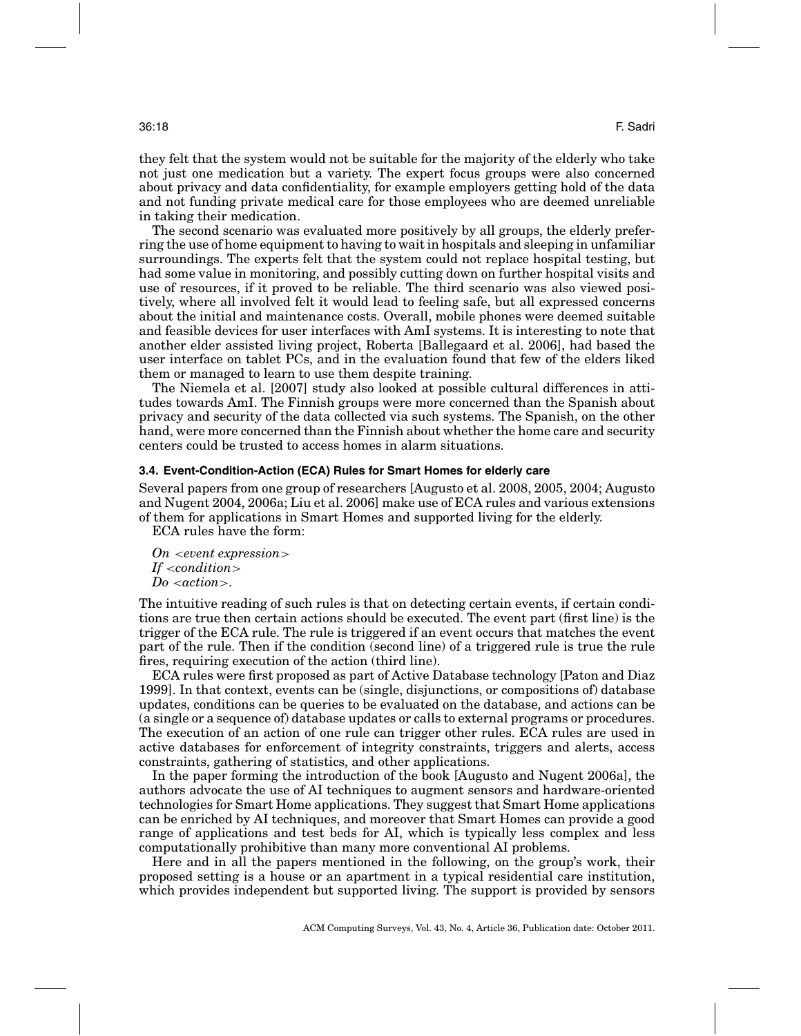they felt that the system would not be suitable for the majority of the elderly who take not just one medication but a variety. The expert focus groups were also concerned about privacy and data confidentiality, for example employers getting hold of the data and not funding private medical care for those employees who are deemed unreliable in taking their medication.

The second scenario was evaluated more positively by all groups, the elderly preferring the use of home equipment to having to wait in hospitals and sleeping in unfamiliar surroundings. The experts felt that the system could not replace hospital testing, but had some value in monitoring, and possibly cutting down on further hospital visits and use of resources, if it proved to be reliable. The third scenario was also viewed positively, where all involved felt it would lead to feeling safe, but all expressed concerns about the initial and maintenance costs. Overall, mobile phones were deemed suitable and feasible devices for user interfaces with AmI systems. It is interesting to note that another elder assisted living project, Roberta [Ballegaard et al. 2006], had based the user interface on tablet PCs, and in the evaluation found that few of the elders liked them or managed to learn to use them despite training.

The Niemela et al. [2007] study also looked at possible cultural differences in attitudes towards AmI. The Finnish groups were more concerned than the Spanish about privacy and security of the data collected via such systems. The Spanish, on the other hand, were more concerned than the Finnish about whether the home care and security centers could be trusted to access homes in alarm situations.

### 3.4. Event-Condition-Action (ECA) Rules for Smart Homes for elderly care

Several papers from one group of researchers [Augusto et al. 2008, 2005, 2004; Augusto and Nugent 2004, 2006a; Liu et al. 2006] make use of ECA rules and various extensions of them for applications in Smart Homes and supported living for the elderly.

ECA rules have the form:

*On <event expression>*
*If <condition>*
*Do <action>*.

The intuitive reading of such rules is that on detecting certain events, if certain conditions are true then certain actions should be executed. The event part (first line) is the trigger of the ECA rule. The rule is triggered if an event occurs that matches the event part of the rule. Then if the condition (second line) of a triggered rule is true the rule fires, requiring execution of the action (third line).

ECA rules were first proposed as part of Active Database technology [Paton and Diaz 1999]. In that context, events can be (single, disjunctions, or compositions of) database updates, conditions can be queries to be evaluated on the database, and actions can be (a single or a sequence of) database updates or calls to external programs or procedures. The execution of an action of one rule can trigger other rules. ECA rules are used in active databases for enforcement of integrity constraints, triggers and alerts, access constraints, gathering of statistics, and other applications.

In the paper forming the introduction of the book [Augusto and Nugent 2006a], the authors advocate the use of AI techniques to augment sensors and hardware-oriented technologies for Smart Home applications. They suggest that Smart Home applications can be enriched by AI techniques, and moreover that Smart Homes can provide a good range of applications and test beds for AI, which is typically less complex and less computationally prohibitive than many more conventional AI problems.

Here and in all the papers mentioned in the following, on the group's work, their proposed setting is a house or an apartment in a typical residential care institution, which provides independent but supported living. The support is provided by sensors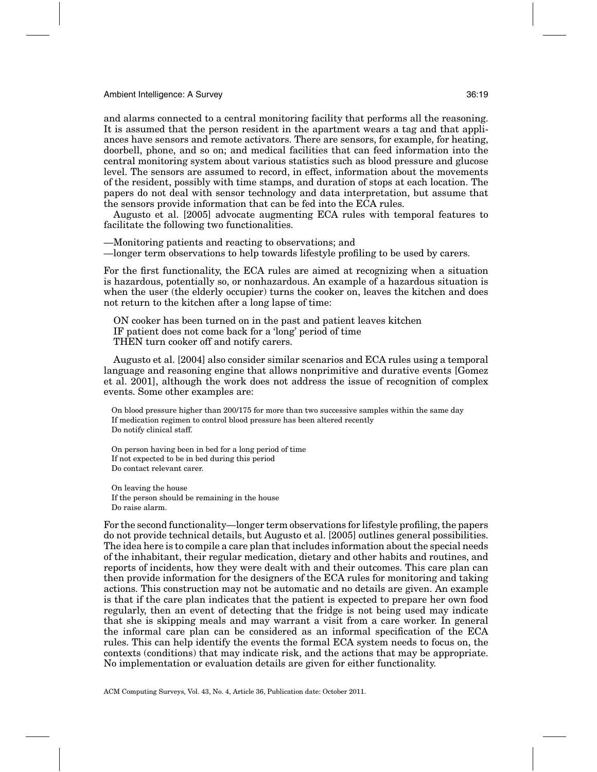and alarms connected to a central monitoring facility that performs all the reasoning. It is assumed that the person resident in the apartment wears a tag and that appliances have sensors and remote activators. There are sensors, for example, for heating, doorbell, phone, and so on; and medical facilities that can feed information into the central monitoring system about various statistics such as blood pressure and glucose level. The sensors are assumed to record, in effect, information about the movements of the resident, possibly with time stamps, and duration of stops at each location. The papers do not deal with sensor technology and data interpretation, but assume that the sensors provide information that can be fed into the ECA rules.

Augusto et al. [2005] advocate augmenting ECA rules with temporal features to facilitate the following two functionalities.

—Monitoring patients and reacting to observations; and
—longer term observations to help towards lifestyle profiling to be used by carers.

For the first functionality, the ECA rules are aimed at recognizing when a situation is hazardous, potentially so, or nonhazardous. An example of a hazardous situation is when the user (the elderly occupier) turns the cooker on, leaves the kitchen and does not return to the kitchen after a long lapse of time:

ON cooker has been turned on in the past and patient leaves kitchen
IF patient does not come back for a 'long' period of time
THEN turn cooker off and notify carers.

Augusto et al. [2004] also consider similar scenarios and ECA rules using a temporal language and reasoning engine that allows nonprimitive and durative events [Gomez et al. 2001], although the work does not address the issue of recognition of complex events. Some other examples are:

On blood pressure higher than 200/175 for more than two successive samples within the same day
If medication regimen to control blood pressure has been altered recently
Do notify clinical staff.

On person having been in bed for a long period of time
If not expected to be in bed during this period
Do contact relevant carer.

On leaving the house
If the person should be remaining in the house
Do raise alarm.

For the second functionality—longer term observations for lifestyle profiling, the papers do not provide technical details, but Augusto et al. [2005] outlines general possibilities. The idea here is to compile a care plan that includes information about the special needs of the inhabitant, their regular medication, dietary and other habits and routines, and reports of incidents, how they were dealt with and their outcomes. This care plan can then provide information for the designers of the ECA rules for monitoring and taking actions. This construction may not be automatic and no details are given. An example is that if the care plan indicates that the patient is expected to prepare her own food regularly, then an event of detecting that the fridge is not being used may indicate that she is skipping meals and may warrant a visit from a care worker. In general the informal care plan can be considered as an informal specification of the ECA rules. This can help identify the events the formal ECA system needs to focus on, the contexts (conditions) that may indicate risk, and the actions that may be appropriate. No implementation or evaluation details are given for either functionality.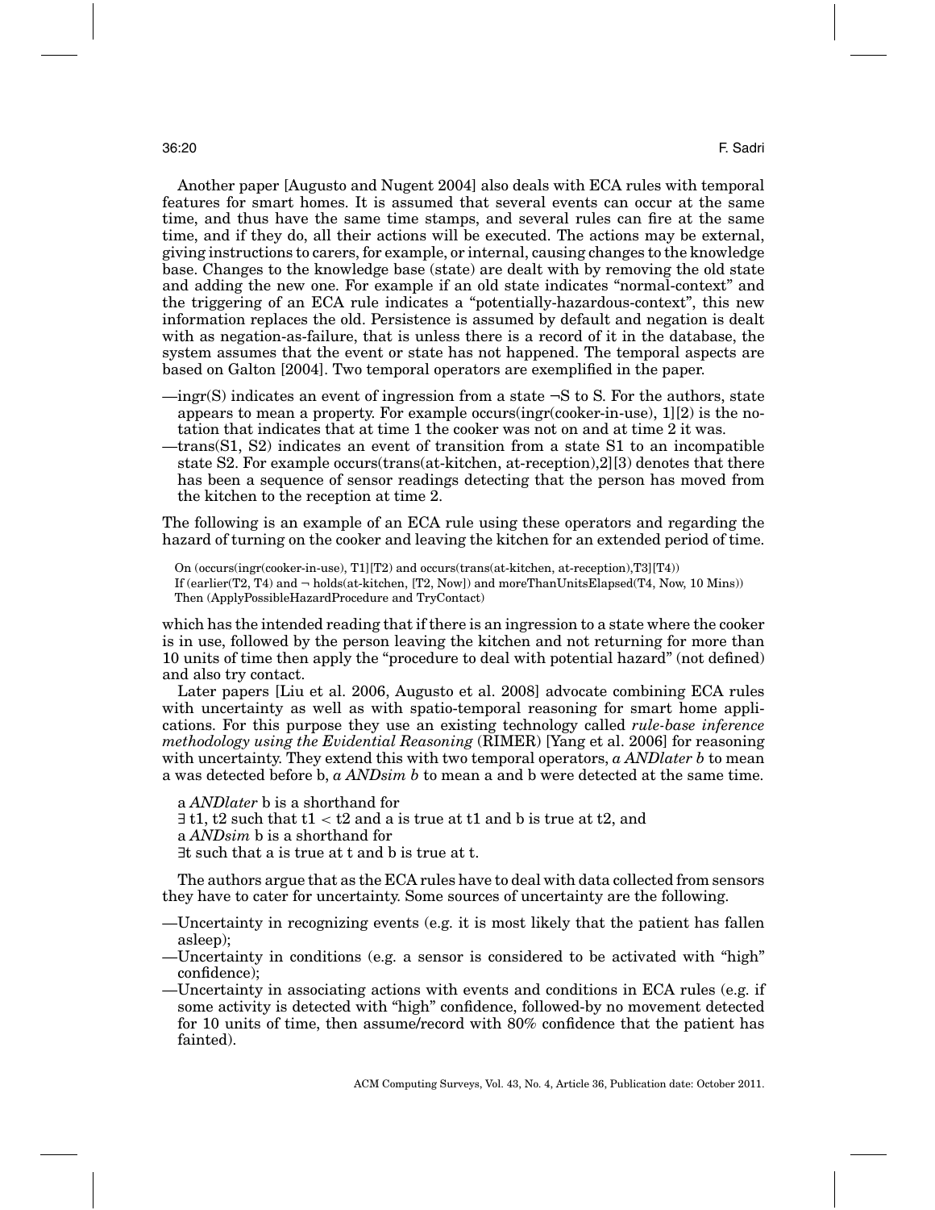Another paper [Augusto and Nugent 2004] also deals with ECA rules with temporal features for smart homes. It is assumed that several events can occur at the same time, and thus have the same time stamps, and several rules can fire at the same time, and if they do, all their actions will be executed. The actions may be external, giving instructions to carers, for example, or internal, causing changes to the knowledge base. Changes to the knowledge base (state) are dealt with by removing the old state and adding the new one. For example if an old state indicates "normal-context" and the triggering of an ECA rule indicates a "potentially-hazardous-context", this new information replaces the old. Persistence is assumed by default and negation is dealt with as negation-as-failure, that is unless there is a record of it in the database, the system assumes that the event or state has not happened. The temporal aspects are based on Galton [2004]. Two temporal operators are exemplified in the paper.

—ingr(S) indicates an event of ingression from a state ¬S to S. For the authors, state appears to mean a property. For example occurs(ingr(cooker-in-use), 1][2) is the notation that indicates that at time 1 the cooker was not on and at time 2 it was.

—trans(S1, S2) indicates an event of transition from a state S1 to an incompatible state S2. For example occurs(trans(at-kitchen, at-reception),2][3) denotes that there has been a sequence of sensor readings detecting that the person has moved from the kitchen to the reception at time 2.

The following is an example of an ECA rule using these operators and regarding the hazard of turning on the cooker and leaving the kitchen for an extended period of time.

```
On (occurs(ingr(cooker-in-use), T1][T2) and occurs(trans(at-kitchen, at-reception),T3][T4))
If (earlier(T2, T4) and ¬ holds(at-kitchen, [T2, Now]) and moreThanUnitsElapsed(T4, Now, 10 Mins))
Then (ApplyPossibleHazardProcedure and TryContact)
```

which has the intended reading that if there is an ingression to a state where the cooker is in use, followed by the person leaving the kitchen and not returning for more than 10 units of time then apply the "procedure to deal with potential hazard" (not defined) and also try contact.

Later papers [Liu et al. 2006, Augusto et al. 2008] advocate combining ECA rules with uncertainty as well as with spatio-temporal reasoning for smart home applications. For this purpose they use an existing technology called *rule-base inference methodology using the Evidential Reasoning* (RIMER) [Yang et al. 2006] for reasoning with uncertainty. They extend this with two temporal operators, *a ANDlater b* to mean a was detected before b, *a ANDsim b* to mean a and b were detected at the same time.

a *ANDlater* b is a shorthand for
∃ t1, t2 such that $t1 < t2$ and a is true at t1 and b is true at t2, and
a *ANDsim* b is a shorthand for
∃t such that a is true at t and b is true at t.

The authors argue that as the ECA rules have to deal with data collected from sensors they have to cater for uncertainty. Some sources of uncertainty are the following.

—Uncertainty in recognizing events (e.g. it is most likely that the patient has fallen asleep);

—Uncertainty in conditions (e.g. a sensor is considered to be activated with "high" confidence);

—Uncertainty in associating actions with events and conditions in ECA rules (e.g. if some activity is detected with "high" confidence, followed-by no movement detected for 10 units of time, then assume/record with 80% confidence that the patient has fainted).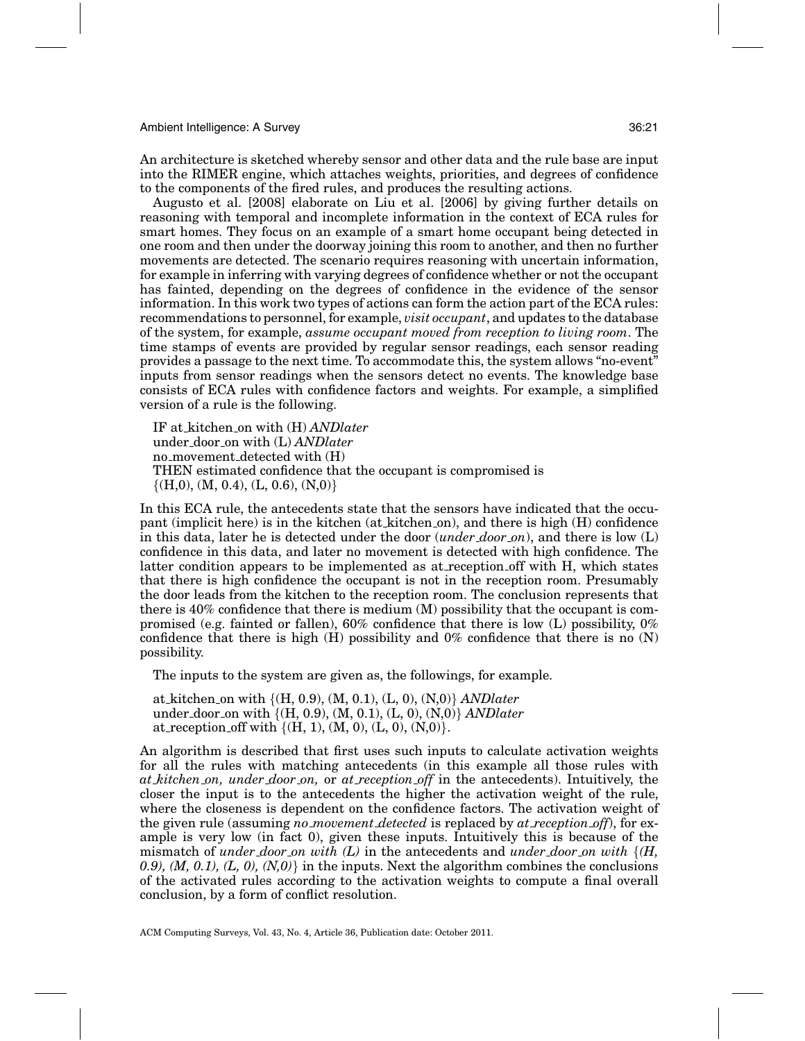An architecture is sketched whereby sensor and other data and the rule base are input into the RIMER engine, which attaches weights, priorities, and degrees of confidence to the components of the fired rules, and produces the resulting actions.

Augusto et al. [2008] elaborate on Liu et al. [2006] by giving further details on reasoning with temporal and incomplete information in the context of ECA rules for smart homes. They focus on an example of a smart home occupant being detected in one room and then under the doorway joining this room to another, and then no further movements are detected. The scenario requires reasoning with uncertain information, for example in inferring with varying degrees of confidence whether or not the occupant has fainted, depending on the degrees of confidence in the evidence of the sensor information. In this work two types of actions can form the action part of the ECA rules: recommendations to personnel, for example, *visit occupant*, and updates to the database of the system, for example, *assume occupant moved from reception to living room*. The time stamps of events are provided by regular sensor readings, each sensor reading provides a passage to the next time. To accommodate this, the system allows "no-event" inputs from sensor readings when the sensors detect no events. The knowledge base consists of ECA rules with confidence factors and weights. For example, a simplified version of a rule is the following.

IF at_kitchen_on with (H) *ANDlater*  
under_door_on with (L) *ANDlater*  
no_movement_detected with (H)  
THEN estimated confidence that the occupant is compromised is  
{(H,0), (M, 0.4), (L, 0.6), (N,0)}

In this ECA rule, the antecedents state that the sensors have indicated that the occupant (implicit here) is in the kitchen (at_kitchen_on), and there is high (H) confidence in this data, later he is detected under the door (*under_door_on*), and there is low (L) confidence in this data, and later no movement is detected with high confidence. The latter condition appears to be implemented as at_reception_off with H, which states that there is high confidence the occupant is not in the reception room. Presumably the door leads from the kitchen to the reception room. The conclusion represents that there is 40% confidence that there is medium (M) possibility that the occupant is compromised (e.g. fainted or fallen), 60% confidence that there is low (L) possibility, 0% confidence that there is high (H) possibility and 0% confidence that there is no (N) possibility.

The inputs to the system are given as, the followings, for example.

at_kitchen_on with {(H, 0.9), (M, 0.1), (L, 0), (N,0)} *ANDlater*  
under_door_on with {(H, 0.9), (M, 0.1), (L, 0), (N,0)} *ANDlater*  
at_reception_off with {(H, 1), (M, 0), (L, 0), (N,0)}.

An algorithm is described that first uses such inputs to calculate activation weights for all the rules with matching antecedents (in this example all those rules with *at_kitchen_on, under_door_on,* or *at_reception_off* in the antecedents). Intuitively, the closer the input is to the antecedents the higher the activation weight of the rule, where the closeness is dependent on the confidence factors. The activation weight of the given rule (assuming *no_movement_detected* is replaced by *at_reception_off*), for example is very low (in fact 0), given these inputs. Intuitively this is because of the mismatch of *under_door_on with (L)* in the antecedents and *under_door_on with {(H, 0.9), (M, 0.1), (L, 0), (N,0)}* in the inputs. Next the algorithm combines the conclusions of the activated rules according to the activation weights to compute a final overall conclusion, by a form of conflict resolution.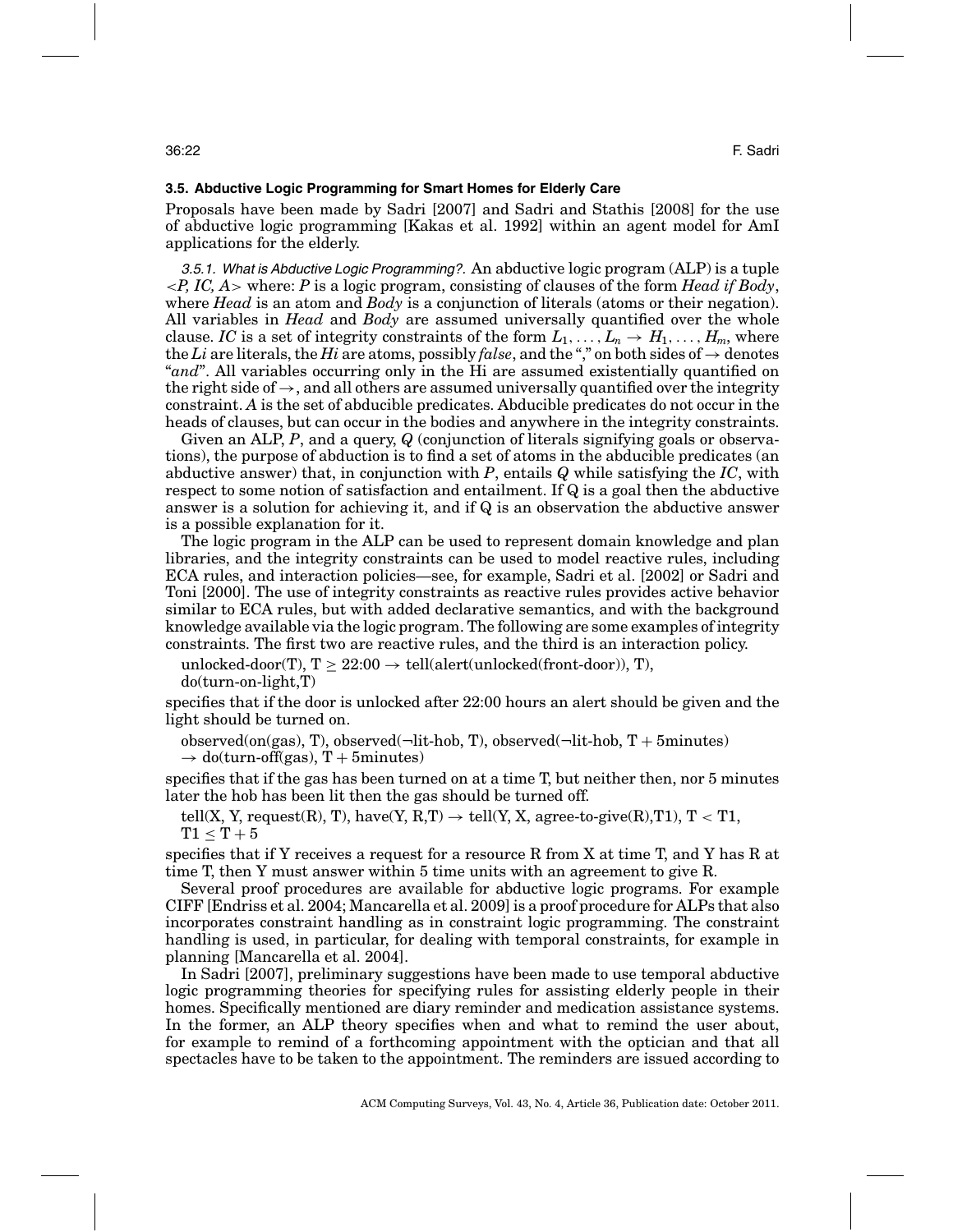### 3.5. Abductive Logic Programming for Smart Homes for Elderly Care

Proposals have been made by Sadri [2007] and Sadri and Stathis [2008] for the use of abductive logic programming [Kakas et al. 1992] within an agent model for AmI applications for the elderly.

*3.5.1. What is Abductive Logic Programming?.* An abductive logic program (ALP) is a tuple *<P, IC, A>* where: *P* is a logic program, consisting of clauses of the form *Head if Body*, where *Head* is an atom and *Body* is a conjunction of literals (atoms or their negation). All variables in *Head* and *Body* are assumed universally quantified over the whole clause. *IC* is a set of integrity constraints of the form $L_1, \ldots, L_n \rightarrow H_1, \ldots, H_m$, where the *Li* are literals, the *Hi* are atoms, possibly *false*, and the "," on both sides of $\rightarrow$ denotes "*and*". All variables occurring only in the Hi are assumed existentially quantified on the right side of $\rightarrow$, and all others are assumed universally quantified over the integrity constraint. *A* is the set of abducible predicates. Abducible predicates do not occur in the heads of clauses, but can occur in the bodies and anywhere in the integrity constraints.

Given an ALP, *P*, and a query, *Q* (conjunction of literals signifying goals or observations), the purpose of abduction is to find a set of atoms in the abducible predicates (an abductive answer) that, in conjunction with *P*, entails *Q* while satisfying the *IC*, with respect to some notion of satisfaction and entailment. If Q is a goal then the abductive answer is a solution for achieving it, and if Q is an observation the abductive answer is a possible explanation for it.

The logic program in the ALP can be used to represent domain knowledge and plan libraries, and the integrity constraints can be used to model reactive rules, including ECA rules, and interaction policies—see, for example, Sadri et al. [2002] or Sadri and Toni [2000]. The use of integrity constraints as reactive rules provides active behavior similar to ECA rules, but with added declarative semantics, and with the background knowledge available via the logic program. The following are some examples of integrity constraints. The first two are reactive rules, and the third is an interaction policy.

unlocked-door(T), T $\geq$ 22:00 $\rightarrow$ tell(alert(unlocked(front-door)), T), do(turn-on-light,T)

specifies that if the door is unlocked after 22:00 hours an alert should be given and the light should be turned on.

observed(on(gas), T), observed($\neg$lit-hob, T), observed($\neg$lit-hob, T + 5minutes) $\rightarrow$ do(turn-off(gas), T + 5minutes)

specifies that if the gas has been turned on at a time T, but neither then, nor 5 minutes later the hob has been lit then the gas should be turned off.

tell(X, Y, request(R), T), have(Y, R,T) $\rightarrow$ tell(Y, X, agree-to-give(R),T1), T $<$ T1, T1 $\leq$ T + 5

specifies that if Y receives a request for a resource R from X at time T, and Y has R at time T, then Y must answer within 5 time units with an agreement to give R.

Several proof procedures are available for abductive logic programs. For example CIFF [Endriss et al. 2004; Mancarella et al. 2009] is a proof procedure for ALPs that also incorporates constraint handling as in constraint logic programming. The constraint handling is used, in particular, for dealing with temporal constraints, for example in planning [Mancarella et al. 2004].

In Sadri [2007], preliminary suggestions have been made to use temporal abductive logic programming theories for specifying rules for assisting elderly people in their homes. Specifically mentioned are diary reminder and medication assistance systems. In the former, an ALP theory specifies when and what to remind the user about, for example to remind of a forthcoming appointment with the optician and that all spectacles have to be taken to the appointment. The reminders are issued according to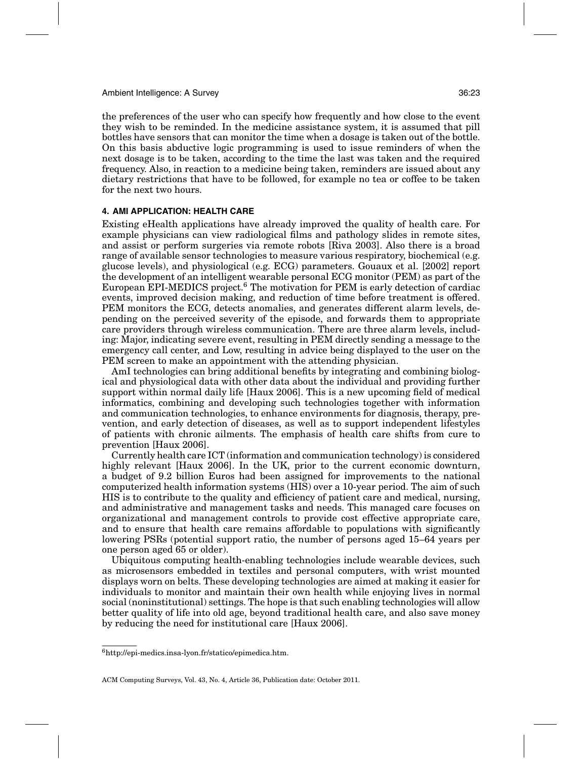the preferences of the user who can specify how frequently and how close to the event they wish to be reminded. In the medicine assistance system, it is assumed that pill bottles have sensors that can monitor the time when a dosage is taken out of the bottle. On this basis abductive logic programming is used to issue reminders of when the next dosage is to be taken, according to the time the last was taken and the required frequency. Also, in reaction to a medicine being taken, reminders are issued about any dietary restrictions that have to be followed, for example no tea or coffee to be taken for the next two hours.

## 4. AMI APPLICATION: HEALTH CARE

Existing eHealth applications have already improved the quality of health care. For example physicians can view radiological films and pathology slides in remote sites, and assist or perform surgeries via remote robots [Riva 2003]. Also there is a broad range of available sensor technologies to measure various respiratory, biochemical (e.g. glucose levels), and physiological (e.g. ECG) parameters. Gouaux et al. [2002] report the development of an intelligent wearable personal ECG monitor (PEM) as part of the European EPI-MEDICS project.[6] The motivation for PEM is early detection of cardiac events, improved decision making, and reduction of time before treatment is offered. PEM monitors the ECG, detects anomalies, and generates different alarm levels, depending on the perceived severity of the episode, and forwards them to appropriate care providers through wireless communication. There are three alarm levels, including: Major, indicating severe event, resulting in PEM directly sending a message to the emergency call center, and Low, resulting in advice being displayed to the user on the PEM screen to make an appointment with the attending physician.

AmI technologies can bring additional benefits by integrating and combining biological and physiological data with other data about the individual and providing further support within normal daily life [Haux 2006]. This is a new upcoming field of medical informatics, combining and developing such technologies together with information and communication technologies, to enhance environments for diagnosis, therapy, prevention, and early detection of diseases, as well as to support independent lifestyles of patients with chronic ailments. The emphasis of health care shifts from cure to prevention [Haux 2006].

Currently health care ICT (information and communication technology) is considered highly relevant [Haux 2006]. In the UK, prior to the current economic downturn, a budget of 9.2 billion Euros had been assigned for improvements to the national computerized health information systems (HIS) over a 10-year period. The aim of such HIS is to contribute to the quality and efficiency of patient care and medical, nursing, and administrative and management tasks and needs. This managed care focuses on organizational and management controls to provide cost effective appropriate care, and to ensure that health care remains affordable to populations with significantly lowering PSRs (potential support ratio, the number of persons aged 15–64 years per one person aged 65 or older).

Ubiquitous computing health-enabling technologies include wearable devices, such as microsensors embedded in textiles and personal computers, with wrist mounted displays worn on belts. These developing technologies are aimed at making it easier for individuals to monitor and maintain their own health while enjoying lives in normal social (noninstitutional) settings. The hope is that such enabling technologies will allow better quality of life into old age, beyond traditional health care, and also save money by reducing the need for institutional care [Haux 2006].

---

[6] http://epi-medics.insa-lyon.fr/statico/epimedica.htm.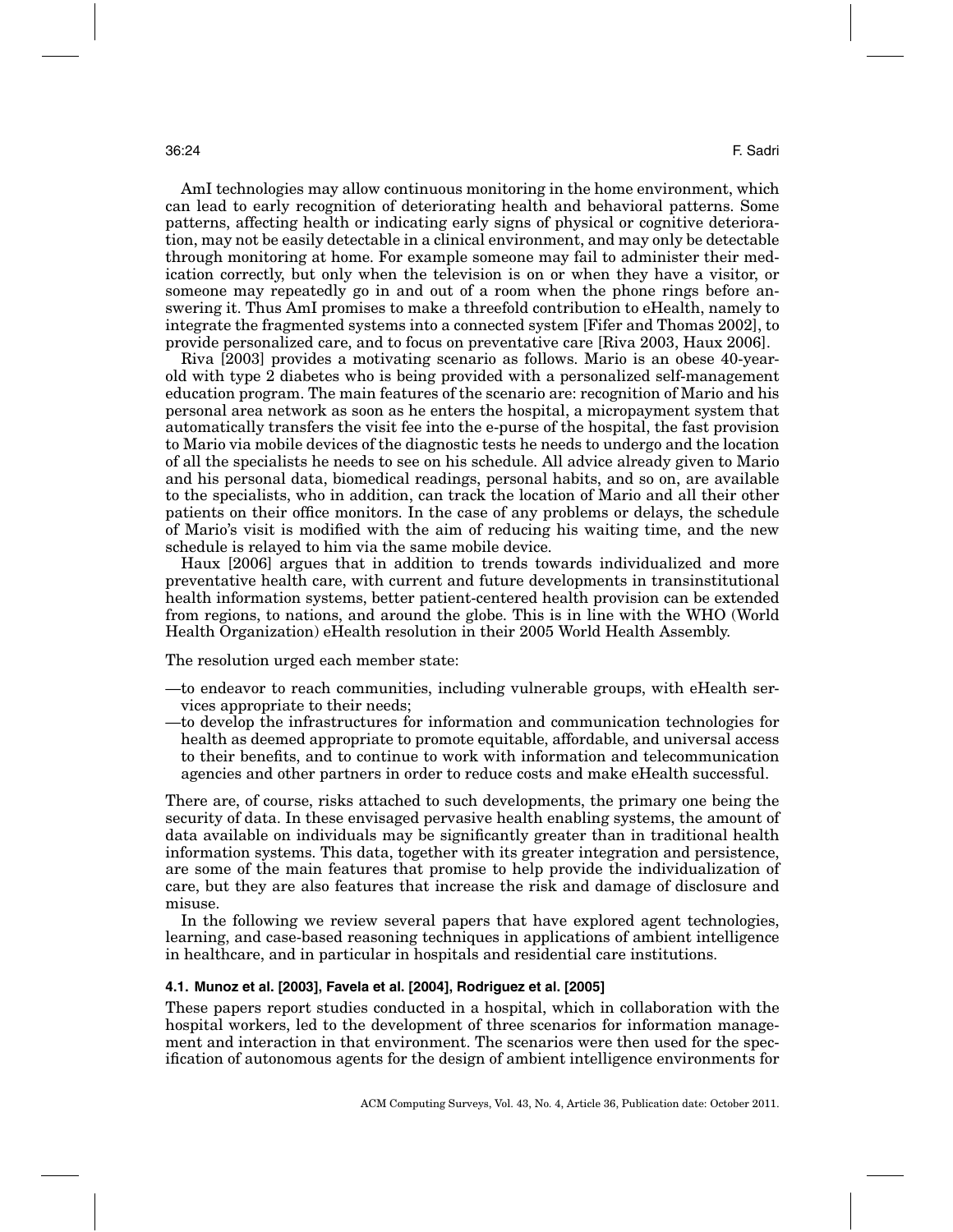AmI technologies may allow continuous monitoring in the home environment, which can lead to early recognition of deteriorating health and behavioral patterns. Some patterns, affecting health or indicating early signs of physical or cognitive deterioration, may not be easily detectable in a clinical environment, and may only be detectable through monitoring at home. For example someone may fail to administer their medication correctly, but only when the television is on or when they have a visitor, or someone may repeatedly go in and out of a room when the phone rings before answering it. Thus AmI promises to make a threefold contribution to eHealth, namely to integrate the fragmented systems into a connected system [Fifer and Thomas 2002], to provide personalized care, and to focus on preventative care [Riva 2003, Haux 2006].

Riva [2003] provides a motivating scenario as follows. Mario is an obese 40-year-old with type 2 diabetes who is being provided with a personalized self-management education program. The main features of the scenario are: recognition of Mario and his personal area network as soon as he enters the hospital, a micropayment system that automatically transfers the visit fee into the e-purse of the hospital, the fast provision to Mario via mobile devices of the diagnostic tests he needs to undergo and the location of all the specialists he needs to see on his schedule. All advice already given to Mario and his personal data, biomedical readings, personal habits, and so on, are available to the specialists, who in addition, can track the location of Mario and all their other patients on their office monitors. In the case of any problems or delays, the schedule of Mario's visit is modified with the aim of reducing his waiting time, and the new schedule is relayed to him via the same mobile device.

Haux [2006] argues that in addition to trends towards individualized and more preventative health care, with current and future developments in transinstitutional health information systems, better patient-centered health provision can be extended from regions, to nations, and around the globe. This is in line with the WHO (World Health Organization) eHealth resolution in their 2005 World Health Assembly.

The resolution urged each member state:

—to endeavor to reach communities, including vulnerable groups, with eHealth services appropriate to their needs;

—to develop the infrastructures for information and communication technologies for health as deemed appropriate to promote equitable, affordable, and universal access to their benefits, and to continue to work with information and telecommunication agencies and other partners in order to reduce costs and make eHealth successful.

There are, of course, risks attached to such developments, the primary one being the security of data. In these envisaged pervasive health enabling systems, the amount of data available on individuals may be significantly greater than in traditional health information systems. This data, together with its greater integration and persistence, are some of the main features that promise to help provide the individualization of care, but they are also features that increase the risk and damage of disclosure and misuse.

In the following we review several papers that have explored agent technologies, learning, and case-based reasoning techniques in applications of ambient intelligence in healthcare, and in particular in hospitals and residential care institutions.

### 4.1. Munoz et al. [2003], Favela et al. [2004], Rodriguez et al. [2005]

These papers report studies conducted in a hospital, which in collaboration with the hospital workers, led to the development of three scenarios for information management and interaction in that environment. The scenarios were then used for the specification of autonomous agents for the design of ambient intelligence environments for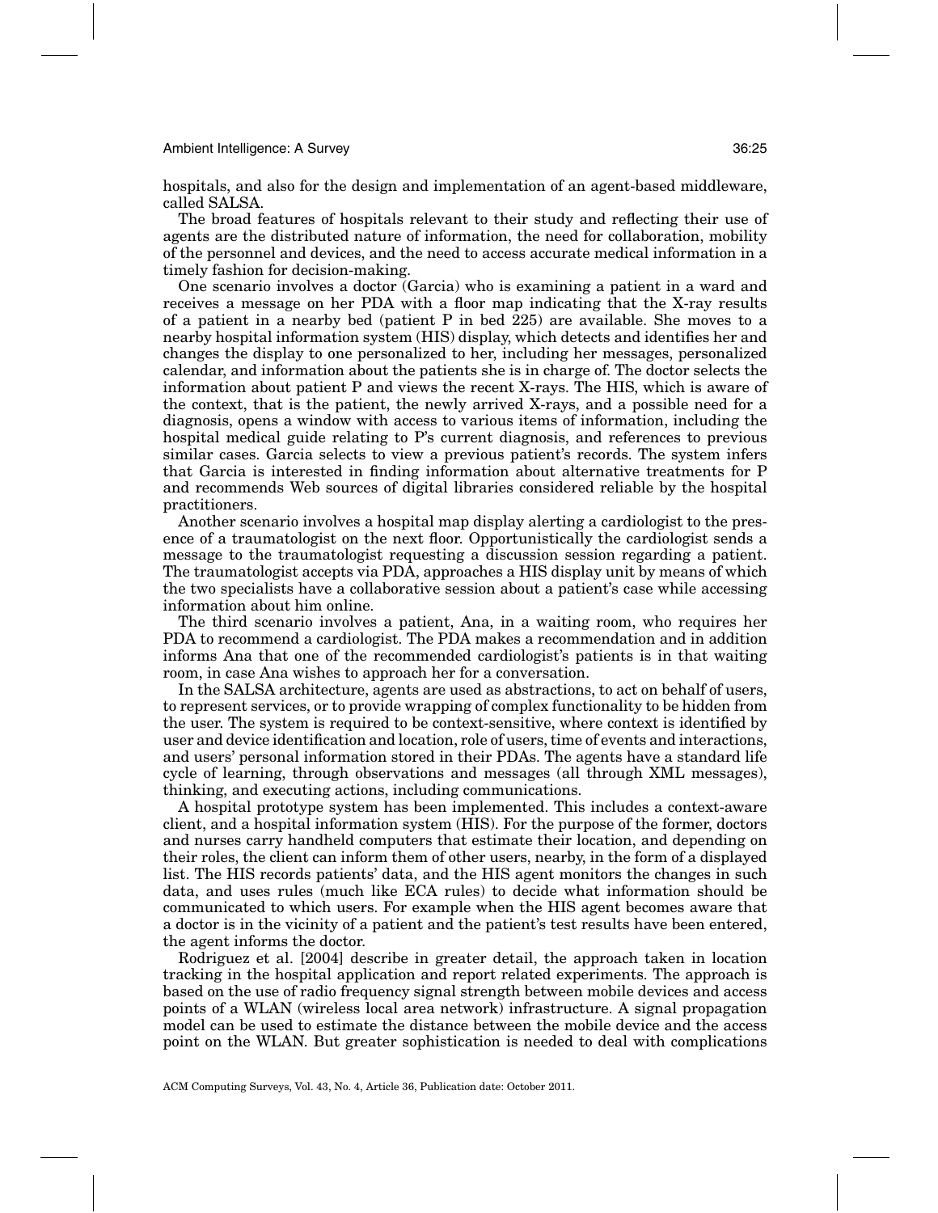hospitals, and also for the design and implementation of an agent-based middleware, called SALSA.

The broad features of hospitals relevant to their study and reflecting their use of agents are the distributed nature of information, the need for collaboration, mobility of the personnel and devices, and the need to access accurate medical information in a timely fashion for decision-making.

One scenario involves a doctor (Garcia) who is examining a patient in a ward and receives a message on her PDA with a floor map indicating that the X-ray results of a patient in a nearby bed (patient P in bed 225) are available. She moves to a nearby hospital information system (HIS) display, which detects and identifies her and changes the display to one personalized to her, including her messages, personalized calendar, and information about the patients she is in charge of. The doctor selects the information about patient P and views the recent X-rays. The HIS, which is aware of the context, that is the patient, the newly arrived X-rays, and a possible need for a diagnosis, opens a window with access to various items of information, including the hospital medical guide relating to P's current diagnosis, and references to previous similar cases. Garcia selects to view a previous patient's records. The system infers that Garcia is interested in finding information about alternative treatments for P and recommends Web sources of digital libraries considered reliable by the hospital practitioners.

Another scenario involves a hospital map display alerting a cardiologist to the presence of a traumatologist on the next floor. Opportunistically the cardiologist sends a message to the traumatologist requesting a discussion session regarding a patient. The traumatologist accepts via PDA, approaches a HIS display unit by means of which the two specialists have a collaborative session about a patient's case while accessing information about him online.

The third scenario involves a patient, Ana, in a waiting room, who requires her PDA to recommend a cardiologist. The PDA makes a recommendation and in addition informs Ana that one of the recommended cardiologist's patients is in that waiting room, in case Ana wishes to approach her for a conversation.

In the SALSA architecture, agents are used as abstractions, to act on behalf of users, to represent services, or to provide wrapping of complex functionality to be hidden from the user. The system is required to be context-sensitive, where context is identified by user and device identification and location, role of users, time of events and interactions, and users' personal information stored in their PDAs. The agents have a standard life cycle of learning, through observations and messages (all through XML messages), thinking, and executing actions, including communications.

A hospital prototype system has been implemented. This includes a context-aware client, and a hospital information system (HIS). For the purpose of the former, doctors and nurses carry handheld computers that estimate their location, and depending on their roles, the client can inform them of other users, nearby, in the form of a displayed list. The HIS records patients' data, and the HIS agent monitors the changes in such data, and uses rules (much like ECA rules) to decide what information should be communicated to which users. For example when the HIS agent becomes aware that a doctor is in the vicinity of a patient and the patient's test results have been entered, the agent informs the doctor.

Rodriguez et al. [2004] describe in greater detail, the approach taken in location tracking in the hospital application and report related experiments. The approach is based on the use of radio frequency signal strength between mobile devices and access points of a WLAN (wireless local area network) infrastructure. A signal propagation model can be used to estimate the distance between the mobile device and the access point on the WLAN. But greater sophistication is needed to deal with complications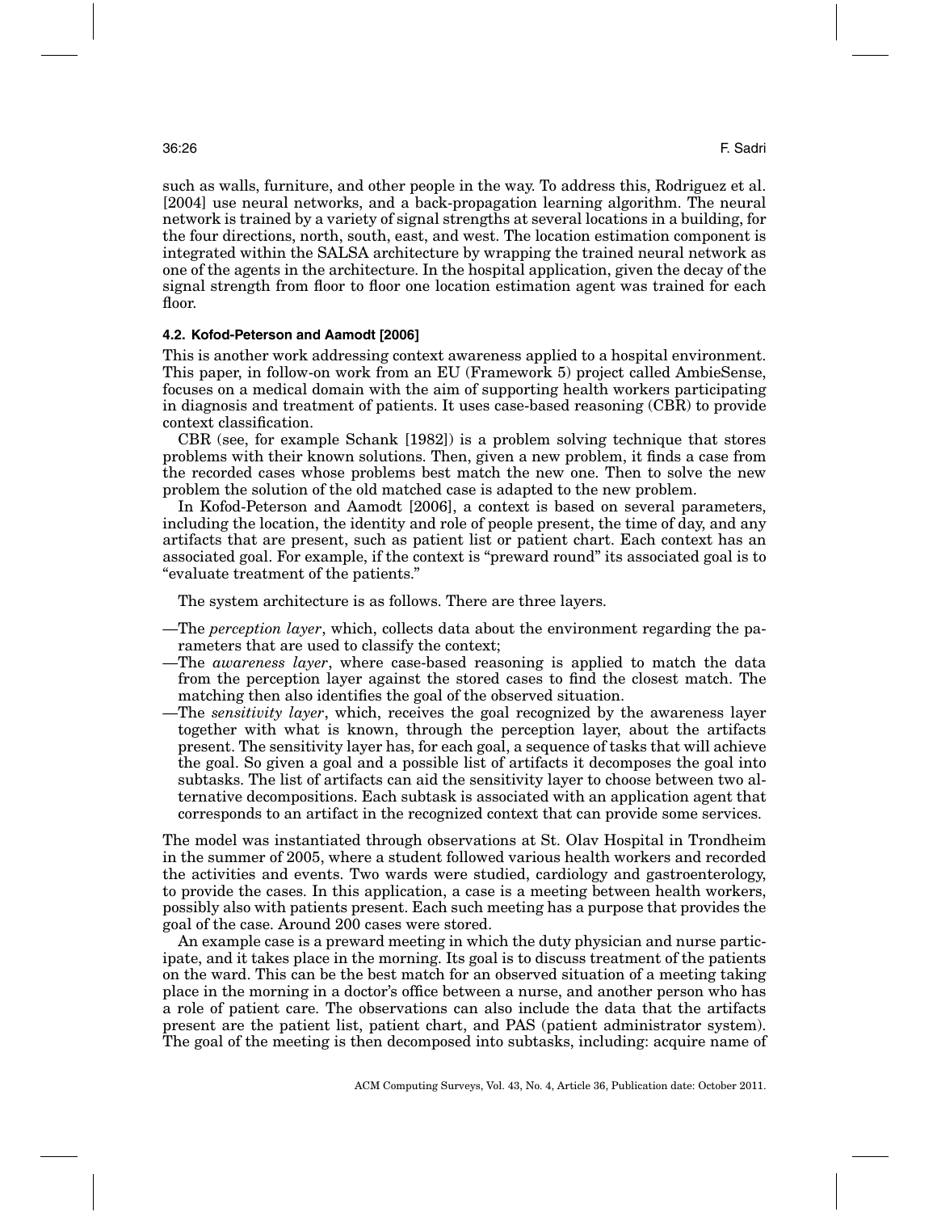such as walls, furniture, and other people in the way. To address this, Rodriguez et al. [2004] use neural networks, and a back-propagation learning algorithm. The neural network is trained by a variety of signal strengths at several locations in a building, for the four directions, north, south, east, and west. The location estimation component is integrated within the SALSA architecture by wrapping the trained neural network as one of the agents in the architecture. In the hospital application, given the decay of the signal strength from floor to floor one location estimation agent was trained for each floor.

### 4.2. Kofod-Peterson and Aamodt [2006]

This is another work addressing context awareness applied to a hospital environment. This paper, in follow-on work from an EU (Framework 5) project called AmbieSense, focuses on a medical domain with the aim of supporting health workers participating in diagnosis and treatment of patients. It uses case-based reasoning (CBR) to provide context classification.

CBR (see, for example Schank [1982]) is a problem solving technique that stores problems with their known solutions. Then, given a new problem, it finds a case from the recorded cases whose problems best match the new one. Then to solve the new problem the solution of the old matched case is adapted to the new problem.

In Kofod-Peterson and Aamodt [2006], a context is based on several parameters, including the location, the identity and role of people present, the time of day, and any artifacts that are present, such as patient list or patient chart. Each context has an associated goal. For example, if the context is "preward round" its associated goal is to "evaluate treatment of the patients."

The system architecture is as follows. There are three layers.

—The *perception layer*, which, collects data about the environment regarding the parameters that are used to classify the context;
—The *awareness layer*, where case-based reasoning is applied to match the data from the perception layer against the stored cases to find the closest match. The matching then also identifies the goal of the observed situation.
—The *sensitivity layer*, which, receives the goal recognized by the awareness layer together with what is known, through the perception layer, about the artifacts present. The sensitivity layer has, for each goal, a sequence of tasks that will achieve the goal. So given a goal and a possible list of artifacts it decomposes the goal into subtasks. The list of artifacts can aid the sensitivity layer to choose between two alternative decompositions. Each subtask is associated with an application agent that corresponds to an artifact in the recognized context that can provide some services.

The model was instantiated through observations at St. Olav Hospital in Trondheim in the summer of 2005, where a student followed various health workers and recorded the activities and events. Two wards were studied, cardiology and gastroenterology, to provide the cases. In this application, a case is a meeting between health workers, possibly also with patients present. Each such meeting has a purpose that provides the goal of the case. Around 200 cases were stored.

An example case is a preward meeting in which the duty physician and nurse participate, and it takes place in the morning. Its goal is to discuss treatment of the patients on the ward. This can be the best match for an observed situation of a meeting taking place in the morning in a doctor's office between a nurse, and another person who has a role of patient care. The observations can also include the data that the artifacts present are the patient list, patient chart, and PAS (patient administrator system). The goal of the meeting is then decomposed into subtasks, including: acquire name of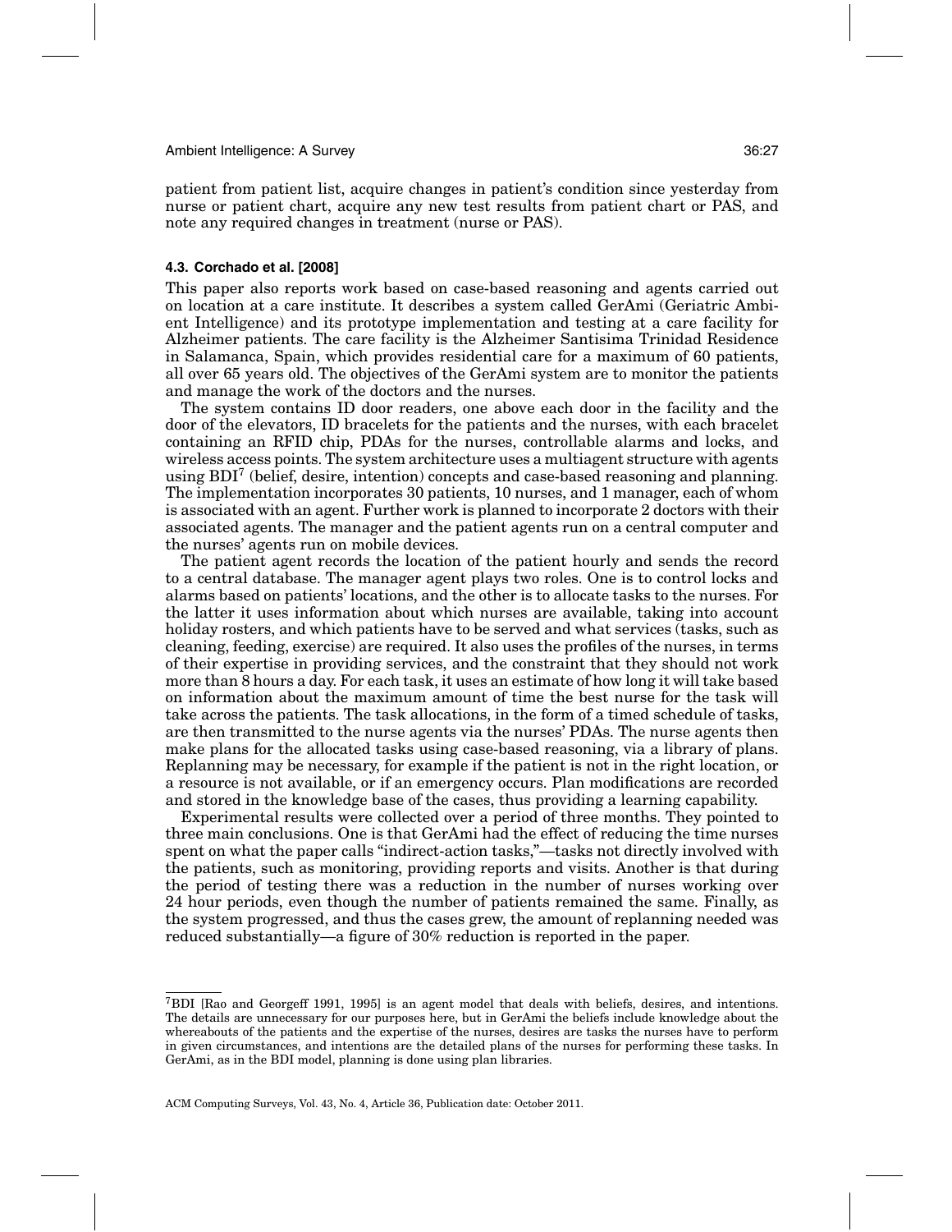patient from patient list, acquire changes in patient's condition since yesterday from nurse or patient chart, acquire any new test results from patient chart or PAS, and note any required changes in treatment (nurse or PAS).

### 4.3. Corchado et al. [2008]

This paper also reports work based on case-based reasoning and agents carried out on location at a care institute. It describes a system called GerAmi (Geriatric Ambient Intelligence) and its prototype implementation and testing at a care facility for Alzheimer patients. The care facility is the Alzheimer Santisima Trinidad Residence in Salamanca, Spain, which provides residential care for a maximum of 60 patients, all over 65 years old. The objectives of the GerAmi system are to monitor the patients and manage the work of the doctors and the nurses.

The system contains ID door readers, one above each door in the facility and the door of the elevators, ID bracelets for the patients and the nurses, with each bracelet containing an RFID chip, PDAs for the nurses, controllable alarms and locks, and wireless access points. The system architecture uses a multiagent structure with agents using BDI[7] (belief, desire, intention) concepts and case-based reasoning and planning. The implementation incorporates 30 patients, 10 nurses, and 1 manager, each of whom is associated with an agent. Further work is planned to incorporate 2 doctors with their associated agents. The manager and the patient agents run on a central computer and the nurses' agents run on mobile devices.

The patient agent records the location of the patient hourly and sends the record to a central database. The manager agent plays two roles. One is to control locks and alarms based on patients' locations, and the other is to allocate tasks to the nurses. For the latter it uses information about which nurses are available, taking into account holiday rosters, and which patients have to be served and what services (tasks, such as cleaning, feeding, exercise) are required. It also uses the profiles of the nurses, in terms of their expertise in providing services, and the constraint that they should not work more than 8 hours a day. For each task, it uses an estimate of how long it will take based on information about the maximum amount of time the best nurse for the task will take across the patients. The task allocations, in the form of a timed schedule of tasks, are then transmitted to the nurse agents via the nurses' PDAs. The nurse agents then make plans for the allocated tasks using case-based reasoning, via a library of plans. Replanning may be necessary, for example if the patient is not in the right location, or a resource is not available, or if an emergency occurs. Plan modifications are recorded and stored in the knowledge base of the cases, thus providing a learning capability.

Experimental results were collected over a period of three months. They pointed to three main conclusions. One is that GerAmi had the effect of reducing the time nurses spent on what the paper calls "indirect-action tasks,"—tasks not directly involved with the patients, such as monitoring, providing reports and visits. Another is that during the period of testing there was a reduction in the number of nurses working over 24 hour periods, even though the number of patients remained the same. Finally, as the system progressed, and thus the cases grew, the amount of replanning needed was reduced substantially—a figure of 30% reduction is reported in the paper.

[7]BDI [Rao and Georgeff 1991, 1995] is an agent model that deals with beliefs, desires, and intentions. The details are unnecessary for our purposes here, but in GerAmi the beliefs include knowledge about the whereabouts of the patients and the expertise of the nurses, desires are tasks the nurses have to perform in given circumstances, and intentions are the detailed plans of the nurses for performing these tasks. In GerAmi, as in the BDI model, planning is done using plan libraries.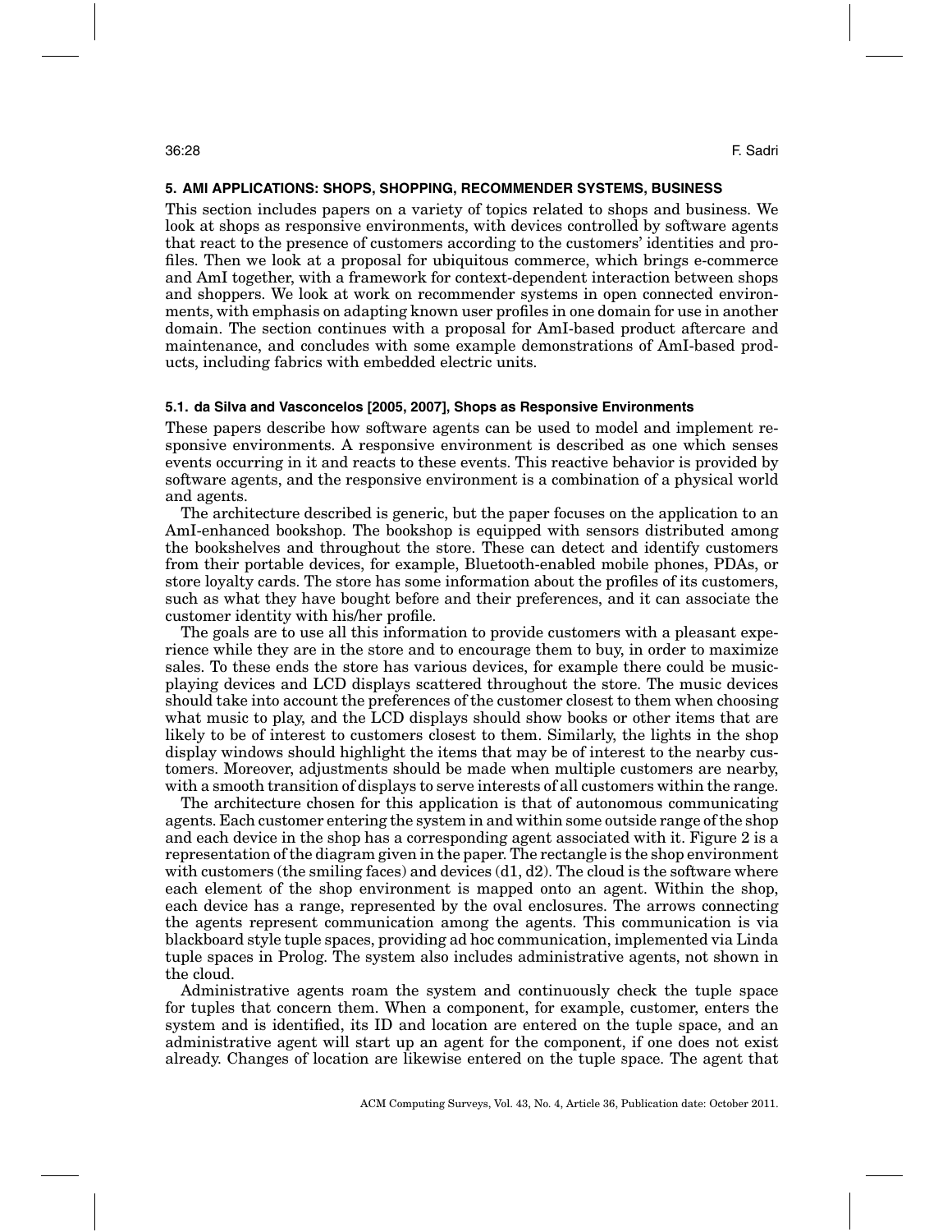## 5. AMI APPLICATIONS: SHOPS, SHOPPING, RECOMMENDER SYSTEMS, BUSINESS

This section includes papers on a variety of topics related to shops and business. We look at shops as responsive environments, with devices controlled by software agents that react to the presence of customers according to the customers' identities and profiles. Then we look at a proposal for ubiquitous commerce, which brings e-commerce and AmI together, with a framework for context-dependent interaction between shops and shoppers. We look at work on recommender systems in open connected environments, with emphasis on adapting known user profiles in one domain for use in another domain. The section continues with a proposal for AmI-based product aftercare and maintenance, and concludes with some example demonstrations of AmI-based products, including fabrics with embedded electric units.

### 5.1. da Silva and Vasconcelos [2005, 2007], Shops as Responsive Environments

These papers describe how software agents can be used to model and implement responsive environments. A responsive environment is described as one which senses events occurring in it and reacts to these events. This reactive behavior is provided by software agents, and the responsive environment is a combination of a physical world and agents.

The architecture described is generic, but the paper focuses on the application to an AmI-enhanced bookshop. The bookshop is equipped with sensors distributed among the bookshelves and throughout the store. These can detect and identify customers from their portable devices, for example, Bluetooth-enabled mobile phones, PDAs, or store loyalty cards. The store has some information about the profiles of its customers, such as what they have bought before and their preferences, and it can associate the customer identity with his/her profile.

The goals are to use all this information to provide customers with a pleasant experience while they are in the store and to encourage them to buy, in order to maximize sales. To these ends the store has various devices, for example there could be music-playing devices and LCD displays scattered throughout the store. The music devices should take into account the preferences of the customer closest to them when choosing what music to play, and the LCD displays should show books or other items that are likely to be of interest to customers closest to them. Similarly, the lights in the shop display windows should highlight the items that may be of interest to the nearby customers. Moreover, adjustments should be made when multiple customers are nearby, with a smooth transition of displays to serve interests of all customers within the range.

The architecture chosen for this application is that of autonomous communicating agents. Each customer entering the system in and within some outside range of the shop and each device in the shop has a corresponding agent associated with it. Figure 2 is a representation of the diagram given in the paper. The rectangle is the shop environment with customers (the smiling faces) and devices (d1, d2). The cloud is the software where each element of the shop environment is mapped onto an agent. Within the shop, each device has a range, represented by the oval enclosures. The arrows connecting the agents represent communication among the agents. This communication is via blackboard style tuple spaces, providing ad hoc communication, implemented via Linda tuple spaces in Prolog. The system also includes administrative agents, not shown in the cloud.

Administrative agents roam the system and continuously check the tuple space for tuples that concern them. When a component, for example, customer, enters the system and is identified, its ID and location are entered on the tuple space, and an administrative agent will start up an agent for the component, if one does not exist already. Changes of location are likewise entered on the tuple space. The agent that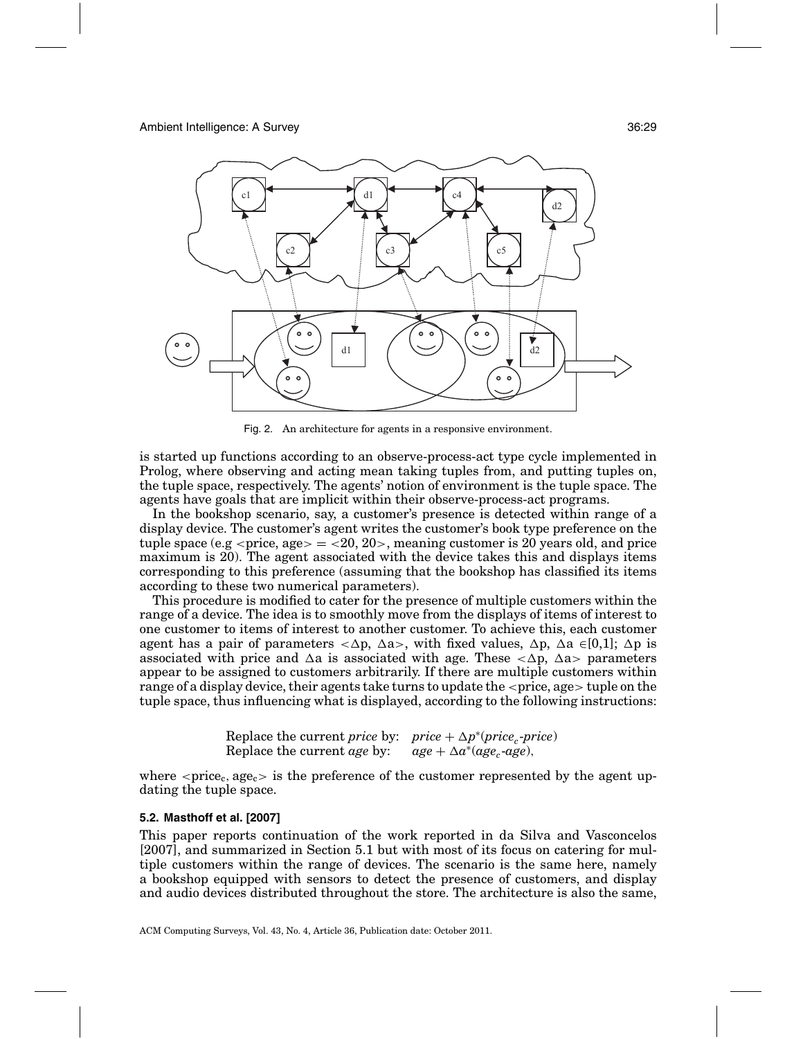Fig. 2. An architecture for agents in a responsive environment.

is started up functions according to an observe-process-act type cycle implemented in Prolog, where observing and acting mean taking tuples from, and putting tuples on, the tuple space, respectively. The agents' notion of environment is the tuple space. The agents have goals that are implicit within their observe-process-act programs.

In the bookshop scenario, say, a customer's presence is detected within range of a display device. The customer's agent writes the customer's book type preference on the tuple space (e.g <price, age> = <20, 20>, meaning customer is 20 years old, and price maximum is 20). The agent associated with the device takes this and displays items corresponding to this preference (assuming that the bookshop has classified its items according to these two numerical parameters).

This procedure is modified to cater for the presence of multiple customers within the range of a device. The idea is to smoothly move from the displays of items of interest to one customer to items of interest to another customer. To achieve this, each customer agent has a pair of parameters $<\Delta p, \Delta a>$, with fixed values, $\Delta p$, $\Delta a \in [0,1]$; $\Delta p$ is associated with price and $\Delta a$ is associated with age. These $<\Delta p, \Delta a>$ parameters appear to be assigned to customers arbitrarily. If there are multiple customers within range of a display device, their agents take turns to update the <price, age> tuple on the tuple space, thus influencing what is displayed, according to the following instructions:

Replace the current *price* by: $price + \Delta p^*(price_c\text{-}price)$
Replace the current *age* by: $age + \Delta a^*(age_c\text{-}age)$,

where $<price_c, age_c>$ is the preference of the customer represented by the agent updating the tuple space.

### 5.2. Masthoff et al. [2007]

This paper reports continuation of the work reported in da Silva and Vasconcelos [2007], and summarized in Section 5.1 but with most of its focus on catering for multiple customers within the range of devices. The scenario is the same here, namely a bookshop equipped with sensors to detect the presence of customers, and display and audio devices distributed throughout the store. The architecture is also the same,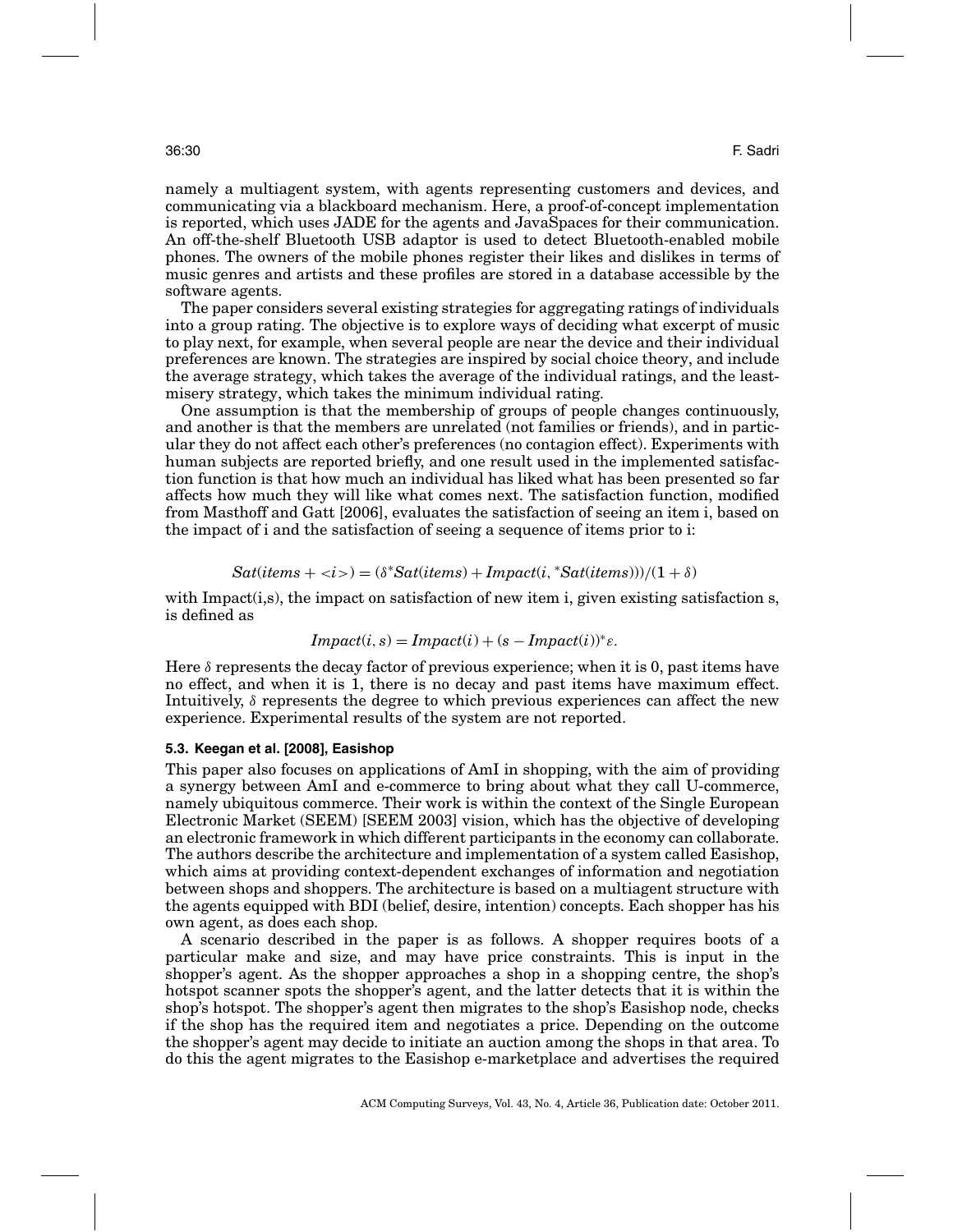namely a multiagent system, with agents representing customers and devices, and communicating via a blackboard mechanism. Here, a proof-of-concept implementation is reported, which uses JADE for the agents and JavaSpaces for their communication. An off-the-shelf Bluetooth USB adaptor is used to detect Bluetooth-enabled mobile phones. The owners of the mobile phones register their likes and dislikes in terms of music genres and artists and these profiles are stored in a database accessible by the software agents.

The paper considers several existing strategies for aggregating ratings of individuals into a group rating. The objective is to explore ways of deciding what excerpt of music to play next, for example, when several people are near the device and their individual preferences are known. The strategies are inspired by social choice theory, and include the average strategy, which takes the average of the individual ratings, and the least-misery strategy, which takes the minimum individual rating.

One assumption is that the membership of groups of people changes continuously, and another is that the members are unrelated (not families or friends), and in particular they do not affect each other's preferences (no contagion effect). Experiments with human subjects are reported briefly, and one result used in the implemented satisfaction function is that how much an individual has liked what has been presented so far affects how much they will like what comes next. The satisfaction function, modified from Masthoff and Gatt [2006], evaluates the satisfaction of seeing an item i, based on the impact of i and the satisfaction of seeing a sequence of items prior to i:

$$Sat(items + <i>) = (\delta^{*}Sat(items) + Impact(i, {}^{*}Sat(items)))/(1 + \delta)$$

with Impact(i,s), the impact on satisfaction of new item i, given existing satisfaction s, is defined as

$$Impact(i, s) = Impact(i) + (s - Impact(i))^{*}\varepsilon.$$

Here $\delta$ represents the decay factor of previous experience; when it is 0, past items have no effect, and when it is 1, there is no decay and past items have maximum effect. Intuitively, $\delta$ represents the degree to which previous experiences can affect the new experience. Experimental results of the system are not reported.

### 5.3. Keegan et al. [2008], Easishop

This paper also focuses on applications of AmI in shopping, with the aim of providing a synergy between AmI and e-commerce to bring about what they call U-commerce, namely ubiquitous commerce. Their work is within the context of the Single European Electronic Market (SEEM) [SEEM 2003] vision, which has the objective of developing an electronic framework in which different participants in the economy can collaborate. The authors describe the architecture and implementation of a system called Easishop, which aims at providing context-dependent exchanges of information and negotiation between shops and shoppers. The architecture is based on a multiagent structure with the agents equipped with BDI (belief, desire, intention) concepts. Each shopper has his own agent, as does each shop.

A scenario described in the paper is as follows. A shopper requires boots of a particular make and size, and may have price constraints. This is input in the shopper's agent. As the shopper approaches a shop in a shopping centre, the shop's hotspot scanner spots the shopper's agent, and the latter detects that it is within the shop's hotspot. The shopper's agent then migrates to the shop's Easishop node, checks if the shop has the required item and negotiates a price. Depending on the outcome the shopper's agent may decide to initiate an auction among the shops in that area. To do this the agent migrates to the Easishop e-marketplace and advertises the required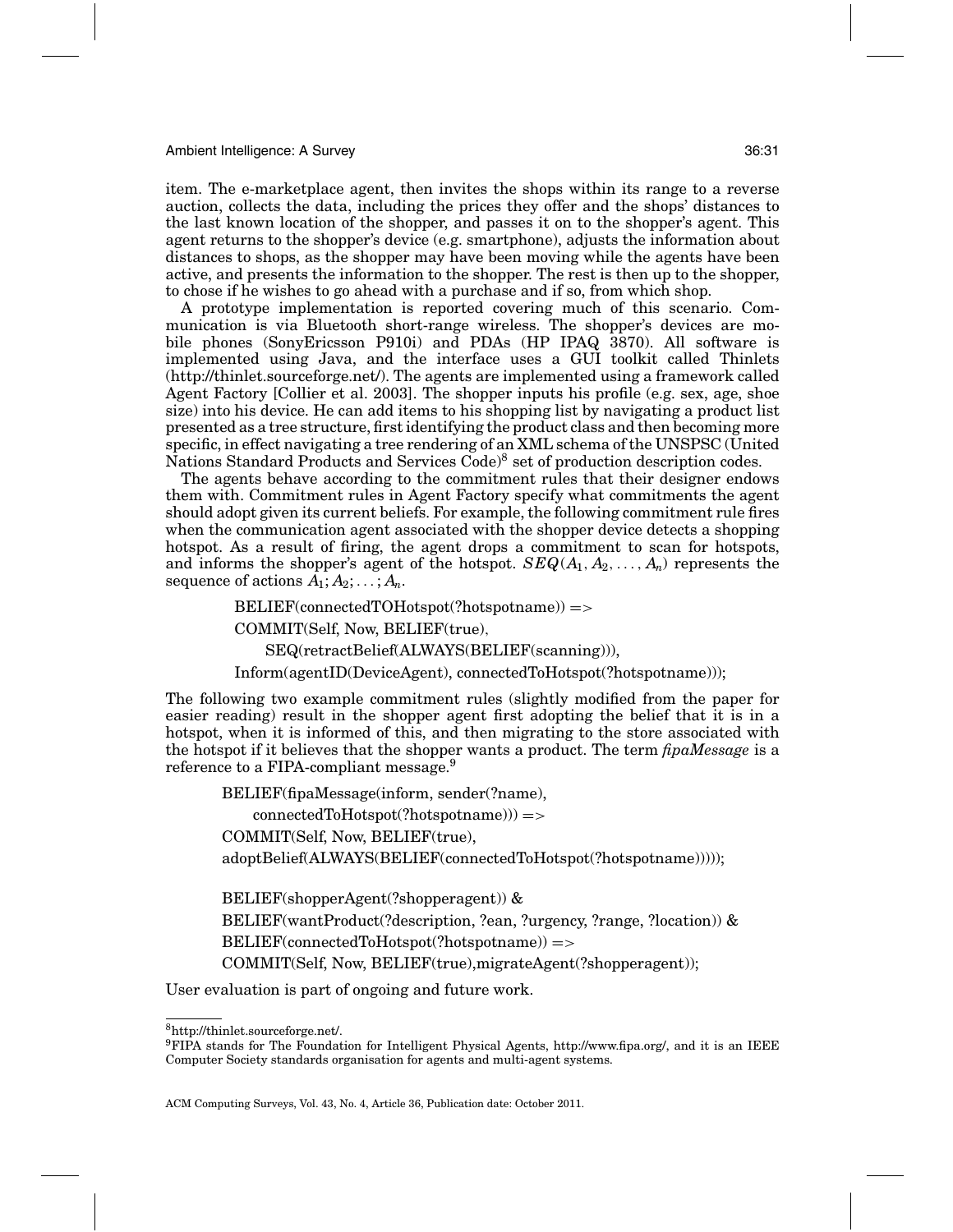item. The e-marketplace agent, then invites the shops within its range to a reverse auction, collects the data, including the prices they offer and the shops' distances to the last known location of the shopper, and passes it on to the shopper's agent. This agent returns to the shopper's device (e.g. smartphone), adjusts the information about distances to shops, as the shopper may have been moving while the agents have been active, and presents the information to the shopper. The rest is then up to the shopper, to chose if he wishes to go ahead with a purchase and if so, from which shop.

A prototype implementation is reported covering much of this scenario. Communication is via Bluetooth short-range wireless. The shopper's devices are mobile phones (SonyEricsson P910i) and PDAs (HP IPAQ 3870). All software is implemented using Java, and the interface uses a GUI toolkit called Thinlets (http://thinlet.sourceforge.net/). The agents are implemented using a framework called Agent Factory [Collier et al. 2003]. The shopper inputs his profile (e.g. sex, age, shoe size) into his device. He can add items to his shopping list by navigating a product list presented as a tree structure, first identifying the product class and then becoming more specific, in effect navigating a tree rendering of an XML schema of the UNSPSC (United Nations Standard Products and Services Code)[8] set of production description codes.

The agents behave according to the commitment rules that their designer endows them with. Commitment rules in Agent Factory specify what commitments the agent should adopt given its current beliefs. For example, the following commitment rule fires when the communication agent associated with the shopper device detects a shopping hotspot. As a result of firing, the agent drops a commitment to scan for hotspots, and informs the shopper's agent of the hotspot. $SEQ(A_1, A_2, \ldots, A_n)$ represents the sequence of actions $A_1; A_2; \ldots; A_n$.

```
BELIEF(connectedTOHotspot(?hotspotname)) =>
COMMIT(Self, Now, BELIEF(true),
    SEQ(retractBelief(ALWAYS(BELIEF(scanning))),
Inform(agentID(DeviceAgent), connectedToHotspot(?hotspotname)));
```

The following two example commitment rules (slightly modified from the paper for easier reading) result in the shopper agent first adopting the belief that it is in a hotspot, when it is informed of this, and then migrating to the store associated with the hotspot if it believes that the shopper wants a product. The term *fipaMessage* is a reference to a FIPA-compliant message.[9]

```
BELIEF(fipaMessage(inform, sender(?name),
    connectedToHotspot(?hotspotname))) =>
COMMIT(Self, Now, BELIEF(true),
adoptBelief(ALWAYS(BELIEF(connectedToHotspot(?hotspotname)))));

BELIEF(shopperAgent(?shopperagent)) &
BELIEF(wantProduct(?description, ?ean, ?urgency, ?range, ?location)) &
BELIEF(connectedToHotspot(?hotspotname)) =>
COMMIT(Self, Now, BELIEF(true),migrateAgent(?shopperagent));
```

User evaluation is part of ongoing and future work.

[8]http://thinlet.sourceforge.net/.

[9]FIPA stands for The Foundation for Intelligent Physical Agents, http://www.fipa.org/, and it is an IEEE Computer Society standards organisation for agents and multi-agent systems.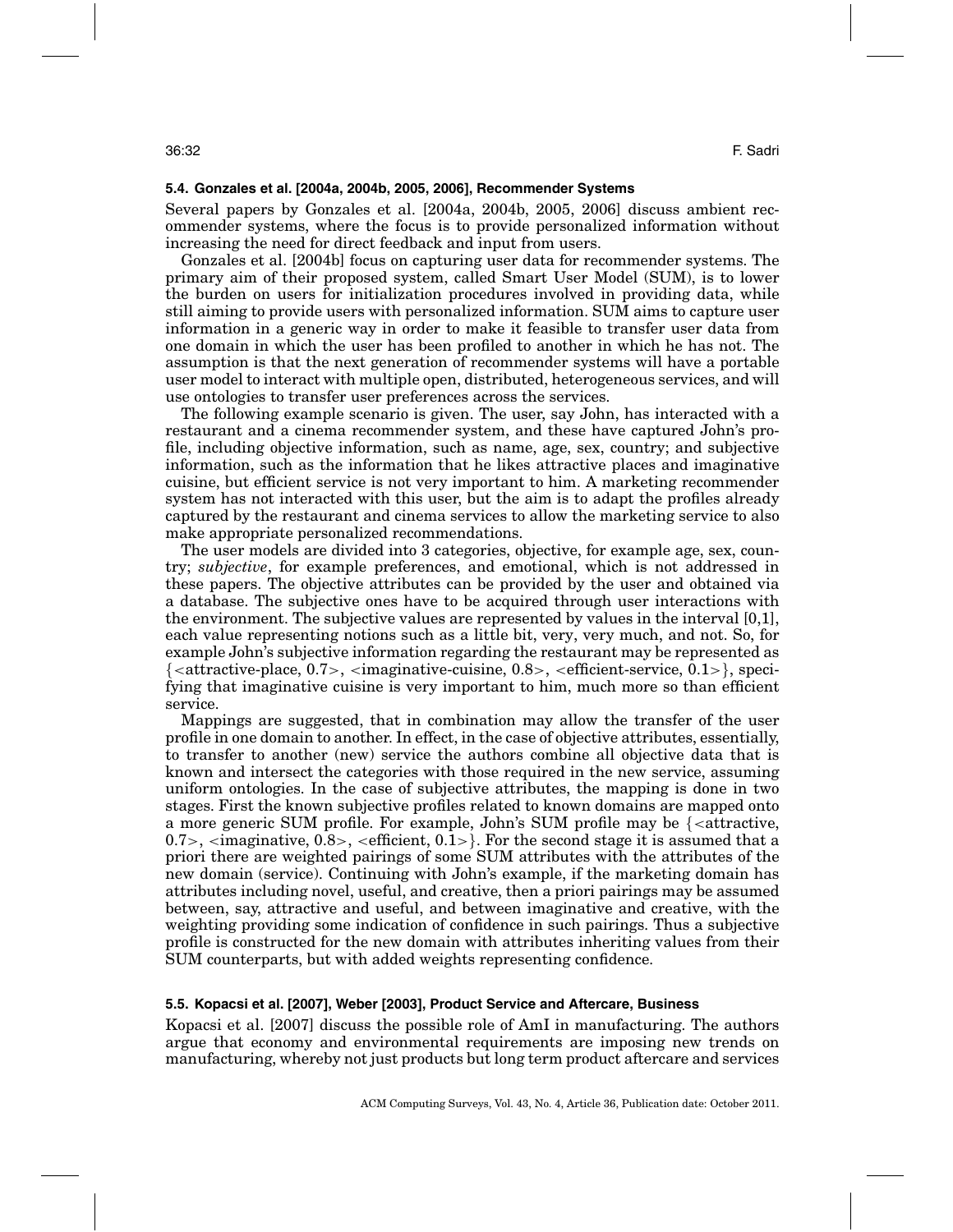### 5.4. Gonzales et al. [2004a, 2004b, 2005, 2006], Recommender Systems

Several papers by Gonzales et al. [2004a, 2004b, 2005, 2006] discuss ambient recommender systems, where the focus is to provide personalized information without increasing the need for direct feedback and input from users.

Gonzales et al. [2004b] focus on capturing user data for recommender systems. The primary aim of their proposed system, called Smart User Model (SUM), is to lower the burden on users for initialization procedures involved in providing data, while still aiming to provide users with personalized information. SUM aims to capture user information in a generic way in order to make it feasible to transfer user data from one domain in which the user has been profiled to another in which he has not. The assumption is that the next generation of recommender systems will have a portable user model to interact with multiple open, distributed, heterogeneous services, and will use ontologies to transfer user preferences across the services.

The following example scenario is given. The user, say John, has interacted with a restaurant and a cinema recommender system, and these have captured John's profile, including objective information, such as name, age, sex, country; and subjective information, such as the information that he likes attractive places and imaginative cuisine, but efficient service is not very important to him. A marketing recommender system has not interacted with this user, but the aim is to adapt the profiles already captured by the restaurant and cinema services to allow the marketing service to also make appropriate personalized recommendations.

The user models are divided into 3 categories, objective, for example age, sex, country; *subjective*, for example preferences, and emotional, which is not addressed in these papers. The objective attributes can be provided by the user and obtained via a database. The subjective ones have to be acquired through user interactions with the environment. The subjective values are represented by values in the interval [0,1], each value representing notions such as a little bit, very, very much, and not. So, for example John's subjective information regarding the restaurant may be represented as {<attractive-place, 0.7>, <imaginative-cuisine, 0.8>, <efficient-service, 0.1>}, specifying that imaginative cuisine is very important to him, much more so than efficient service.

Mappings are suggested, that in combination may allow the transfer of the user profile in one domain to another. In effect, in the case of objective attributes, essentially, to transfer to another (new) service the authors combine all objective data that is known and intersect the categories with those required in the new service, assuming uniform ontologies. In the case of subjective attributes, the mapping is done in two stages. First the known subjective profiles related to known domains are mapped onto a more generic SUM profile. For example, John's SUM profile may be {<attractive, 0.7>, <imaginative, 0.8>, <efficient, 0.1>}. For the second stage it is assumed that a priori there are weighted pairings of some SUM attributes with the attributes of the new domain (service). Continuing with John's example, if the marketing domain has attributes including novel, useful, and creative, then a priori pairings may be assumed between, say, attractive and useful, and between imaginative and creative, with the weighting providing some indication of confidence in such pairings. Thus a subjective profile is constructed for the new domain with attributes inheriting values from their SUM counterparts, but with added weights representing confidence.

### 5.5. Kopacsi et al. [2007], Weber [2003], Product Service and Aftercare, Business

Kopacsi et al. [2007] discuss the possible role of AmI in manufacturing. The authors argue that economy and environmental requirements are imposing new trends on manufacturing, whereby not just products but long term product aftercare and services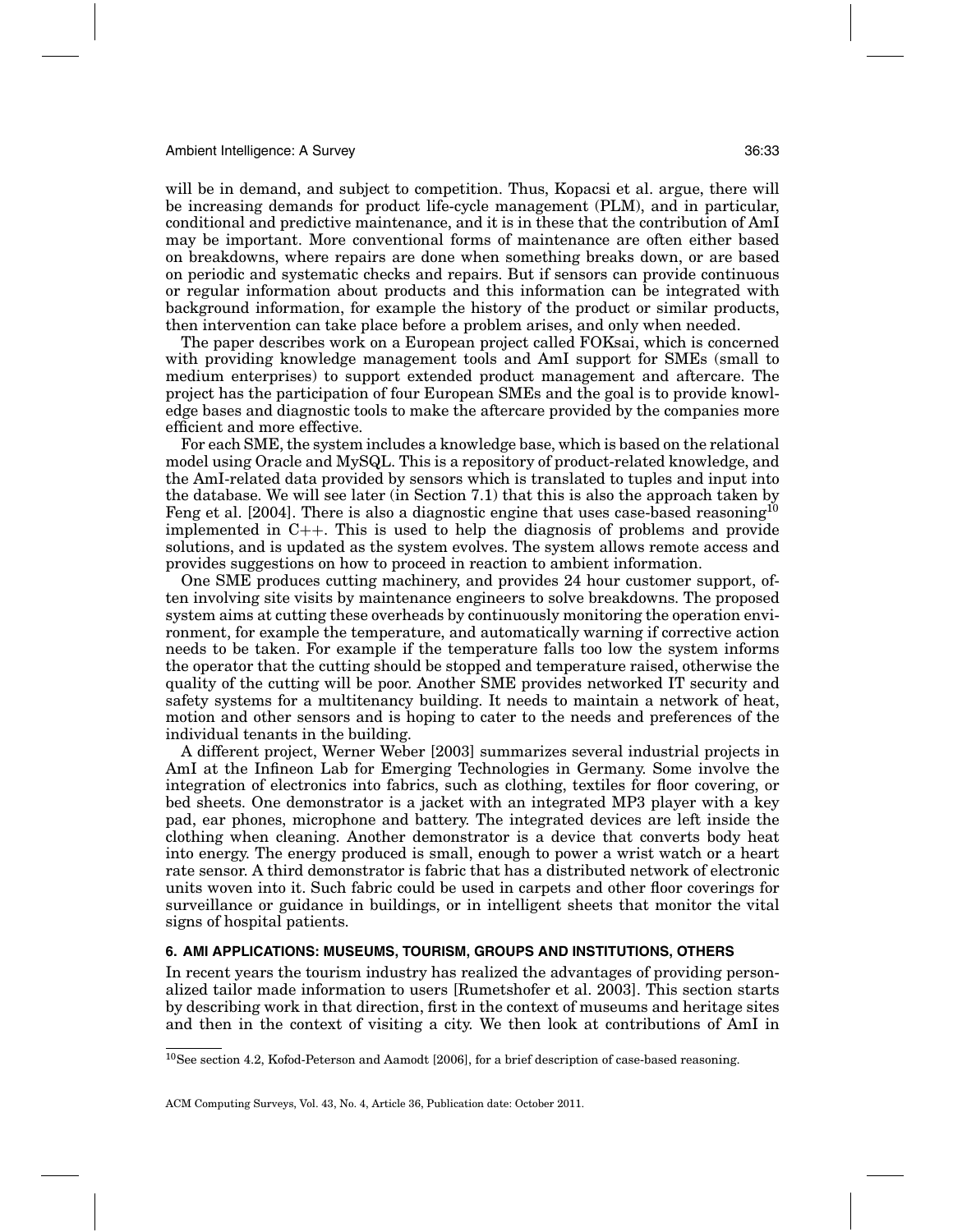will be in demand, and subject to competition. Thus, Kopacsi et al. argue, there will be increasing demands for product life-cycle management (PLM), and in particular, conditional and predictive maintenance, and it is in these that the contribution of AmI may be important. More conventional forms of maintenance are often either based on breakdowns, where repairs are done when something breaks down, or are based on periodic and systematic checks and repairs. But if sensors can provide continuous or regular information about products and this information can be integrated with background information, for example the history of the product or similar products, then intervention can take place before a problem arises, and only when needed.

The paper describes work on a European project called FOKsai, which is concerned with providing knowledge management tools and AmI support for SMEs (small to medium enterprises) to support extended product management and aftercare. The project has the participation of four European SMEs and the goal is to provide knowledge bases and diagnostic tools to make the aftercare provided by the companies more efficient and more effective.

For each SME, the system includes a knowledge base, which is based on the relational model using Oracle and MySQL. This is a repository of product-related knowledge, and the AmI-related data provided by sensors which is translated to tuples and input into the database. We will see later (in Section 7.1) that this is also the approach taken by Feng et al. [2004]. There is also a diagnostic engine that uses case-based reasoning[10] implemented in C++. This is used to help the diagnosis of problems and provide solutions, and is updated as the system evolves. The system allows remote access and provides suggestions on how to proceed in reaction to ambient information.

One SME produces cutting machinery, and provides 24 hour customer support, often involving site visits by maintenance engineers to solve breakdowns. The proposed system aims at cutting these overheads by continuously monitoring the operation environment, for example the temperature, and automatically warning if corrective action needs to be taken. For example if the temperature falls too low the system informs the operator that the cutting should be stopped and temperature raised, otherwise the quality of the cutting will be poor. Another SME provides networked IT security and safety systems for a multitenancy building. It needs to maintain a network of heat, motion and other sensors and is hoping to cater to the needs and preferences of the individual tenants in the building.

A different project, Werner Weber [2003] summarizes several industrial projects in AmI at the Infineon Lab for Emerging Technologies in Germany. Some involve the integration of electronics into fabrics, such as clothing, textiles for floor covering, or bed sheets. One demonstrator is a jacket with an integrated MP3 player with a key pad, ear phones, microphone and battery. The integrated devices are left inside the clothing when cleaning. Another demonstrator is a device that converts body heat into energy. The energy produced is small, enough to power a wrist watch or a heart rate sensor. A third demonstrator is fabric that has a distributed network of electronic units woven into it. Such fabric could be used in carpets and other floor coverings for surveillance or guidance in buildings, or in intelligent sheets that monitor the vital signs of hospital patients.

## 6. AMI APPLICATIONS: MUSEUMS, TOURISM, GROUPS AND INSTITUTIONS, OTHERS

In recent years the tourism industry has realized the advantages of providing personalized tailor made information to users [Rumetshofer et al. 2003]. This section starts by describing work in that direction, first in the context of museums and heritage sites and then in the context of visiting a city. We then look at contributions of AmI in

---

[10] See section 4.2, Kofod-Peterson and Aamodt [2006], for a brief description of case-based reasoning.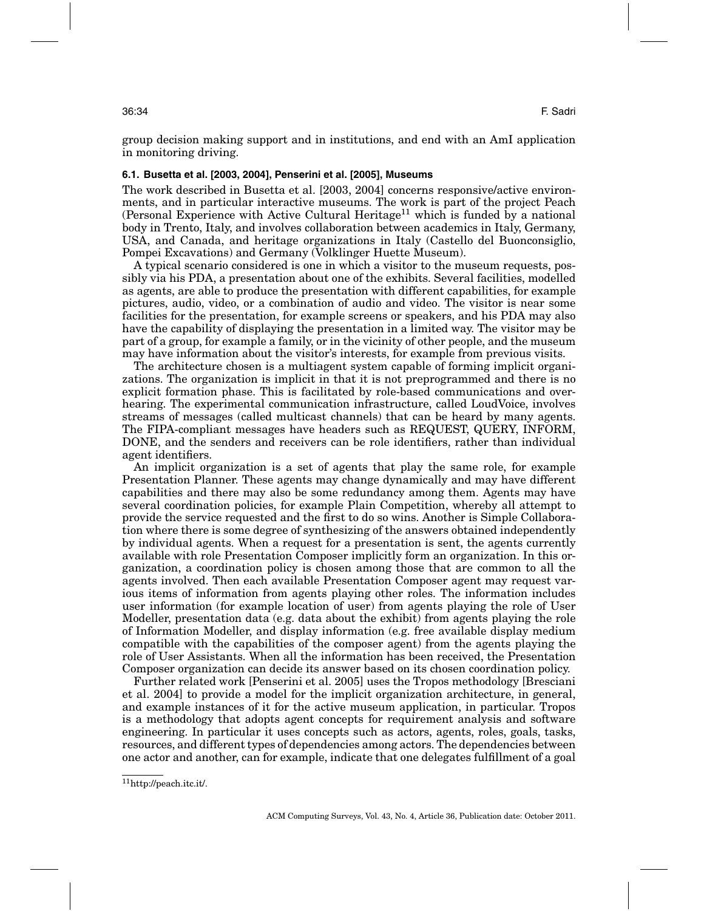group decision making support and in institutions, and end with an AmI application in monitoring driving.

### 6.1. Busetta et al. [2003, 2004], Penserini et al. [2005], Museums

The work described in Busetta et al. [2003, 2004] concerns responsive/active environments, and in particular interactive museums. The work is part of the project Peach (Personal Experience with Active Cultural Heritage[11] which is funded by a national body in Trento, Italy, and involves collaboration between academics in Italy, Germany, USA, and Canada, and heritage organizations in Italy (Castello del Buonconsiglio, Pompei Excavations) and Germany (Volklinger Huette Museum).

A typical scenario considered is one in which a visitor to the museum requests, possibly via his PDA, a presentation about one of the exhibits. Several facilities, modelled as agents, are able to produce the presentation with different capabilities, for example pictures, audio, video, or a combination of audio and video. The visitor is near some facilities for the presentation, for example screens or speakers, and his PDA may also have the capability of displaying the presentation in a limited way. The visitor may be part of a group, for example a family, or in the vicinity of other people, and the museum may have information about the visitor's interests, for example from previous visits.

The architecture chosen is a multiagent system capable of forming implicit organizations. The organization is implicit in that it is not preprogrammed and there is no explicit formation phase. This is facilitated by role-based communications and overhearing. The experimental communication infrastructure, called LoudVoice, involves streams of messages (called multicast channels) that can be heard by many agents. The FIPA-compliant messages have headers such as REQUEST, QUERY, INFORM, DONE, and the senders and receivers can be role identifiers, rather than individual agent identifiers.

An implicit organization is a set of agents that play the same role, for example Presentation Planner. These agents may change dynamically and may have different capabilities and there may also be some redundancy among them. Agents may have several coordination policies, for example Plain Competition, whereby all attempt to provide the service requested and the first to do so wins. Another is Simple Collaboration where there is some degree of synthesizing of the answers obtained independently by individual agents. When a request for a presentation is sent, the agents currently available with role Presentation Composer implicitly form an organization. In this organization, a coordination policy is chosen among those that are common to all the agents involved. Then each available Presentation Composer agent may request various items of information from agents playing other roles. The information includes user information (for example location of user) from agents playing the role of User Modeller, presentation data (e.g. data about the exhibit) from agents playing the role of Information Modeller, and display information (e.g. free available display medium compatible with the capabilities of the composer agent) from the agents playing the role of User Assistants. When all the information has been received, the Presentation Composer organization can decide its answer based on its chosen coordination policy.

Further related work [Penserini et al. 2005] uses the Tropos methodology [Bresciani et al. 2004] to provide a model for the implicit organization architecture, in general, and example instances of it for the active museum application, in particular. Tropos is a methodology that adopts agent concepts for requirement analysis and software engineering. In particular it uses concepts such as actors, agents, roles, goals, tasks, resources, and different types of dependencies among actors. The dependencies between one actor and another, can for example, indicate that one delegates fulfillment of a goal

[11] http://peach.itc.it/.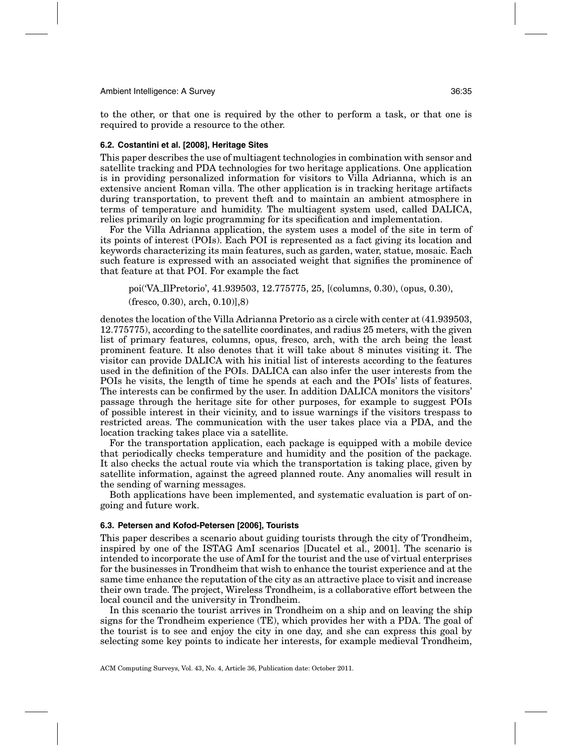to the other, or that one is required by the other to perform a task, or that one is required to provide a resource to the other.

### 6.2. Costantini et al. [2008], Heritage Sites

This paper describes the use of multiagent technologies in combination with sensor and satellite tracking and PDA technologies for two heritage applications. One application is in providing personalized information for visitors to Villa Adrianna, which is an extensive ancient Roman villa. The other application is in tracking heritage artifacts during transportation, to prevent theft and to maintain an ambient atmosphere in terms of temperature and humidity. The multiagent system used, called DALICA, relies primarily on logic programming for its specification and implementation.

For the Villa Adrianna application, the system uses a model of the site in term of its points of interest (POIs). Each POI is represented as a fact giving its location and keywords characterizing its main features, such as garden, water, statue, mosaic. Each such feature is expressed with an associated weight that signifies the prominence of that feature at that POI. For example the fact

poi('VA_IlPretorio', 41.939503, 12.775775, 25, [(columns, 0.30), (opus, 0.30), (fresco, 0.30), arch, 0.10)],8)

denotes the location of the Villa Adrianna Pretorio as a circle with center at (41.939503, 12.775775), according to the satellite coordinates, and radius 25 meters, with the given list of primary features, columns, opus, fresco, arch, with the arch being the least prominent feature. It also denotes that it will take about 8 minutes visiting it. The visitor can provide DALICA with his initial list of interests according to the features used in the definition of the POIs. DALICA can also infer the user interests from the POIs he visits, the length of time he spends at each and the POIs' lists of features. The interests can be confirmed by the user. In addition DALICA monitors the visitors' passage through the heritage site for other purposes, for example to suggest POIs of possible interest in their vicinity, and to issue warnings if the visitors trespass to restricted areas. The communication with the user takes place via a PDA, and the location tracking takes place via a satellite.

For the transportation application, each package is equipped with a mobile device that periodically checks temperature and humidity and the position of the package. It also checks the actual route via which the transportation is taking place, given by satellite information, against the agreed planned route. Any anomalies will result in the sending of warning messages.

Both applications have been implemented, and systematic evaluation is part of ongoing and future work.

### 6.3. Petersen and Kofod-Petersen [2006], Tourists

This paper describes a scenario about guiding tourists through the city of Trondheim, inspired by one of the ISTAG AmI scenarios [Ducatel et al., 2001]. The scenario is intended to incorporate the use of AmI for the tourist and the use of virtual enterprises for the businesses in Trondheim that wish to enhance the tourist experience and at the same time enhance the reputation of the city as an attractive place to visit and increase their own trade. The project, Wireless Trondheim, is a collaborative effort between the local council and the university in Trondheim.

In this scenario the tourist arrives in Trondheim on a ship and on leaving the ship signs for the Trondheim experience (TE), which provides her with a PDA. The goal of the tourist is to see and enjoy the city in one day, and she can express this goal by selecting some key points to indicate her interests, for example medieval Trondheim,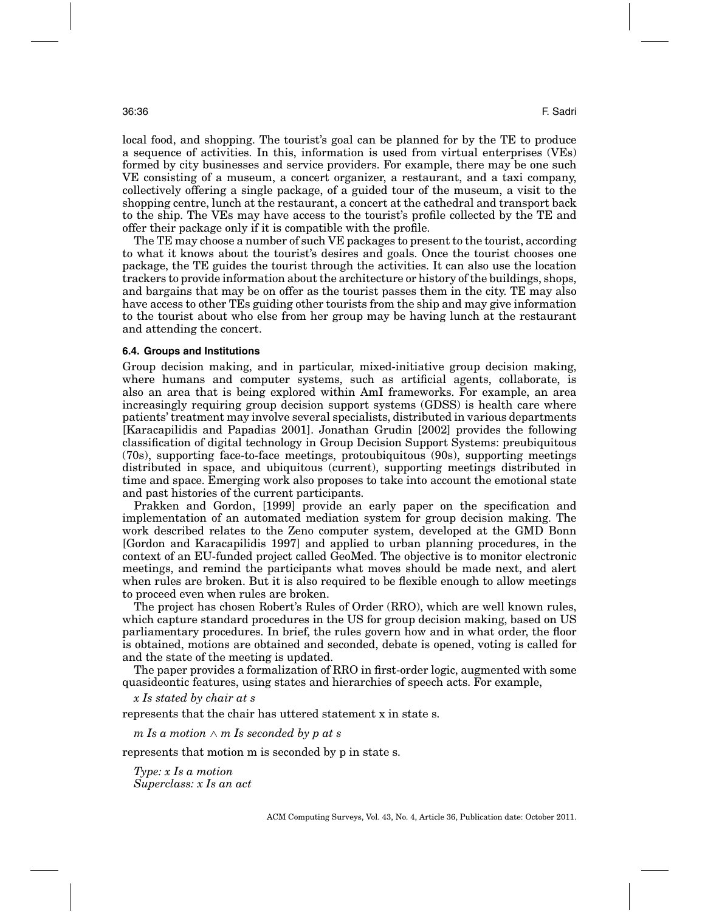local food, and shopping. The tourist's goal can be planned for by the TE to produce a sequence of activities. In this, information is used from virtual enterprises (VEs) formed by city businesses and service providers. For example, there may be one such VE consisting of a museum, a concert organizer, a restaurant, and a taxi company, collectively offering a single package, of a guided tour of the museum, a visit to the shopping centre, lunch at the restaurant, a concert at the cathedral and transport back to the ship. The VEs may have access to the tourist's profile collected by the TE and offer their package only if it is compatible with the profile.

The TE may choose a number of such VE packages to present to the tourist, according to what it knows about the tourist's desires and goals. Once the tourist chooses one package, the TE guides the tourist through the activities. It can also use the location trackers to provide information about the architecture or history of the buildings, shops, and bargains that may be on offer as the tourist passes them in the city. TE may also have access to other TEs guiding other tourists from the ship and may give information to the tourist about who else from her group may be having lunch at the restaurant and attending the concert.

### 6.4. Groups and Institutions

Group decision making, and in particular, mixed-initiative group decision making, where humans and computer systems, such as artificial agents, collaborate, is also an area that is being explored within AmI frameworks. For example, an area increasingly requiring group decision support systems (GDSS) is health care where patients' treatment may involve several specialists, distributed in various departments [Karacapilidis and Papadias 2001]. Jonathan Grudin [2002] provides the following classification of digital technology in Group Decision Support Systems: preubiquitous (70s), supporting face-to-face meetings, protoubiquitous (90s), supporting meetings distributed in space, and ubiquitous (current), supporting meetings distributed in time and space. Emerging work also proposes to take into account the emotional state and past histories of the current participants.

Prakken and Gordon, [1999] provide an early paper on the specification and implementation of an automated mediation system for group decision making. The work described relates to the Zeno computer system, developed at the GMD Bonn [Gordon and Karacapilidis 1997] and applied to urban planning procedures, in the context of an EU-funded project called GeoMed. The objective is to monitor electronic meetings, and remind the participants what moves should be made next, and alert when rules are broken. But it is also required to be flexible enough to allow meetings to proceed even when rules are broken.

The project has chosen Robert's Rules of Order (RRO), which are well known rules, which capture standard procedures in the US for group decision making, based on US parliamentary procedures. In brief, the rules govern how and in what order, the floor is obtained, motions are obtained and seconded, debate is opened, voting is called for and the state of the meeting is updated.

The paper provides a formalization of RRO in first-order logic, augmented with some quasideontic features, using states and hierarchies of speech acts. For example,

*x Is stated by chair at s*

represents that the chair has uttered statement x in state s.

*m Is a motion* $\wedge$ *m Is seconded by p at s*

represents that motion m is seconded by p in state s.

*Type: x Is a motion*
*Superclass: x Is an act*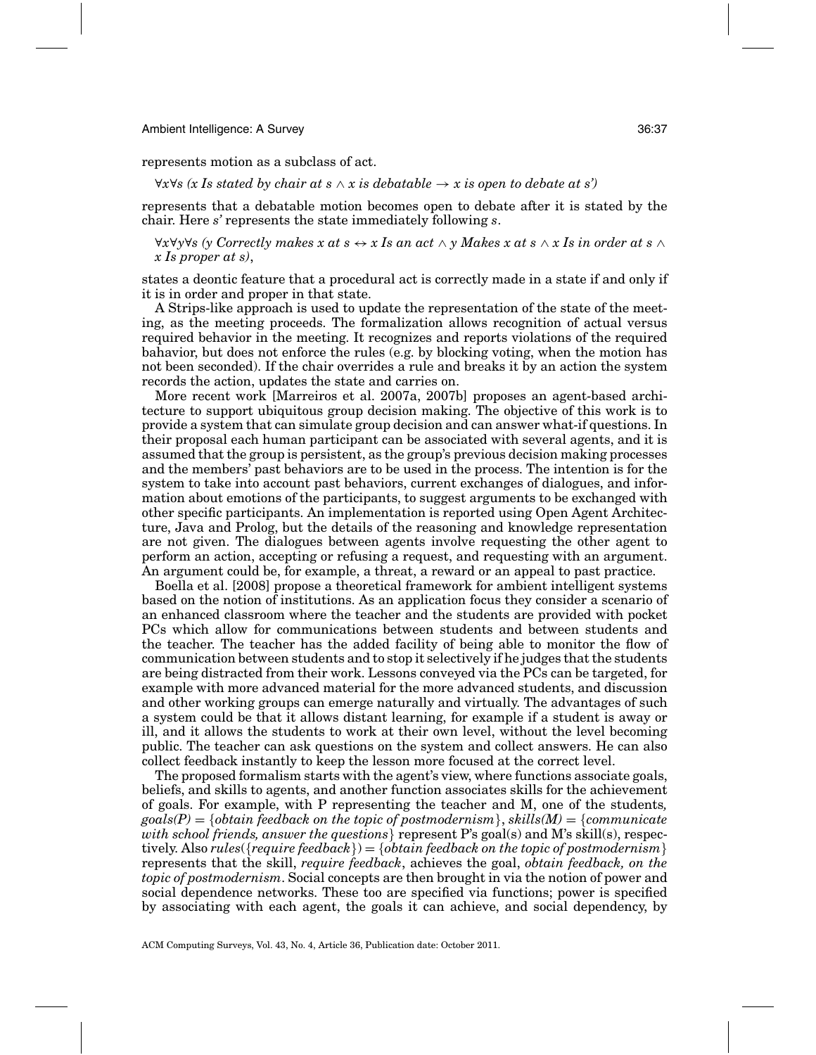represents motion as a subclass of act.

$\forall x \forall s$ *(x Is stated by chair at s* $\wedge$ *x is debatable* $\rightarrow$ *x is open to debate at s')*

represents that a debatable motion becomes open to debate after it is stated by the chair. Here *s'* represents the state immediately following *s*.

$\forall x \forall y \forall s$ *(y Correctly makes x at s* $\leftrightarrow$ *x Is an act* $\wedge$ *y Makes x at s* $\wedge$ *x Is in order at s* $\wedge$ *x Is proper at s)*,

states a deontic feature that a procedural act is correctly made in a state if and only if it is in order and proper in that state.

A Strips-like approach is used to update the representation of the state of the meeting, as the meeting proceeds. The formalization allows recognition of actual versus required behavior in the meeting. It recognizes and reports violations of the required bahavior, but does not enforce the rules (e.g. by blocking voting, when the motion has not been seconded). If the chair overrides a rule and breaks it by an action the system records the action, updates the state and carries on.

More recent work [Marreiros et al. 2007a, 2007b] proposes an agent-based architecture to support ubiquitous group decision making. The objective of this work is to provide a system that can simulate group decision and can answer what-if questions. In their proposal each human participant can be associated with several agents, and it is assumed that the group is persistent, as the group's previous decision making processes and the members' past behaviors are to be used in the process. The intention is for the system to take into account past behaviors, current exchanges of dialogues, and information about emotions of the participants, to suggest arguments to be exchanged with other specific participants. An implementation is reported using Open Agent Architecture, Java and Prolog, but the details of the reasoning and knowledge representation are not given. The dialogues between agents involve requesting the other agent to perform an action, accepting or refusing a request, and requesting with an argument. An argument could be, for example, a threat, a reward or an appeal to past practice.

Boella et al. [2008] propose a theoretical framework for ambient intelligent systems based on the notion of institutions. As an application focus they consider a scenario of an enhanced classroom where the teacher and the students are provided with pocket PCs which allow for communications between students and between students and the teacher. The teacher has the added facility of being able to monitor the flow of communication between students and to stop it selectively if he judges that the students are being distracted from their work. Lessons conveyed via the PCs can be targeted, for example with more advanced material for the more advanced students, and discussion and other working groups can emerge naturally and virtually. The advantages of such a system could be that it allows distant learning, for example if a student is away or ill, and it allows the students to work at their own level, without the level becoming public. The teacher can ask questions on the system and collect answers. He can also collect feedback instantly to keep the lesson more focused at the correct level.

The proposed formalism starts with the agent's view, where functions associate goals, beliefs, and skills to agents, and another function associates skills for the achievement of goals. For example, with P representing the teacher and M, one of the students, *goals(P)* = {*obtain feedback on the topic of postmodernism*}, *skills(M)* = {*communicate with school friends, answer the questions*} represent P's goal(s) and M's skill(s), respectively. Also *rules*({*require feedback*}) = {*obtain feedback on the topic of postmodernism*} represents that the skill, *require feedback*, achieves the goal, *obtain feedback, on the topic of postmodernism*. Social concepts are then brought in via the notion of power and social dependence networks. These too are specified via functions; power is specified by associating with each agent, the goals it can achieve, and social dependency, by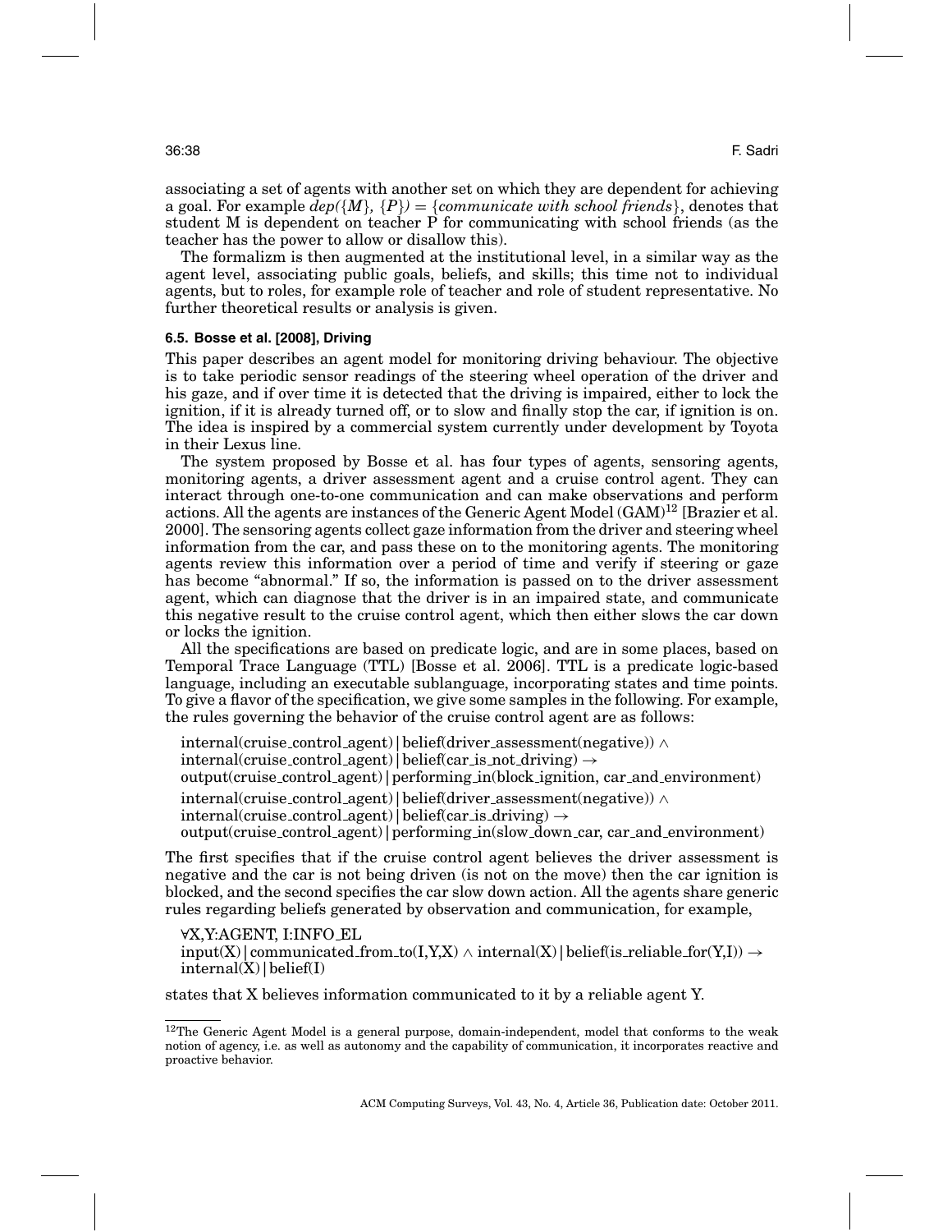associating a set of agents with another set on which they are dependent for achieving a goal. For example *dep({M}, {P}) = {communicate with school friends}*, denotes that student M is dependent on teacher P for communicating with school friends (as the teacher has the power to allow or disallow this).

The formalizm is then augmented at the institutional level, in a similar way as the agent level, associating public goals, beliefs, and skills; this time not to individual agents, but to roles, for example role of teacher and role of student representative. No further theoretical results or analysis is given.

### 6.5. Bosse et al. [2008], Driving

This paper describes an agent model for monitoring driving behaviour. The objective is to take periodic sensor readings of the steering wheel operation of the driver and his gaze, and if over time it is detected that the driving is impaired, either to lock the ignition, if it is already turned off, or to slow and finally stop the car, if ignition is on. The idea is inspired by a commercial system currently under development by Toyota in their Lexus line.

The system proposed by Bosse et al. has four types of agents, sensoring agents, monitoring agents, a driver assessment agent and a cruise control agent. They can interact through one-to-one communication and can make observations and perform actions. All the agents are instances of the Generic Agent Model (GAM)[12] [Brazier et al. 2000]. The sensoring agents collect gaze information from the driver and steering wheel information from the car, and pass these on to the monitoring agents. The monitoring agents review this information over a period of time and verify if steering or gaze has become "abnormal." If so, the information is passed on to the driver assessment agent, which can diagnose that the driver is in an impaired state, and communicate this negative result to the cruise control agent, which then either slows the car down or locks the ignition.

All the specifications are based on predicate logic, and are in some places, based on Temporal Trace Language (TTL) [Bosse et al. 2006]. TTL is a predicate logic-based language, including an executable sublanguage, incorporating states and time points. To give a flavor of the specification, we give some samples in the following. For example, the rules governing the behavior of the cruise control agent are as follows:

internal(cruise_control_agent) | belief(driver_assessment(negative)) ∧
internal(cruise_control_agent) | belief(car_is_not_driving) →
output(cruise_control_agent) | performing_in(block_ignition, car_and_environment)

internal(cruise_control_agent) | belief(driver_assessment(negative)) ∧
internal(cruise_control_agent) | belief(car_is_driving) →
output(cruise_control_agent) | performing_in(slow_down_car, car_and_environment)

The first specifies that if the cruise control agent believes the driver assessment is negative and the car is not being driven (is not on the move) then the car ignition is blocked, and the second specifies the car slow down action. All the agents share generic rules regarding beliefs generated by observation and communication, for example,

∀X,Y:AGENT, I:INFO_EL
input(X) | communicated_from_to(I,Y,X) ∧ internal(X) | belief(is_reliable_for(Y,I)) →
internal(X) | belief(I)

states that X believes information communicated to it by a reliable agent Y.

---

[12] The Generic Agent Model is a general purpose, domain-independent, model that conforms to the weak notion of agency, i.e. as well as autonomy and the capability of communication, it incorporates reactive and proactive behavior.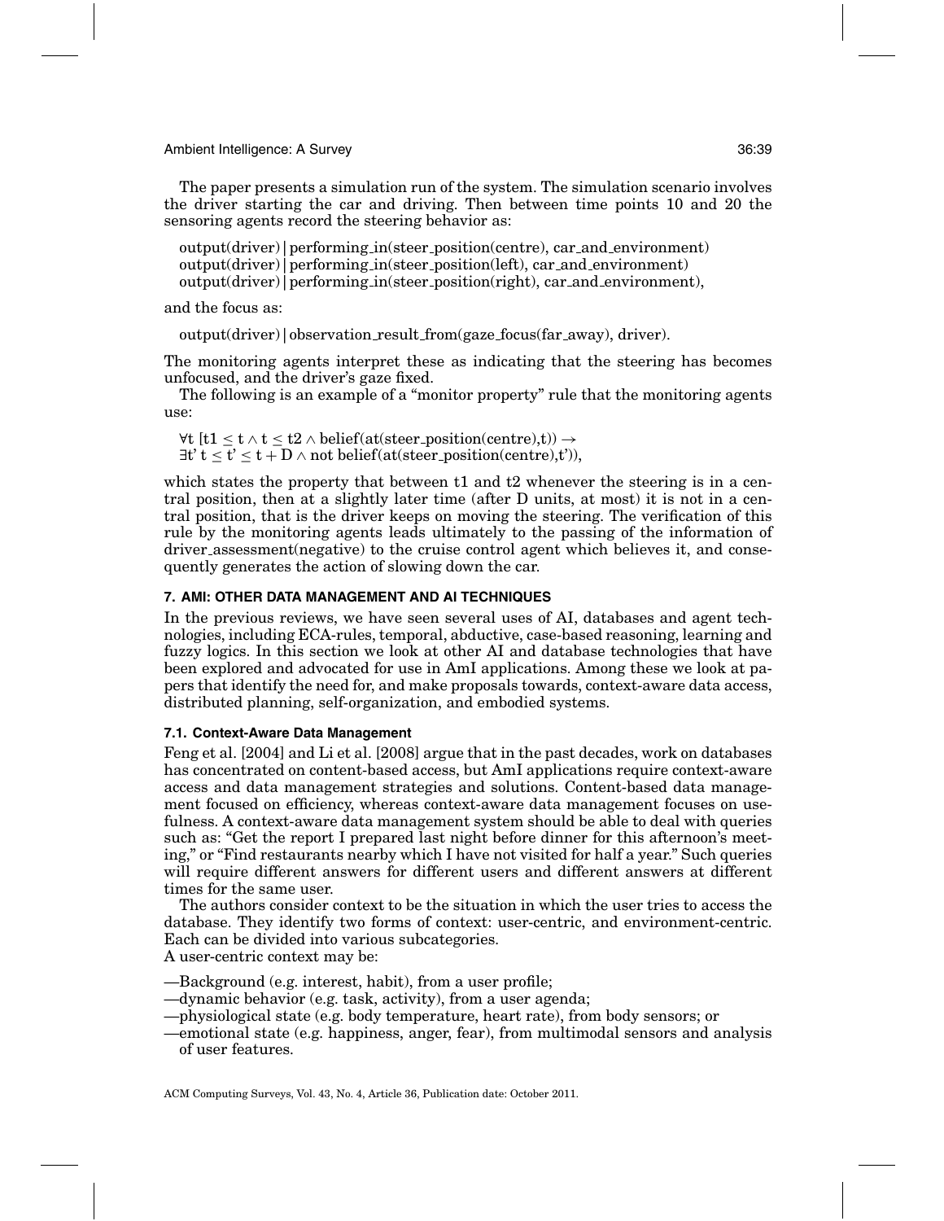The paper presents a simulation run of the system. The simulation scenario involves the driver starting the car and driving. Then between time points 10 and 20 the sensoring agents record the steering behavior as:

output(driver) | performing_in(steer_position(centre), car_and_environment)
output(driver) | performing_in(steer_position(left), car_and_environment)
output(driver) | performing_in(steer_position(right), car_and_environment),

and the focus as:

output(driver) | observation_result_from(gaze_focus(far_away), driver).

The monitoring agents interpret these as indicating that the steering has becomes unfocused, and the driver's gaze fixed.

The following is an example of a "monitor property" rule that the monitoring agents use:

$\forall$t [t1 $\leq$ t $\wedge$ t $\leq$ t2 $\wedge$ belief(at(steer_position(centre),t)) $\rightarrow$
$\exists$t' t $\leq$ t' $\leq$ t + D $\wedge$ not belief(at(steer_position(centre),t')),

which states the property that between t1 and t2 whenever the steering is in a central position, then at a slightly later time (after D units, at most) it is not in a central position, that is the driver keeps on moving the steering. The verification of this rule by the monitoring agents leads ultimately to the passing of the information of driver_assessment(negative) to the cruise control agent which believes it, and consequently generates the action of slowing down the car.

## 7. AMI: OTHER DATA MANAGEMENT AND AI TECHNIQUES

In the previous reviews, we have seen several uses of AI, databases and agent technologies, including ECA-rules, temporal, abductive, case-based reasoning, learning and fuzzy logics. In this section we look at other AI and database technologies that have been explored and advocated for use in AmI applications. Among these we look at papers that identify the need for, and make proposals towards, context-aware data access, distributed planning, self-organization, and embodied systems.

### 7.1. Context-Aware Data Management

Feng et al. [2004] and Li et al. [2008] argue that in the past decades, work on databases has concentrated on content-based access, but AmI applications require context-aware access and data management strategies and solutions. Content-based data management focused on efficiency, whereas context-aware data management focuses on usefulness. A context-aware data management system should be able to deal with queries such as: "Get the report I prepared last night before dinner for this afternoon's meeting," or "Find restaurants nearby which I have not visited for half a year." Such queries will require different answers for different users and different answers at different times for the same user.

The authors consider context to be the situation in which the user tries to access the database. They identify two forms of context: user-centric, and environment-centric. Each can be divided into various subcategories.

A user-centric context may be:

—Background (e.g. interest, habit), from a user profile;
—dynamic behavior (e.g. task, activity), from a user agenda;
—physiological state (e.g. body temperature, heart rate), from body sensors; or
—emotional state (e.g. happiness, anger, fear), from multimodal sensors and analysis of user features.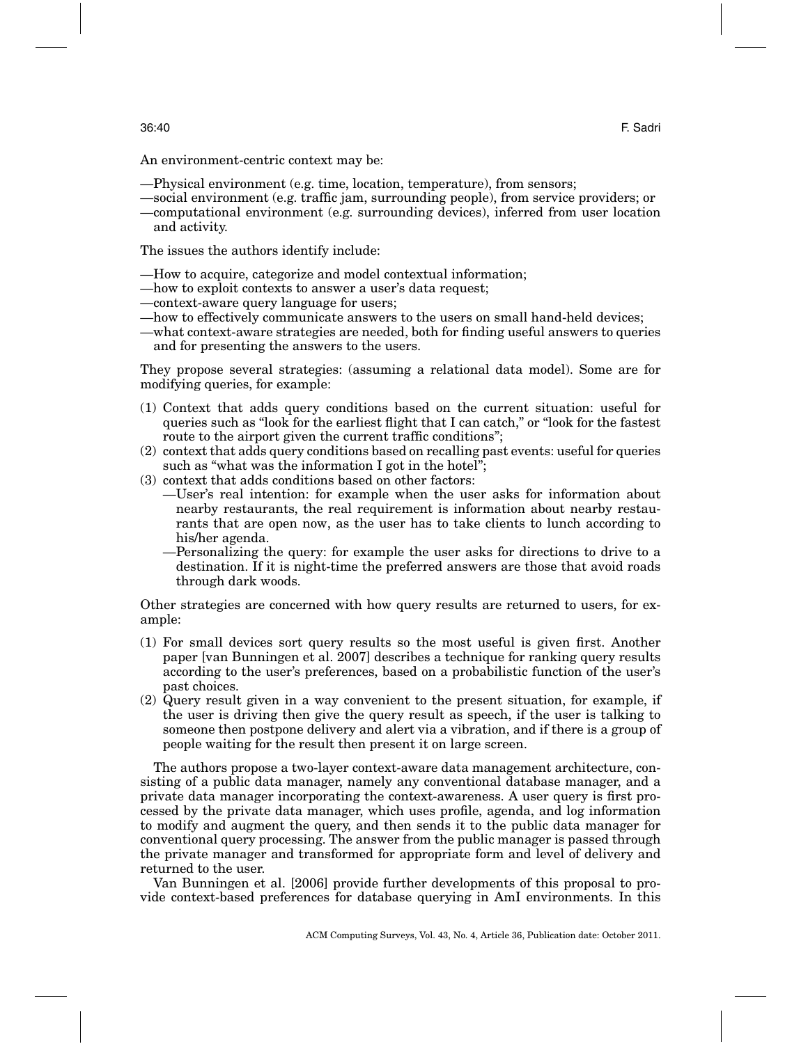An environment-centric context may be:

—Physical environment (e.g. time, location, temperature), from sensors;
—social environment (e.g. traffic jam, surrounding people), from service providers; or
—computational environment (e.g. surrounding devices), inferred from user location and activity.

The issues the authors identify include:

—How to acquire, categorize and model contextual information;
—how to exploit contexts to answer a user's data request;
—context-aware query language for users;
—how to effectively communicate answers to the users on small hand-held devices;
—what context-aware strategies are needed, both for finding useful answers to queries and for presenting the answers to the users.

They propose several strategies: (assuming a relational data model). Some are for modifying queries, for example:

(1) Context that adds query conditions based on the current situation: useful for queries such as "look for the earliest flight that I can catch," or "look for the fastest route to the airport given the current traffic conditions";
(2) context that adds query conditions based on recalling past events: useful for queries such as "what was the information I got in the hotel";
(3) context that adds conditions based on other factors:
    —User's real intention: for example when the user asks for information about nearby restaurants, the real requirement is information about nearby restaurants that are open now, as the user has to take clients to lunch according to his/her agenda.
    —Personalizing the query: for example the user asks for directions to drive to a destination. If it is night-time the preferred answers are those that avoid roads through dark woods.

Other strategies are concerned with how query results are returned to users, for example:

(1) For small devices sort query results so the most useful is given first. Another paper [van Bunningen et al. 2007] describes a technique for ranking query results according to the user's preferences, based on a probabilistic function of the user's past choices.
(2) Query result given in a way convenient to the present situation, for example, if the user is driving then give the query result as speech, if the user is talking to someone then postpone delivery and alert via a vibration, and if there is a group of people waiting for the result then present it on large screen.

The authors propose a two-layer context-aware data management architecture, consisting of a public data manager, namely any conventional database manager, and a private data manager incorporating the context-awareness. A user query is first processed by the private data manager, which uses profile, agenda, and log information to modify and augment the query, and then sends it to the public data manager for conventional query processing. The answer from the public manager is passed through the private manager and transformed for appropriate form and level of delivery and returned to the user.

Van Bunningen et al. [2006] provide further developments of this proposal to provide context-based preferences for database querying in AmI environments. In this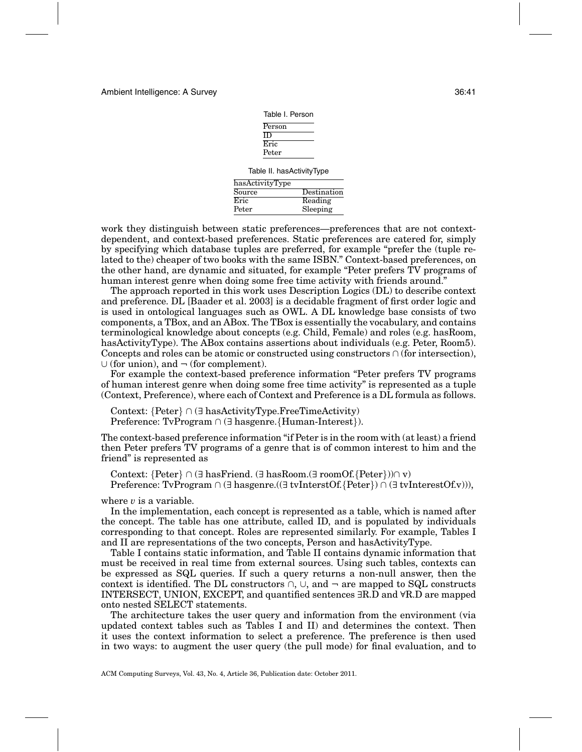Table I. Person

| Person |
|---|
| ID |
| Eric |
| Peter |

Table II. hasActivityType

| hasActivityType | |
|---|---|
| Source | Destination |
| Eric | Reading |
| Peter | Sleeping |

work they distinguish between static preferences—preferences that are not context-dependent, and context-based preferences. Static preferences are catered for, simply by specifying which database tuples are preferred, for example "prefer the (tuple related to the) cheaper of two books with the same ISBN." Context-based preferences, on the other hand, are dynamic and situated, for example "Peter prefers TV programs of human interest genre when doing some free time activity with friends around."

The approach reported in this work uses Description Logics (DL) to describe context and preference. DL [Baader et al. 2003] is a decidable fragment of first order logic and is used in ontological languages such as OWL. A DL knowledge base consists of two components, a TBox, and an ABox. The TBox is essentially the vocabulary, and contains terminological knowledge about concepts (e.g. Child, Female) and roles (e.g. hasRoom, hasActivityType). The ABox contains assertions about individuals (e.g. Peter, Room5). Concepts and roles can be atomic or constructed using constructors $\cap$ (for intersection), $\cup$ (for union), and $\neg$ (for complement).

For example the context-based preference information "Peter prefers TV programs of human interest genre when doing some free time activity" is represented as a tuple (Context, Preference), where each of Context and Preference is a DL formula as follows.

Context: {Peter} ∩ (∃ hasActivityType.FreeTimeActivity)
Preference: TvProgram ∩ (∃ hasgenre.{Human-Interest}).

The context-based preference information "if Peter is in the room with (at least) a friend then Peter prefers TV programs of a genre that is of common interest to him and the friend" is represented as

Context: {Peter} ∩ (∃ hasFriend. (∃ hasRoom.(∃ roomOf.{Peter}))∩ v)
Preference: TvProgram ∩ (∃ hasgenre.((∃ tvInterstOf.{Peter}) ∩ (∃ tvInterestOf.v))),

where $v$ is a variable.

In the implementation, each concept is represented as a table, which is named after the concept. The table has one attribute, called ID, and is populated by individuals corresponding to that concept. Roles are represented similarly. For example, Tables I and II are representations of the two concepts, Person and hasActivityType.

Table I contains static information, and Table II contains dynamic information that must be received in real time from external sources. Using such tables, contexts can be expressed as SQL queries. If such a query returns a non-null answer, then the context is identified. The DL constructors $\cap$, $\cup$, and $\neg$ are mapped to SQL constructs INTERSECT, UNION, EXCEPT, and quantified sentences ∃R.D and ∀R.D are mapped onto nested SELECT statements.

The architecture takes the user query and information from the environment (via updated context tables such as Tables I and II) and determines the context. Then it uses the context information to select a preference. The preference is then used in two ways: to augment the user query (the pull mode) for final evaluation, and to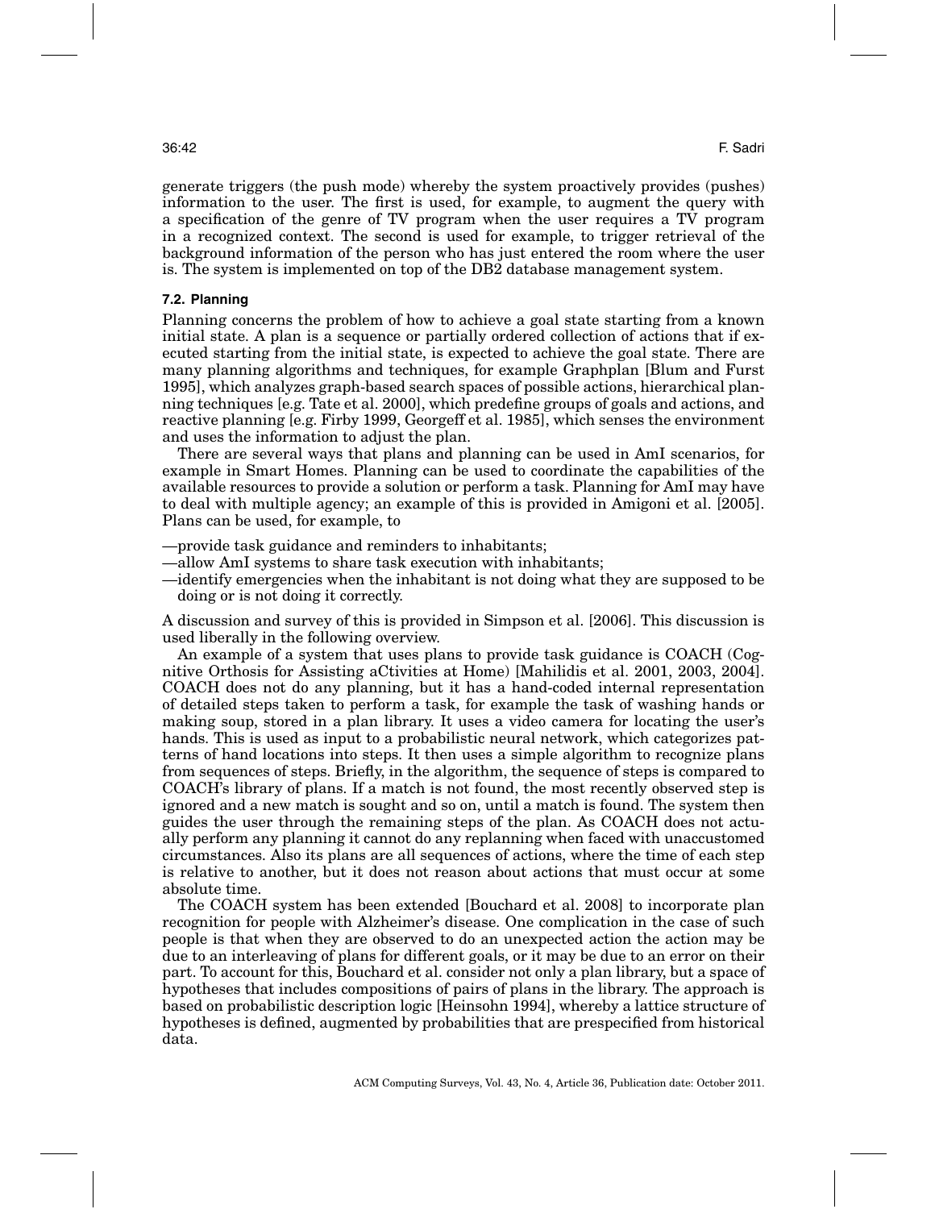generate triggers (the push mode) whereby the system proactively provides (pushes) information to the user. The first is used, for example, to augment the query with a specification of the genre of TV program when the user requires a TV program in a recognized context. The second is used for example, to trigger retrieval of the background information of the person who has just entered the room where the user is. The system is implemented on top of the DB2 database management system.

### 7.2. Planning

Planning concerns the problem of how to achieve a goal state starting from a known initial state. A plan is a sequence or partially ordered collection of actions that if executed starting from the initial state, is expected to achieve the goal state. There are many planning algorithms and techniques, for example Graphplan [Blum and Furst 1995], which analyzes graph-based search spaces of possible actions, hierarchical planning techniques [e.g. Tate et al. 2000], which predefine groups of goals and actions, and reactive planning [e.g. Firby 1999, Georgeff et al. 1985], which senses the environment and uses the information to adjust the plan.

There are several ways that plans and planning can be used in AmI scenarios, for example in Smart Homes. Planning can be used to coordinate the capabilities of the available resources to provide a solution or perform a task. Planning for AmI may have to deal with multiple agency; an example of this is provided in Amigoni et al. [2005]. Plans can be used, for example, to

—provide task guidance and reminders to inhabitants;
—allow AmI systems to share task execution with inhabitants;
—identify emergencies when the inhabitant is not doing what they are supposed to be doing or is not doing it correctly.

A discussion and survey of this is provided in Simpson et al. [2006]. This discussion is used liberally in the following overview.

An example of a system that uses plans to provide task guidance is COACH (Cognitive Orthosis for Assisting aCtivities at Home) [Mahilidis et al. 2001, 2003, 2004]. COACH does not do any planning, but it has a hand-coded internal representation of detailed steps taken to perform a task, for example the task of washing hands or making soup, stored in a plan library. It uses a video camera for locating the user's hands. This is used as input to a probabilistic neural network, which categorizes patterns of hand locations into steps. It then uses a simple algorithm to recognize plans from sequences of steps. Briefly, in the algorithm, the sequence of steps is compared to COACH's library of plans. If a match is not found, the most recently observed step is ignored and a new match is sought and so on, until a match is found. The system then guides the user through the remaining steps of the plan. As COACH does not actually perform any planning it cannot do any replanning when faced with unaccustomed circumstances. Also its plans are all sequences of actions, where the time of each step is relative to another, but it does not reason about actions that must occur at some absolute time.

The COACH system has been extended [Bouchard et al. 2008] to incorporate plan recognition for people with Alzheimer's disease. One complication in the case of such people is that when they are observed to do an unexpected action the action may be due to an interleaving of plans for different goals, or it may be due to an error on their part. To account for this, Bouchard et al. consider not only a plan library, but a space of hypotheses that includes compositions of pairs of plans in the library. The approach is based on probabilistic description logic [Heinsohn 1994], whereby a lattice structure of hypotheses is defined, augmented by probabilities that are prespecified from historical data.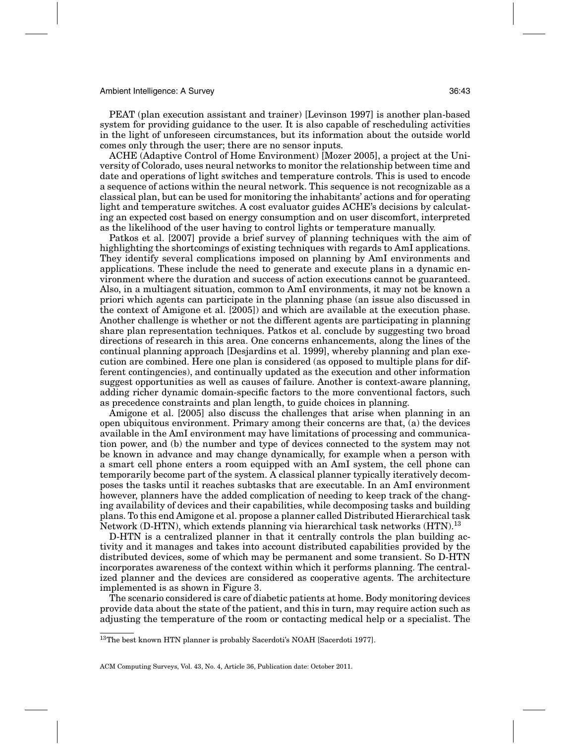PEAT (plan execution assistant and trainer) [Levinson 1997] is another plan-based system for providing guidance to the user. It is also capable of rescheduling activities in the light of unforeseen circumstances, but its information about the outside world comes only through the user; there are no sensor inputs.

ACHE (Adaptive Control of Home Environment) [Mozer 2005], a project at the University of Colorado, uses neural networks to monitor the relationship between time and date and operations of light switches and temperature controls. This is used to encode a sequence of actions within the neural network. This sequence is not recognizable as a classical plan, but can be used for monitoring the inhabitants' actions and for operating light and temperature switches. A cost evaluator guides ACHE's decisions by calculating an expected cost based on energy consumption and on user discomfort, interpreted as the likelihood of the user having to control lights or temperature manually.

Patkos et al. [2007] provide a brief survey of planning techniques with the aim of highlighting the shortcomings of existing techniques with regards to AmI applications. They identify several complications imposed on planning by AmI environments and applications. These include the need to generate and execute plans in a dynamic environment where the duration and success of action executions cannot be guaranteed. Also, in a multiagent situation, common to AmI environments, it may not be known a priori which agents can participate in the planning phase (an issue also discussed in the context of Amigone et al. [2005]) and which are available at the execution phase. Another challenge is whether or not the different agents are participating in planning share plan representation techniques. Patkos et al. conclude by suggesting two broad directions of research in this area. One concerns enhancements, along the lines of the continual planning approach [Desjardins et al. 1999], whereby planning and plan execution are combined. Here one plan is considered (as opposed to multiple plans for different contingencies), and continually updated as the execution and other information suggest opportunities as well as causes of failure. Another is context-aware planning, adding richer dynamic domain-specific factors to the more conventional factors, such as precedence constraints and plan length, to guide choices in planning.

Amigone et al. [2005] also discuss the challenges that arise when planning in an open ubiquitous environment. Primary among their concerns are that, (a) the devices available in the AmI environment may have limitations of processing and communication power, and (b) the number and type of devices connected to the system may not be known in advance and may change dynamically, for example when a person with a smart cell phone enters a room equipped with an AmI system, the cell phone can temporarily become part of the system. A classical planner typically iteratively decomposes the tasks until it reaches subtasks that are executable. In an AmI environment however, planners have the added complication of needing to keep track of the changing availability of devices and their capabilities, while decomposing tasks and building plans. To this end Amigone et al. propose a planner called Distributed Hierarchical task Network (D-HTN), which extends planning via hierarchical task networks (HTN).[13]

D-HTN is a centralized planner in that it centrally controls the plan building activity and it manages and takes into account distributed capabilities provided by the distributed devices, some of which may be permanent and some transient. So D-HTN incorporates awareness of the context within which it performs planning. The centralized planner and the devices are considered as cooperative agents. The architecture implemented is as shown in Figure 3.

The scenario considered is care of diabetic patients at home. Body monitoring devices provide data about the state of the patient, and this in turn, may require action such as adjusting the temperature of the room or contacting medical help or a specialist. The

[13]The best known HTN planner is probably Sacerdoti's NOAH [Sacerdoti 1977].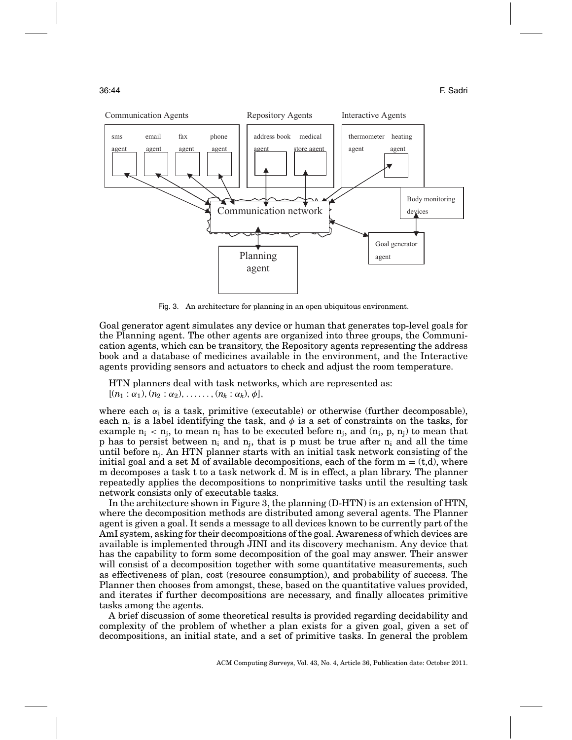Communication Agents

Repository Agents

Interactive Agents

sms agent

email agent

fax agent

phone agent

address book agent

medical store agent

thermometer agent

heating agent

Body monitoring devices

Communication network

Goal generator agent

Planning agent

Fig. 3. An architecture for planning in an open ubiquitous environment.

Goal generator agent simulates any device or human that generates top-level goals for the Planning agent. The other agents are organized into three groups, the Communication agents, which can be transitory, the Repository agents representing the address book and a database of medicines available in the environment, and the Interactive agents providing sensors and actuators to check and adjust the room temperature.

HTN planners deal with task networks, which are represented as:
$[(n_1 : \alpha_1), (n_2 : \alpha_2), \ldots\ldots, (n_k : \alpha_k), \phi]$,

where each $\alpha_i$ is a task, primitive (executable) or otherwise (further decomposable), each $n_i$ is a label identifying the task, and $\phi$ is a set of constraints on the tasks, for example $n_i < n_j$, to mean $n_i$ has to be executed before $n_j$, and $(n_i, p, n_j)$ to mean that p has to persist between $n_i$ and $n_j$, that is p must be true after $n_i$ and all the time until before $n_j$. An HTN planner starts with an initial task network consisting of the initial goal and a set M of available decompositions, each of the form m = (t,d), where m decomposes a task t to a task network d. M is in effect, a plan library. The planner repeatedly applies the decompositions to nonprimitive tasks until the resulting task network consists only of executable tasks.

In the architecture shown in Figure 3, the planning (D-HTN) is an extension of HTN, where the decomposition methods are distributed among several agents. The Planner agent is given a goal. It sends a message to all devices known to be currently part of the AmI system, asking for their decompositions of the goal. Awareness of which devices are available is implemented through JINI and its discovery mechanism. Any device that has the capability to form some decomposition of the goal may answer. Their answer will consist of a decomposition together with some quantitative measurements, such as effectiveness of plan, cost (resource consumption), and probability of success. The Planner then chooses from amongst, these, based on the quantitative values provided, and iterates if further decompositions are necessary, and finally allocates primitive tasks among the agents.

A brief discussion of some theoretical results is provided regarding decidability and complexity of the problem of whether a plan exists for a given goal, given a set of decompositions, an initial state, and a set of primitive tasks. In general the problem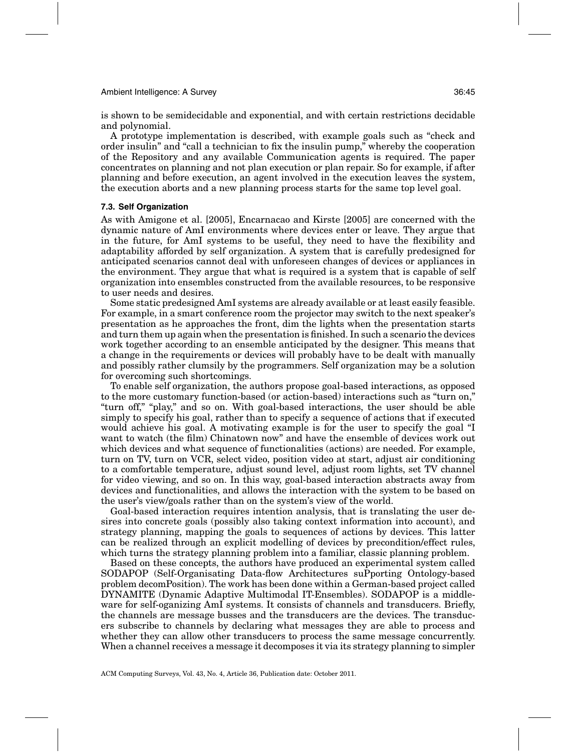is shown to be semidecidable and exponential, and with certain restrictions decidable and polynomial.

A prototype implementation is described, with example goals such as "check and order insulin" and "call a technician to fix the insulin pump," whereby the cooperation of the Repository and any available Communication agents is required. The paper concentrates on planning and not plan execution or plan repair. So for example, if after planning and before execution, an agent involved in the execution leaves the system, the execution aborts and a new planning process starts for the same top level goal.

### 7.3. Self Organization

As with Amigone et al. [2005], Encarnacao and Kirste [2005] are concerned with the dynamic nature of AmI environments where devices enter or leave. They argue that in the future, for AmI systems to be useful, they need to have the flexibility and adaptability afforded by self organization. A system that is carefully predesigned for anticipated scenarios cannot deal with unforeseen changes of devices or appliances in the environment. They argue that what is required is a system that is capable of self organization into ensembles constructed from the available resources, to be responsive to user needs and desires.

Some static predesigned AmI systems are already available or at least easily feasible. For example, in a smart conference room the projector may switch to the next speaker's presentation as he approaches the front, dim the lights when the presentation starts and turn them up again when the presentation is finished. In such a scenario the devices work together according to an ensemble anticipated by the designer. This means that a change in the requirements or devices will probably have to be dealt with manually and possibly rather clumsily by the programmers. Self organization may be a solution for overcoming such shortcomings.

To enable self organization, the authors propose goal-based interactions, as opposed to the more customary function-based (or action-based) interactions such as "turn on," "turn off," "play," and so on. With goal-based interactions, the user should be able simply to specify his goal, rather than to specify a sequence of actions that if executed would achieve his goal. A motivating example is for the user to specify the goal "I want to watch (the film) Chinatown now" and have the ensemble of devices work out which devices and what sequence of functionalities (actions) are needed. For example, turn on TV, turn on VCR, select video, position video at start, adjust air conditioning to a comfortable temperature, adjust sound level, adjust room lights, set TV channel for video viewing, and so on. In this way, goal-based interaction abstracts away from devices and functionalities, and allows the interaction with the system to be based on the user's view/goals rather than on the system's view of the world.

Goal-based interaction requires intention analysis, that is translating the user desires into concrete goals (possibly also taking context information into account), and strategy planning, mapping the goals to sequences of actions by devices. This latter can be realized through an explicit modelling of devices by precondition/effect rules, which turns the strategy planning problem into a familiar, classic planning problem.

Based on these concepts, the authors have produced an experimental system called SODAPOP (Self-Organisating Data-flow Architectures suPporting Ontology-based problem decomPosition). The work has been done within a German-based project called DYNAMITE (Dynamic Adaptive Multimodal IT-Ensembles). SODAPOP is a middleware for self-organizing AmI systems. It consists of channels and transducers. Briefly, the channels are message busses and the transducers are the devices. The transducers subscribe to channels by declaring what messages they are able to process and whether they can allow other transducers to process the same message concurrently. When a channel receives a message it decomposes it via its strategy planning to simpler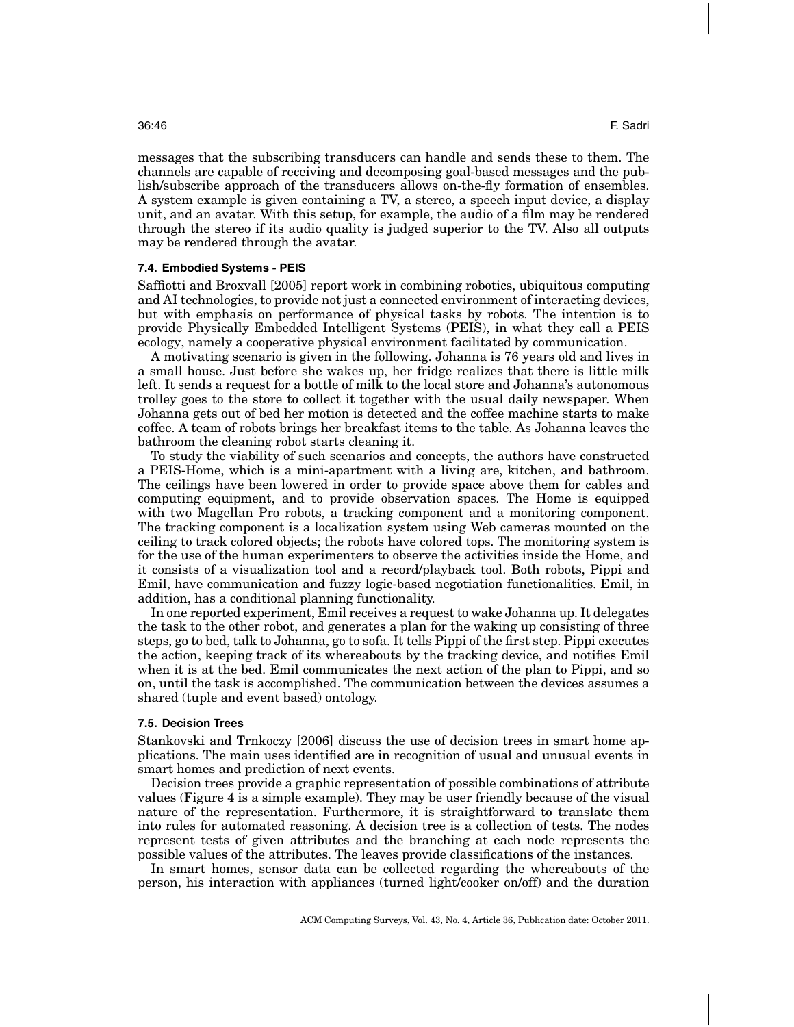messages that the subscribing transducers can handle and sends these to them. The channels are capable of receiving and decomposing goal-based messages and the publish/subscribe approach of the transducers allows on-the-fly formation of ensembles. A system example is given containing a TV, a stereo, a speech input device, a display unit, and an avatar. With this setup, for example, the audio of a film may be rendered through the stereo if its audio quality is judged superior to the TV. Also all outputs may be rendered through the avatar.

### 7.4. Embodied Systems - PEIS

Saffiotti and Broxvall [2005] report work in combining robotics, ubiquitous computing and AI technologies, to provide not just a connected environment of interacting devices, but with emphasis on performance of physical tasks by robots. The intention is to provide Physically Embedded Intelligent Systems (PEIS), in what they call a PEIS ecology, namely a cooperative physical environment facilitated by communication.

A motivating scenario is given in the following. Johanna is 76 years old and lives in a small house. Just before she wakes up, her fridge realizes that there is little milk left. It sends a request for a bottle of milk to the local store and Johanna's autonomous trolley goes to the store to collect it together with the usual daily newspaper. When Johanna gets out of bed her motion is detected and the coffee machine starts to make coffee. A team of robots brings her breakfast items to the table. As Johanna leaves the bathroom the cleaning robot starts cleaning it.

To study the viability of such scenarios and concepts, the authors have constructed a PEIS-Home, which is a mini-apartment with a living are, kitchen, and bathroom. The ceilings have been lowered in order to provide space above them for cables and computing equipment, and to provide observation spaces. The Home is equipped with two Magellan Pro robots, a tracking component and a monitoring component. The tracking component is a localization system using Web cameras mounted on the ceiling to track colored objects; the robots have colored tops. The monitoring system is for the use of the human experimenters to observe the activities inside the Home, and it consists of a visualization tool and a record/playback tool. Both robots, Pippi and Emil, have communication and fuzzy logic-based negotiation functionalities. Emil, in addition, has a conditional planning functionality.

In one reported experiment, Emil receives a request to wake Johanna up. It delegates the task to the other robot, and generates a plan for the waking up consisting of three steps, go to bed, talk to Johanna, go to sofa. It tells Pippi of the first step. Pippi executes the action, keeping track of its whereabouts by the tracking device, and notifies Emil when it is at the bed. Emil communicates the next action of the plan to Pippi, and so on, until the task is accomplished. The communication between the devices assumes a shared (tuple and event based) ontology.

### 7.5. Decision Trees

Stankovski and Trnkoczy [2006] discuss the use of decision trees in smart home applications. The main uses identified are in recognition of usual and unusual events in smart homes and prediction of next events.

Decision trees provide a graphic representation of possible combinations of attribute values (Figure 4 is a simple example). They may be user friendly because of the visual nature of the representation. Furthermore, it is straightforward to translate them into rules for automated reasoning. A decision tree is a collection of tests. The nodes represent tests of given attributes and the branching at each node represents the possible values of the attributes. The leaves provide classifications of the instances.

In smart homes, sensor data can be collected regarding the whereabouts of the person, his interaction with appliances (turned light/cooker on/off) and the duration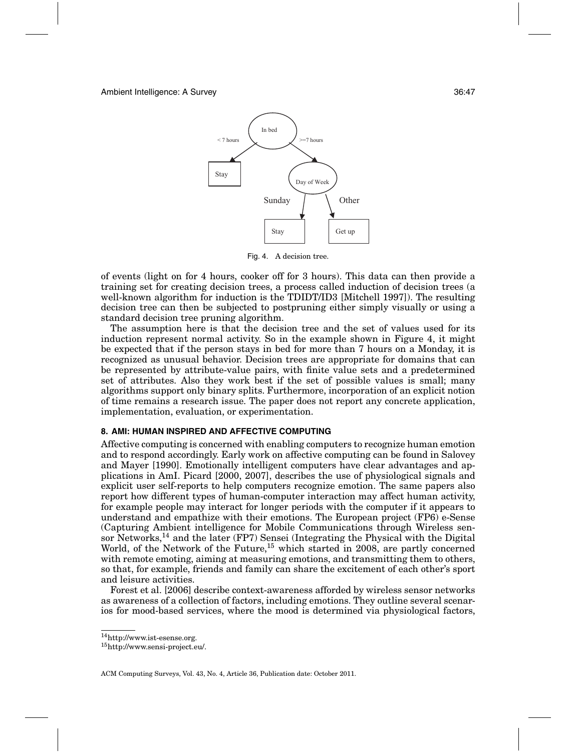Fig. 4. A decision tree.

of events (light on for 4 hours, cooker off for 3 hours). This data can then provide a training set for creating decision trees, a process called induction of decision trees (a well-known algorithm for induction is the TDIDT/ID3 [Mitchell 1997]). The resulting decision tree can then be subjected to postpruning either simply visually or using a standard decision tree pruning algorithm.

The assumption here is that the decision tree and the set of values used for its induction represent normal activity. So in the example shown in Figure 4, it might be expected that if the person stays in bed for more than 7 hours on a Monday, it is recognized as unusual behavior. Decision trees are appropriate for domains that can be represented by attribute-value pairs, with finite value sets and a predetermined set of attributes. Also they work best if the set of possible values is small; many algorithms support only binary splits. Furthermore, incorporation of an explicit notion of time remains a research issue. The paper does not report any concrete application, implementation, evaluation, or experimentation.

## 8. AMI: HUMAN INSPIRED AND AFFECTIVE COMPUTING

Affective computing is concerned with enabling computers to recognize human emotion and to respond accordingly. Early work on affective computing can be found in Salovey and Mayer [1990]. Emotionally intelligent computers have clear advantages and applications in AmI. Picard [2000, 2007], describes the use of physiological signals and explicit user self-reports to help computers recognize emotion. The same papers also report how different types of human-computer interaction may affect human activity, for example people may interact for longer periods with the computer if it appears to understand and empathize with their emotions. The European project (FP6) e-Sense (Capturing Ambient intelligence for Mobile Communications through Wireless sensor Networks,[14] and the later (FP7) Sensei (Integrating the Physical with the Digital World, of the Network of the Future,[15] which started in 2008, are partly concerned with remote emoting, aiming at measuring emotions, and transmitting them to others, so that, for example, friends and family can share the excitement of each other's sport and leisure activities.

Forest et al. [2006] describe context-awareness afforded by wireless sensor networks as awareness of a collection of factors, including emotions. They outline several scenarios for mood-based services, where the mood is determined via physiological factors,

[14] http://www.ist-esense.org.

[15] http://www.sensi-project.eu/.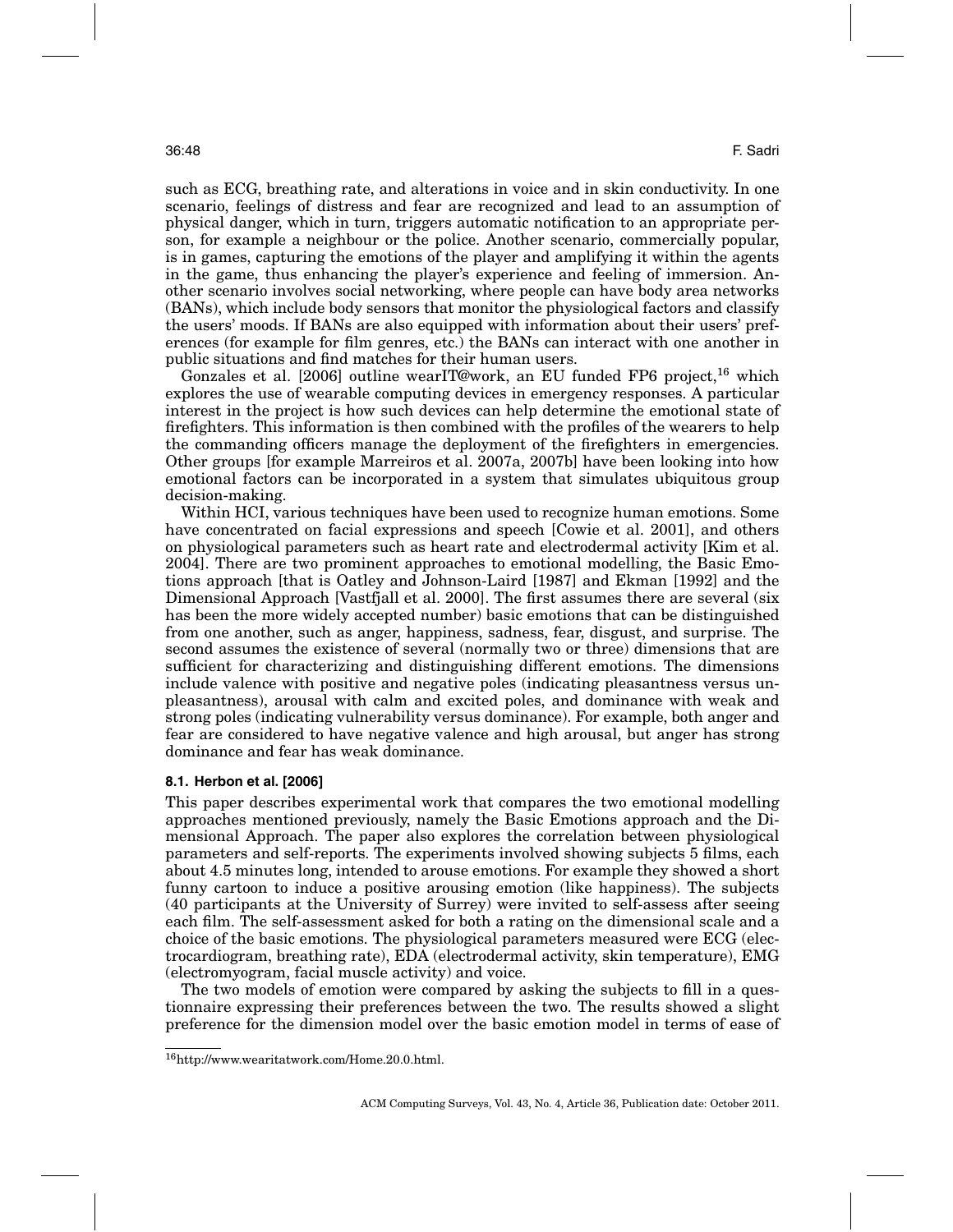such as ECG, breathing rate, and alterations in voice and in skin conductivity. In one scenario, feelings of distress and fear are recognized and lead to an assumption of physical danger, which in turn, triggers automatic notification to an appropriate person, for example a neighbour or the police. Another scenario, commercially popular, is in games, capturing the emotions of the player and amplifying it within the agents in the game, thus enhancing the player's experience and feeling of immersion. Another scenario involves social networking, where people can have body area networks (BANs), which include body sensors that monitor the physiological factors and classify the users' moods. If BANs are also equipped with information about their users' preferences (for example for film genres, etc.) the BANs can interact with one another in public situations and find matches for their human users.

Gonzales et al. [2006] outline wearIT@work, an EU funded FP6 project,[16] which explores the use of wearable computing devices in emergency responses. A particular interest in the project is how such devices can help determine the emotional state of firefighters. This information is then combined with the profiles of the wearers to help the commanding officers manage the deployment of the firefighters in emergencies. Other groups [for example Marreiros et al. 2007a, 2007b] have been looking into how emotional factors can be incorporated in a system that simulates ubiquitous group decision-making.

Within HCI, various techniques have been used to recognize human emotions. Some have concentrated on facial expressions and speech [Cowie et al. 2001], and others on physiological parameters such as heart rate and electrodermal activity [Kim et al. 2004]. There are two prominent approaches to emotional modelling, the Basic Emotions approach [that is Oatley and Johnson-Laird [1987] and Ekman [1992] and the Dimensional Approach [Vastfjall et al. 2000]. The first assumes there are several (six has been the more widely accepted number) basic emotions that can be distinguished from one another, such as anger, happiness, sadness, fear, disgust, and surprise. The second assumes the existence of several (normally two or three) dimensions that are sufficient for characterizing and distinguishing different emotions. The dimensions include valence with positive and negative poles (indicating pleasantness versus unpleasantness), arousal with calm and excited poles, and dominance with weak and strong poles (indicating vulnerability versus dominance). For example, both anger and fear are considered to have negative valence and high arousal, but anger has strong dominance and fear has weak dominance.

### 8.1. Herbon et al. [2006]

This paper describes experimental work that compares the two emotional modelling approaches mentioned previously, namely the Basic Emotions approach and the Dimensional Approach. The paper also explores the correlation between physiological parameters and self-reports. The experiments involved showing subjects 5 films, each about 4.5 minutes long, intended to arouse emotions. For example they showed a short funny cartoon to induce a positive arousing emotion (like happiness). The subjects (40 participants at the University of Surrey) were invited to self-assess after seeing each film. The self-assessment asked for both a rating on the dimensional scale and a choice of the basic emotions. The physiological parameters measured were ECG (electrocardiogram, breathing rate), EDA (electrodermal activity, skin temperature), EMG (electromyogram, facial muscle activity) and voice.

The two models of emotion were compared by asking the subjects to fill in a questionnaire expressing their preferences between the two. The results showed a slight preference for the dimension model over the basic emotion model in terms of ease of

[16] http://www.wearitatwork.com/Home.20.0.html.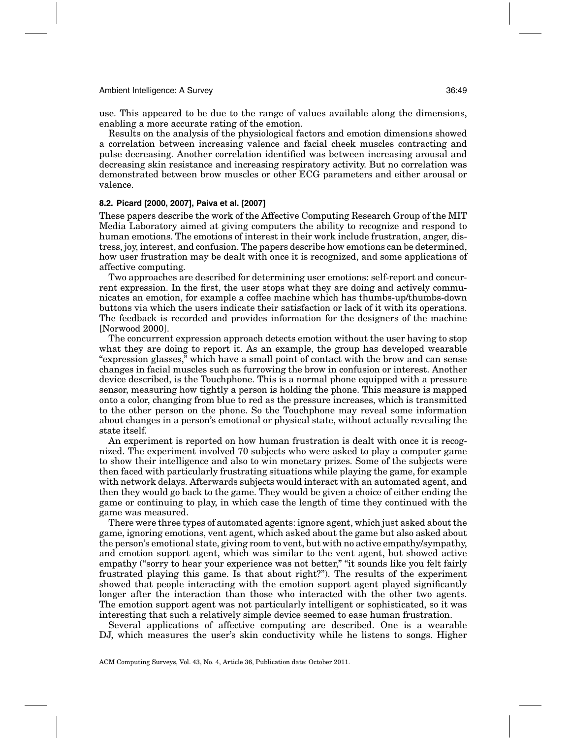use. This appeared to be due to the range of values available along the dimensions, enabling a more accurate rating of the emotion.

Results on the analysis of the physiological factors and emotion dimensions showed a correlation between increasing valence and facial cheek muscles contracting and pulse decreasing. Another correlation identified was between increasing arousal and decreasing skin resistance and increasing respiratory activity. But no correlation was demonstrated between brow muscles or other ECG parameters and either arousal or valence.

### 8.2. Picard [2000, 2007], Paiva et al. [2007]

These papers describe the work of the Affective Computing Research Group of the MIT Media Laboratory aimed at giving computers the ability to recognize and respond to human emotions. The emotions of interest in their work include frustration, anger, distress, joy, interest, and confusion. The papers describe how emotions can be determined, how user frustration may be dealt with once it is recognized, and some applications of affective computing.

Two approaches are described for determining user emotions: self-report and concurrent expression. In the first, the user stops what they are doing and actively communicates an emotion, for example a coffee machine which has thumbs-up/thumbs-down buttons via which the users indicate their satisfaction or lack of it with its operations. The feedback is recorded and provides information for the designers of the machine [Norwood 2000].

The concurrent expression approach detects emotion without the user having to stop what they are doing to report it. As an example, the group has developed wearable "expression glasses," which have a small point of contact with the brow and can sense changes in facial muscles such as furrowing the brow in confusion or interest. Another device described, is the Touchphone. This is a normal phone equipped with a pressure sensor, measuring how tightly a person is holding the phone. This measure is mapped onto a color, changing from blue to red as the pressure increases, which is transmitted to the other person on the phone. So the Touchphone may reveal some information about changes in a person's emotional or physical state, without actually revealing the state itself.

An experiment is reported on how human frustration is dealt with once it is recognized. The experiment involved 70 subjects who were asked to play a computer game to show their intelligence and also to win monetary prizes. Some of the subjects were then faced with particularly frustrating situations while playing the game, for example with network delays. Afterwards subjects would interact with an automated agent, and then they would go back to the game. They would be given a choice of either ending the game or continuing to play, in which case the length of time they continued with the game was measured.

There were three types of automated agents: ignore agent, which just asked about the game, ignoring emotions, vent agent, which asked about the game but also asked about the person's emotional state, giving room to vent, but with no active empathy/sympathy, and emotion support agent, which was similar to the vent agent, but showed active empathy ("sorry to hear your experience was not better," "it sounds like you felt fairly frustrated playing this game. Is that about right?"). The results of the experiment showed that people interacting with the emotion support agent played significantly longer after the interaction than those who interacted with the other two agents. The emotion support agent was not particularly intelligent or sophisticated, so it was interesting that such a relatively simple device seemed to ease human frustration.

Several applications of affective computing are described. One is a wearable DJ, which measures the user's skin conductivity while he listens to songs. Higher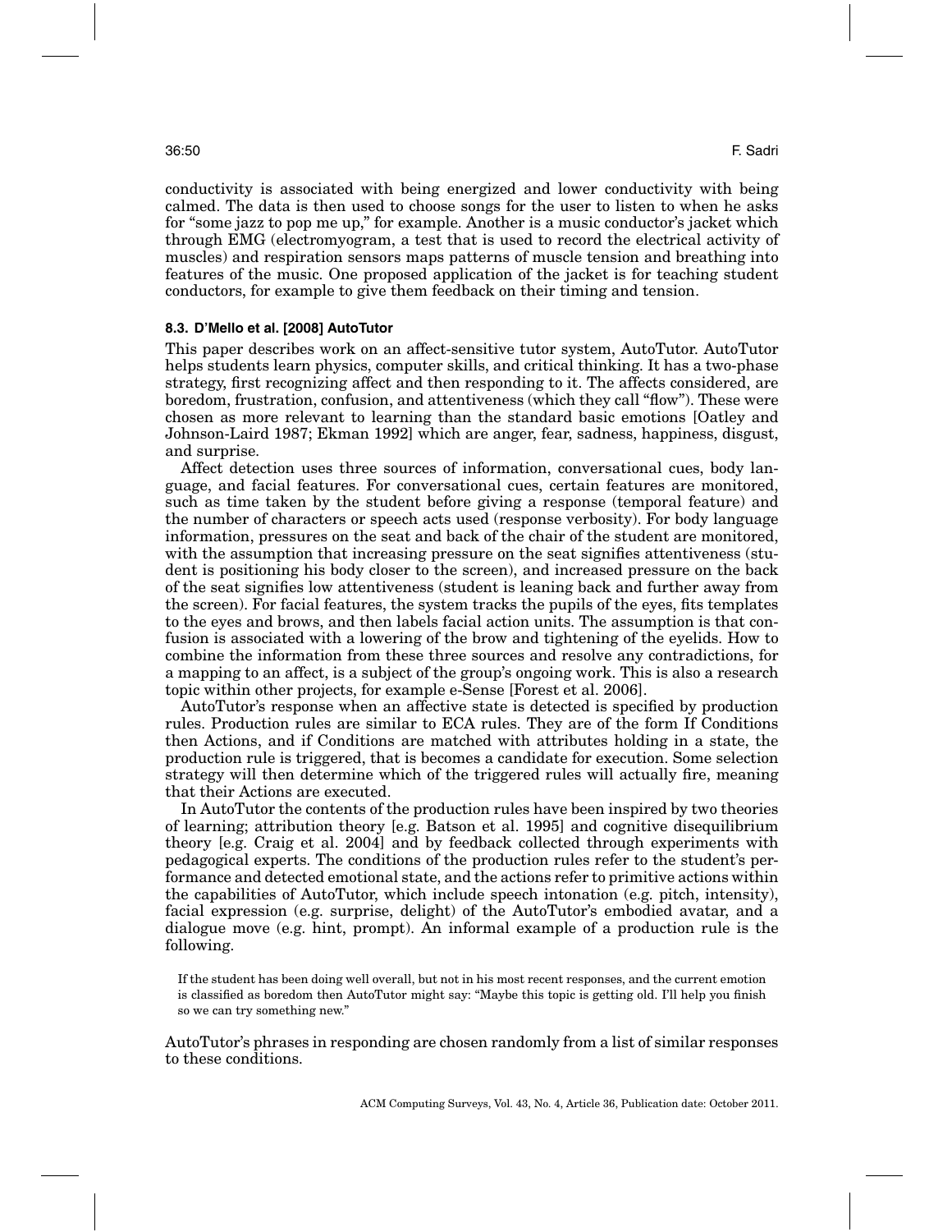conductivity is associated with being energized and lower conductivity with being calmed. The data is then used to choose songs for the user to listen to when he asks for "some jazz to pop me up," for example. Another is a music conductor's jacket which through EMG (electromyogram, a test that is used to record the electrical activity of muscles) and respiration sensors maps patterns of muscle tension and breathing into features of the music. One proposed application of the jacket is for teaching student conductors, for example to give them feedback on their timing and tension.

### 8.3. D'Mello et al. [2008] AutoTutor

This paper describes work on an affect-sensitive tutor system, AutoTutor. AutoTutor helps students learn physics, computer skills, and critical thinking. It has a two-phase strategy, first recognizing affect and then responding to it. The affects considered, are boredom, frustration, confusion, and attentiveness (which they call "flow"). These were chosen as more relevant to learning than the standard basic emotions [Oatley and Johnson-Laird 1987; Ekman 1992] which are anger, fear, sadness, happiness, disgust, and surprise.

Affect detection uses three sources of information, conversational cues, body language, and facial features. For conversational cues, certain features are monitored, such as time taken by the student before giving a response (temporal feature) and the number of characters or speech acts used (response verbosity). For body language information, pressures on the seat and back of the chair of the student are monitored, with the assumption that increasing pressure on the seat signifies attentiveness (student is positioning his body closer to the screen), and increased pressure on the back of the seat signifies low attentiveness (student is leaning back and further away from the screen). For facial features, the system tracks the pupils of the eyes, fits templates to the eyes and brows, and then labels facial action units. The assumption is that confusion is associated with a lowering of the brow and tightening of the eyelids. How to combine the information from these three sources and resolve any contradictions, for a mapping to an affect, is a subject of the group's ongoing work. This is also a research topic within other projects, for example e-Sense [Forest et al. 2006].

AutoTutor's response when an affective state is detected is specified by production rules. Production rules are similar to ECA rules. They are of the form If Conditions then Actions, and if Conditions are matched with attributes holding in a state, the production rule is triggered, that is becomes a candidate for execution. Some selection strategy will then determine which of the triggered rules will actually fire, meaning that their Actions are executed.

In AutoTutor the contents of the production rules have been inspired by two theories of learning; attribution theory [e.g. Batson et al. 1995] and cognitive disequilibrium theory [e.g. Craig et al. 2004] and by feedback collected through experiments with pedagogical experts. The conditions of the production rules refer to the student's performance and detected emotional state, and the actions refer to primitive actions within the capabilities of AutoTutor, which include speech intonation (e.g. pitch, intensity), facial expression (e.g. surprise, delight) of the AutoTutor's embodied avatar, and a dialogue move (e.g. hint, prompt). An informal example of a production rule is the following.

> If the student has been doing well overall, but not in his most recent responses, and the current emotion is classified as boredom then AutoTutor might say: "Maybe this topic is getting old. I'll help you finish so we can try something new."

AutoTutor's phrases in responding are chosen randomly from a list of similar responses to these conditions.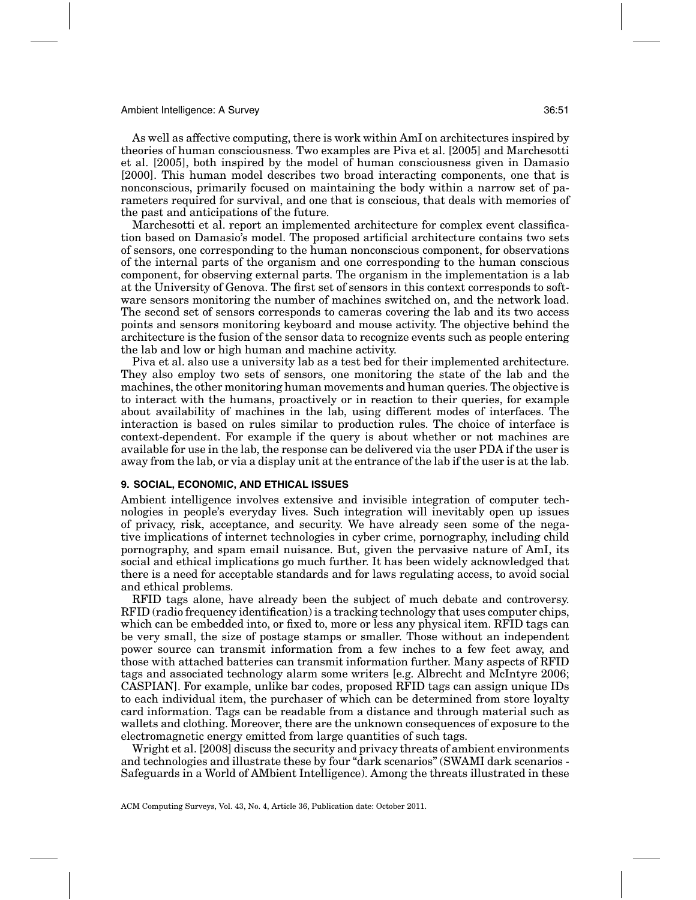As well as affective computing, there is work within AmI on architectures inspired by theories of human consciousness. Two examples are Piva et al. [2005] and Marchesotti et al. [2005], both inspired by the model of human consciousness given in Damasio [2000]. This human model describes two broad interacting components, one that is nonconscious, primarily focused on maintaining the body within a narrow set of parameters required for survival, and one that is conscious, that deals with memories of the past and anticipations of the future.

Marchesotti et al. report an implemented architecture for complex event classification based on Damasio's model. The proposed artificial architecture contains two sets of sensors, one corresponding to the human nonconscious component, for observations of the internal parts of the organism and one corresponding to the human conscious component, for observing external parts. The organism in the implementation is a lab at the University of Genova. The first set of sensors in this context corresponds to software sensors monitoring the number of machines switched on, and the network load. The second set of sensors corresponds to cameras covering the lab and its two access points and sensors monitoring keyboard and mouse activity. The objective behind the architecture is the fusion of the sensor data to recognize events such as people entering the lab and low or high human and machine activity.

Piva et al. also use a university lab as a test bed for their implemented architecture. They also employ two sets of sensors, one monitoring the state of the lab and the machines, the other monitoring human movements and human queries. The objective is to interact with the humans, proactively or in reaction to their queries, for example about availability of machines in the lab, using different modes of interfaces. The interaction is based on rules similar to production rules. The choice of interface is context-dependent. For example if the query is about whether or not machines are available for use in the lab, the response can be delivered via the user PDA if the user is away from the lab, or via a display unit at the entrance of the lab if the user is at the lab.

## 9. SOCIAL, ECONOMIC, AND ETHICAL ISSUES

Ambient intelligence involves extensive and invisible integration of computer technologies in people's everyday lives. Such integration will inevitably open up issues of privacy, risk, acceptance, and security. We have already seen some of the negative implications of internet technologies in cyber crime, pornography, including child pornography, and spam email nuisance. But, given the pervasive nature of AmI, its social and ethical implications go much further. It has been widely acknowledged that there is a need for acceptable standards and for laws regulating access, to avoid social and ethical problems.

RFID tags alone, have already been the subject of much debate and controversy. RFID (radio frequency identification) is a tracking technology that uses computer chips, which can be embedded into, or fixed to, more or less any physical item. RFID tags can be very small, the size of postage stamps or smaller. Those without an independent power source can transmit information from a few inches to a few feet away, and those with attached batteries can transmit information further. Many aspects of RFID tags and associated technology alarm some writers [e.g. Albrecht and McIntyre 2006; CASPIAN]. For example, unlike bar codes, proposed RFID tags can assign unique IDs to each individual item, the purchaser of which can be determined from store loyalty card information. Tags can be readable from a distance and through material such as wallets and clothing. Moreover, there are the unknown consequences of exposure to the electromagnetic energy emitted from large quantities of such tags.

Wright et al. [2008] discuss the security and privacy threats of ambient environments and technologies and illustrate these by four "dark scenarios" (SWAMI dark scenarios - Safeguards in a World of AMbient Intelligence). Among the threats illustrated in these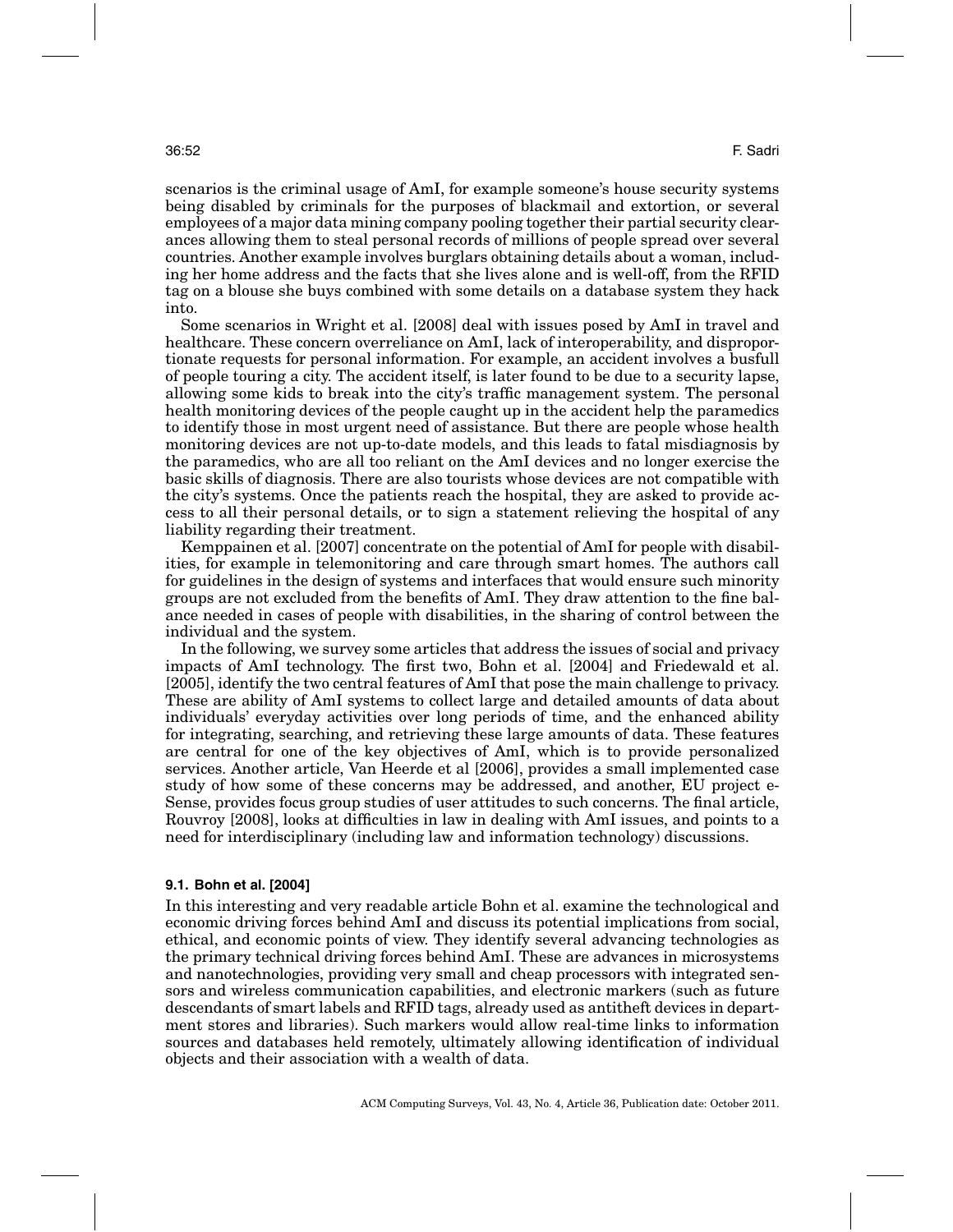scenarios is the criminal usage of AmI, for example someone's house security systems being disabled by criminals for the purposes of blackmail and extortion, or several employees of a major data mining company pooling together their partial security clearances allowing them to steal personal records of millions of people spread over several countries. Another example involves burglars obtaining details about a woman, including her home address and the facts that she lives alone and is well-off, from the RFID tag on a blouse she buys combined with some details on a database system they hack into.

Some scenarios in Wright et al. [2008] deal with issues posed by AmI in travel and healthcare. These concern overreliance on AmI, lack of interoperability, and disproportionate requests for personal information. For example, an accident involves a busfull of people touring a city. The accident itself, is later found to be due to a security lapse, allowing some kids to break into the city's traffic management system. The personal health monitoring devices of the people caught up in the accident help the paramedics to identify those in most urgent need of assistance. But there are people whose health monitoring devices are not up-to-date models, and this leads to fatal misdiagnosis by the paramedics, who are all too reliant on the AmI devices and no longer exercise the basic skills of diagnosis. There are also tourists whose devices are not compatible with the city's systems. Once the patients reach the hospital, they are asked to provide access to all their personal details, or to sign a statement relieving the hospital of any liability regarding their treatment.

Kemppainen et al. [2007] concentrate on the potential of AmI for people with disabilities, for example in telemonitoring and care through smart homes. The authors call for guidelines in the design of systems and interfaces that would ensure such minority groups are not excluded from the benefits of AmI. They draw attention to the fine balance needed in cases of people with disabilities, in the sharing of control between the individual and the system.

In the following, we survey some articles that address the issues of social and privacy impacts of AmI technology. The first two, Bohn et al. [2004] and Friedewald et al. [2005], identify the two central features of AmI that pose the main challenge to privacy. These are ability of AmI systems to collect large and detailed amounts of data about individuals' everyday activities over long periods of time, and the enhanced ability for integrating, searching, and retrieving these large amounts of data. These features are central for one of the key objectives of AmI, which is to provide personalized services. Another article, Van Heerde et al [2006], provides a small implemented case study of how some of these concerns may be addressed, and another, EU project e-Sense, provides focus group studies of user attitudes to such concerns. The final article, Rouvroy [2008], looks at difficulties in law in dealing with AmI issues, and points to a need for interdisciplinary (including law and information technology) discussions.

### 9.1. Bohn et al. [2004]

In this interesting and very readable article Bohn et al. examine the technological and economic driving forces behind AmI and discuss its potential implications from social, ethical, and economic points of view. They identify several advancing technologies as the primary technical driving forces behind AmI. These are advances in microsystems and nanotechnologies, providing very small and cheap processors with integrated sensors and wireless communication capabilities, and electronic markers (such as future descendants of smart labels and RFID tags, already used as antitheft devices in department stores and libraries). Such markers would allow real-time links to information sources and databases held remotely, ultimately allowing identification of individual objects and their association with a wealth of data.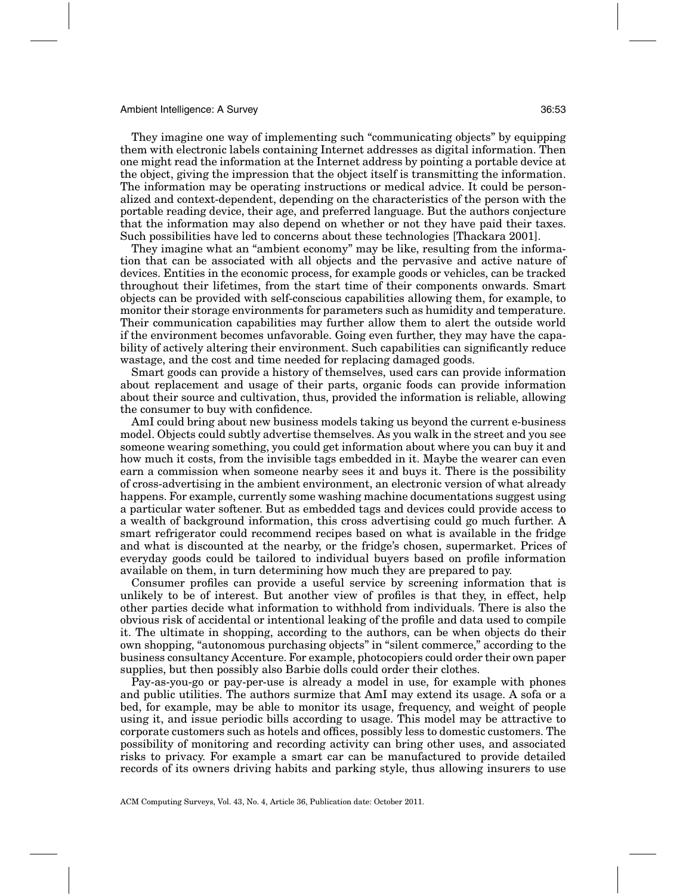They imagine one way of implementing such "communicating objects" by equipping them with electronic labels containing Internet addresses as digital information. Then one might read the information at the Internet address by pointing a portable device at the object, giving the impression that the object itself is transmitting the information. The information may be operating instructions or medical advice. It could be personalized and context-dependent, depending on the characteristics of the person with the portable reading device, their age, and preferred language. But the authors conjecture that the information may also depend on whether or not they have paid their taxes. Such possibilities have led to concerns about these technologies [Thackara 2001].

They imagine what an "ambient economy" may be like, resulting from the information that can be associated with all objects and the pervasive and active nature of devices. Entities in the economic process, for example goods or vehicles, can be tracked throughout their lifetimes, from the start time of their components onwards. Smart objects can be provided with self-conscious capabilities allowing them, for example, to monitor their storage environments for parameters such as humidity and temperature. Their communication capabilities may further allow them to alert the outside world if the environment becomes unfavorable. Going even further, they may have the capability of actively altering their environment. Such capabilities can significantly reduce wastage, and the cost and time needed for replacing damaged goods.

Smart goods can provide a history of themselves, used cars can provide information about replacement and usage of their parts, organic foods can provide information about their source and cultivation, thus, provided the information is reliable, allowing the consumer to buy with confidence.

AmI could bring about new business models taking us beyond the current e-business model. Objects could subtly advertise themselves. As you walk in the street and you see someone wearing something, you could get information about where you can buy it and how much it costs, from the invisible tags embedded in it. Maybe the wearer can even earn a commission when someone nearby sees it and buys it. There is the possibility of cross-advertising in the ambient environment, an electronic version of what already happens. For example, currently some washing machine documentations suggest using a particular water softener. But as embedded tags and devices could provide access to a wealth of background information, this cross advertising could go much further. A smart refrigerator could recommend recipes based on what is available in the fridge and what is discounted at the nearby, or the fridge's chosen, supermarket. Prices of everyday goods could be tailored to individual buyers based on profile information available on them, in turn determining how much they are prepared to pay.

Consumer profiles can provide a useful service by screening information that is unlikely to be of interest. But another view of profiles is that they, in effect, help other parties decide what information to withhold from individuals. There is also the obvious risk of accidental or intentional leaking of the profile and data used to compile it. The ultimate in shopping, according to the authors, can be when objects do their own shopping, "autonomous purchasing objects" in "silent commerce," according to the business consultancy Accenture. For example, photocopiers could order their own paper supplies, but then possibly also Barbie dolls could order their clothes.

Pay-as-you-go or pay-per-use is already a model in use, for example with phones and public utilities. The authors surmize that AmI may extend its usage. A sofa or a bed, for example, may be able to monitor its usage, frequency, and weight of people using it, and issue periodic bills according to usage. This model may be attractive to corporate customers such as hotels and offices, possibly less to domestic customers. The possibility of monitoring and recording activity can bring other uses, and associated risks to privacy. For example a smart car can be manufactured to provide detailed records of its owners driving habits and parking style, thus allowing insurers to use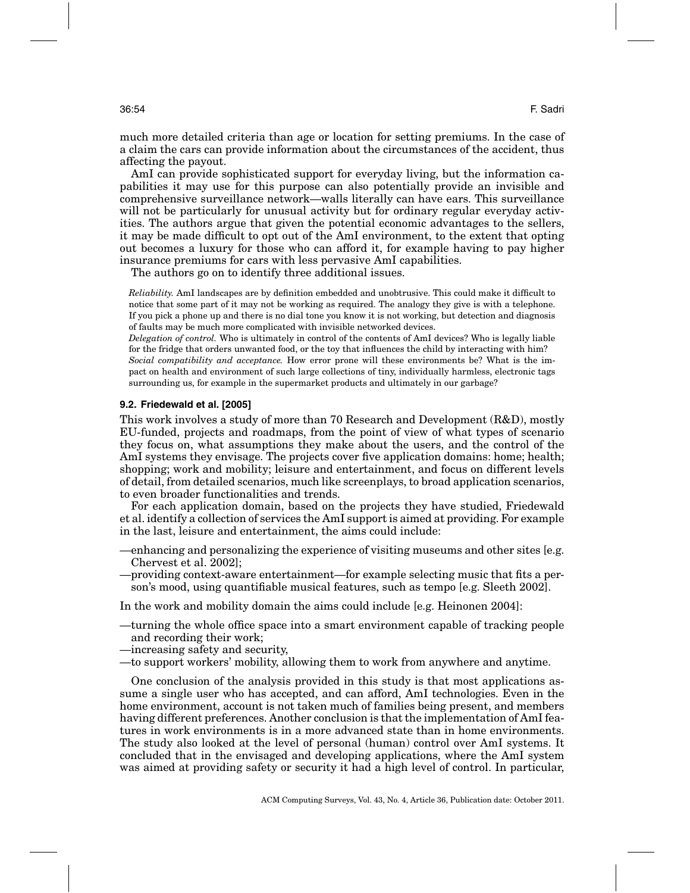much more detailed criteria than age or location for setting premiums. In the case of a claim the cars can provide information about the circumstances of the accident, thus affecting the payout.

AmI can provide sophisticated support for everyday living, but the information capabilities it may use for this purpose can also potentially provide an invisible and comprehensive surveillance network—walls literally can have ears. This surveillance will not be particularly for unusual activity but for ordinary regular everyday activities. The authors argue that given the potential economic advantages to the sellers, it may be made difficult to opt out of the AmI environment, to the extent that opting out becomes a luxury for those who can afford it, for example having to pay higher insurance premiums for cars with less pervasive AmI capabilities.

The authors go on to identify three additional issues.

*Reliability.* AmI landscapes are by definition embedded and unobtrusive. This could make it difficult to notice that some part of it may not be working as required. The analogy they give is with a telephone. If you pick a phone up and there is no dial tone you know it is not working, but detection and diagnosis of faults may be much more complicated with invisible networked devices.

*Delegation of control.* Who is ultimately in control of the contents of AmI devices? Who is legally liable for the fridge that orders unwanted food, or the toy that influences the child by interacting with him?

*Social compatibility and acceptance.* How error prone will these environments be? What is the impact on health and environment of such large collections of tiny, individually harmless, electronic tags surrounding us, for example in the supermarket products and ultimately in our garbage?

### 9.2. Friedewald et al. [2005]

This work involves a study of more than 70 Research and Development (R&D), mostly EU-funded, projects and roadmaps, from the point of view of what types of scenario they focus on, what assumptions they make about the users, and the control of the AmI systems they envisage. The projects cover five application domains: home; health; shopping; work and mobility; leisure and entertainment, and focus on different levels of detail, from detailed scenarios, much like screenplays, to broad application scenarios, to even broader functionalities and trends.

For each application domain, based on the projects they have studied, Friedewald et al. identify a collection of services the AmI support is aimed at providing. For example in the last, leisure and entertainment, the aims could include:

—enhancing and personalizing the experience of visiting museums and other sites [e.g. Chervest et al. 2002];

—providing context-aware entertainment—for example selecting music that fits a person's mood, using quantifiable musical features, such as tempo [e.g. Sleeth 2002].

In the work and mobility domain the aims could include [e.g. Heinonen 2004]:

—turning the whole office space into a smart environment capable of tracking people and recording their work;

—increasing safety and security,

—to support workers' mobility, allowing them to work from anywhere and anytime.

One conclusion of the analysis provided in this study is that most applications assume a single user who has accepted, and can afford, AmI technologies. Even in the home environment, account is not taken much of families being present, and members having different preferences. Another conclusion is that the implementation of AmI features in work environments is in a more advanced state than in home environments. The study also looked at the level of personal (human) control over AmI systems. It concluded that in the envisaged and developing applications, where the AmI system was aimed at providing safety or security it had a high level of control. In particular,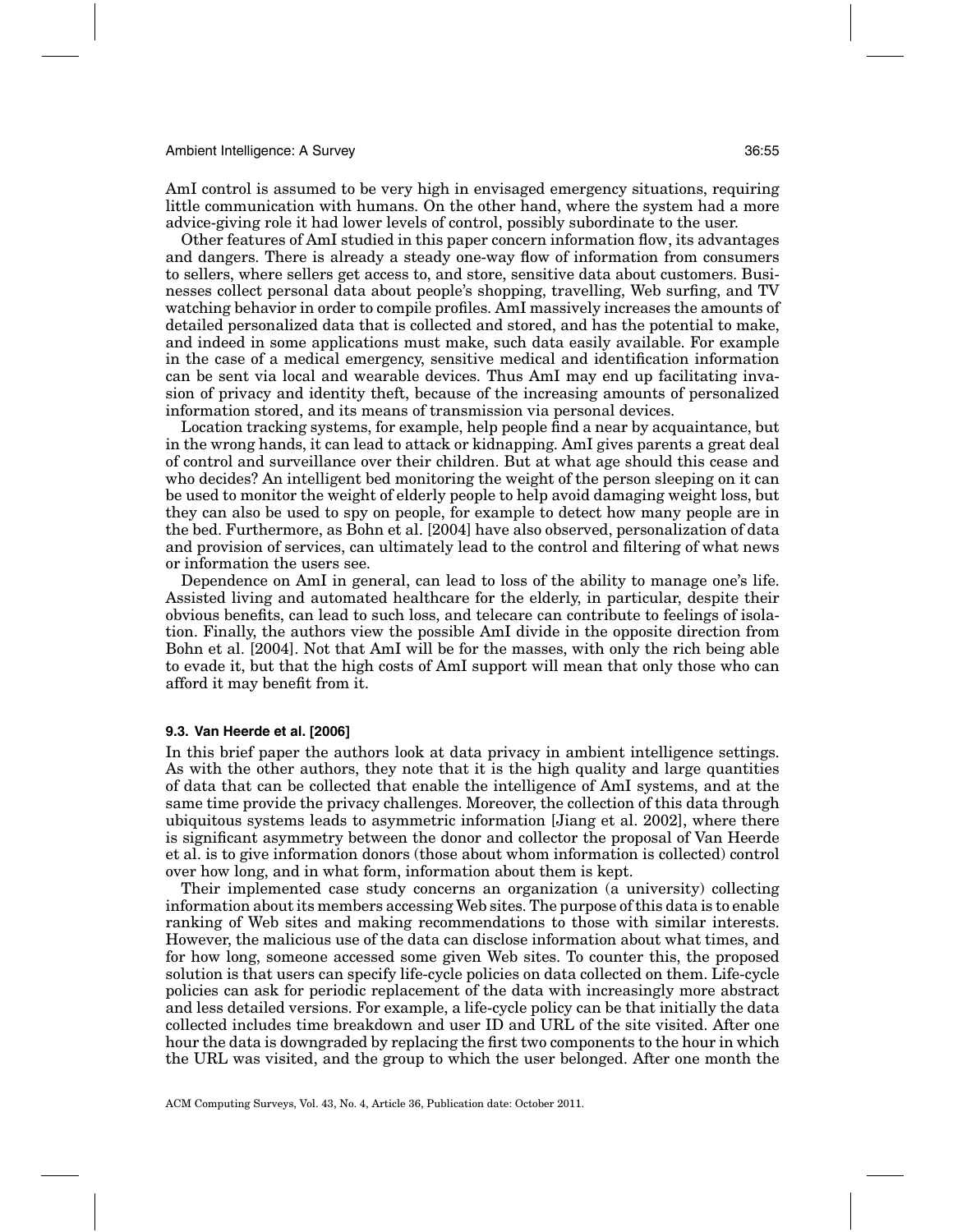AmI control is assumed to be very high in envisaged emergency situations, requiring little communication with humans. On the other hand, where the system had a more advice-giving role it had lower levels of control, possibly subordinate to the user.

Other features of AmI studied in this paper concern information flow, its advantages and dangers. There is already a steady one-way flow of information from consumers to sellers, where sellers get access to, and store, sensitive data about customers. Businesses collect personal data about people's shopping, travelling, Web surfing, and TV watching behavior in order to compile profiles. AmI massively increases the amounts of detailed personalized data that is collected and stored, and has the potential to make, and indeed in some applications must make, such data easily available. For example in the case of a medical emergency, sensitive medical and identification information can be sent via local and wearable devices. Thus AmI may end up facilitating invasion of privacy and identity theft, because of the increasing amounts of personalized information stored, and its means of transmission via personal devices.

Location tracking systems, for example, help people find a near by acquaintance, but in the wrong hands, it can lead to attack or kidnapping. AmI gives parents a great deal of control and surveillance over their children. But at what age should this cease and who decides? An intelligent bed monitoring the weight of the person sleeping on it can be used to monitor the weight of elderly people to help avoid damaging weight loss, but they can also be used to spy on people, for example to detect how many people are in the bed. Furthermore, as Bohn et al. [2004] have also observed, personalization of data and provision of services, can ultimately lead to the control and filtering of what news or information the users see.

Dependence on AmI in general, can lead to loss of the ability to manage one's life. Assisted living and automated healthcare for the elderly, in particular, despite their obvious benefits, can lead to such loss, and telecare can contribute to feelings of isolation. Finally, the authors view the possible AmI divide in the opposite direction from Bohn et al. [2004]. Not that AmI will be for the masses, with only the rich being able to evade it, but that the high costs of AmI support will mean that only those who can afford it may benefit from it.

### 9.3. Van Heerde et al. [2006]

In this brief paper the authors look at data privacy in ambient intelligence settings. As with the other authors, they note that it is the high quality and large quantities of data that can be collected that enable the intelligence of AmI systems, and at the same time provide the privacy challenges. Moreover, the collection of this data through ubiquitous systems leads to asymmetric information [Jiang et al. 2002], where there is significant asymmetry between the donor and collector the proposal of Van Heerde et al. is to give information donors (those about whom information is collected) control over how long, and in what form, information about them is kept.

Their implemented case study concerns an organization (a university) collecting information about its members accessing Web sites. The purpose of this data is to enable ranking of Web sites and making recommendations to those with similar interests. However, the malicious use of the data can disclose information about what times, and for how long, someone accessed some given Web sites. To counter this, the proposed solution is that users can specify life-cycle policies on data collected on them. Life-cycle policies can ask for periodic replacement of the data with increasingly more abstract and less detailed versions. For example, a life-cycle policy can be that initially the data collected includes time breakdown and user ID and URL of the site visited. After one hour the data is downgraded by replacing the first two components to the hour in which the URL was visited, and the group to which the user belonged. After one month the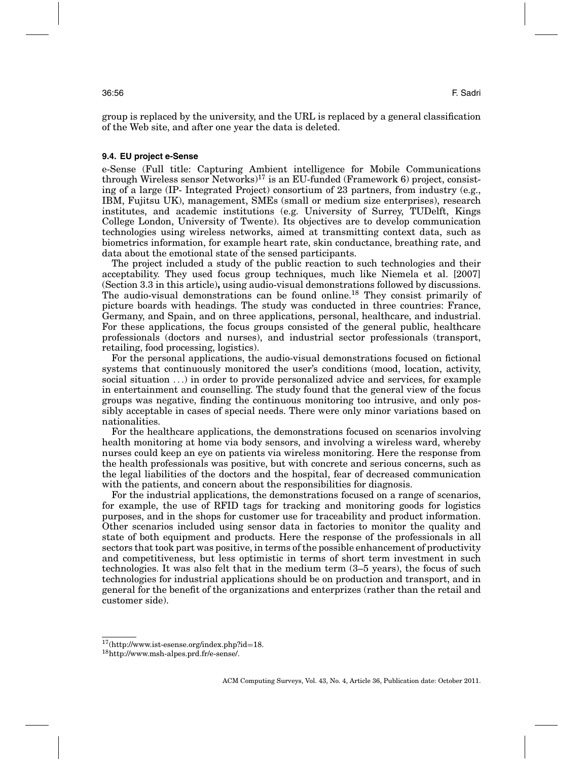group is replaced by the university, and the URL is replaced by a general classification of the Web site, and after one year the data is deleted.

### 9.4. EU project e-Sense

e-Sense (Full title: Capturing Ambient intelligence for Mobile Communications through Wireless sensor Networks)[17] is an EU-funded (Framework 6) project, consisting of a large (IP- Integrated Project) consortium of 23 partners, from industry (e.g., IBM, Fujitsu UK), management, SMEs (small or medium size enterprises), research institutes, and academic institutions (e.g. University of Surrey, TUDelft, Kings College London, University of Twente). Its objectives are to develop communication technologies using wireless networks, aimed at transmitting context data, such as biometrics information, for example heart rate, skin conductance, breathing rate, and data about the emotional state of the sensed participants.

The project included a study of the public reaction to such technologies and their acceptability. They used focus group techniques, much like Niemela et al. [2007] (Section 3.3 in this article)**,** using audio-visual demonstrations followed by discussions. The audio-visual demonstrations can be found online.[18] They consist primarily of picture boards with headings. The study was conducted in three countries: France, Germany, and Spain, and on three applications, personal, healthcare, and industrial. For these applications, the focus groups consisted of the general public, healthcare professionals (doctors and nurses), and industrial sector professionals (transport, retailing, food processing, logistics).

For the personal applications, the audio-visual demonstrations focused on fictional systems that continuously monitored the user's conditions (mood, location, activity, social situation . . .) in order to provide personalized advice and services, for example in entertainment and counselling. The study found that the general view of the focus groups was negative, finding the continuous monitoring too intrusive, and only possibly acceptable in cases of special needs. There were only minor variations based on nationalities.

For the healthcare applications, the demonstrations focused on scenarios involving health monitoring at home via body sensors, and involving a wireless ward, whereby nurses could keep an eye on patients via wireless monitoring. Here the response from the health professionals was positive, but with concrete and serious concerns, such as the legal liabilities of the doctors and the hospital, fear of decreased communication with the patients, and concern about the responsibilities for diagnosis.

For the industrial applications, the demonstrations focused on a range of scenarios, for example, the use of RFID tags for tracking and monitoring goods for logistics purposes, and in the shops for customer use for traceability and product information. Other scenarios included using sensor data in factories to monitor the quality and state of both equipment and products. Here the response of the professionals in all sectors that took part was positive, in terms of the possible enhancement of productivity and competitiveness, but less optimistic in terms of short term investment in such technologies. It was also felt that in the medium term (3–5 years), the focus of such technologies for industrial applications should be on production and transport, and in general for the benefit of the organizations and enterprizes (rather than the retail and customer side).

[17](http://www.ist-esense.org/index.php?id=18.

[18]http://www.msh-alpes.prd.fr/e-sense/.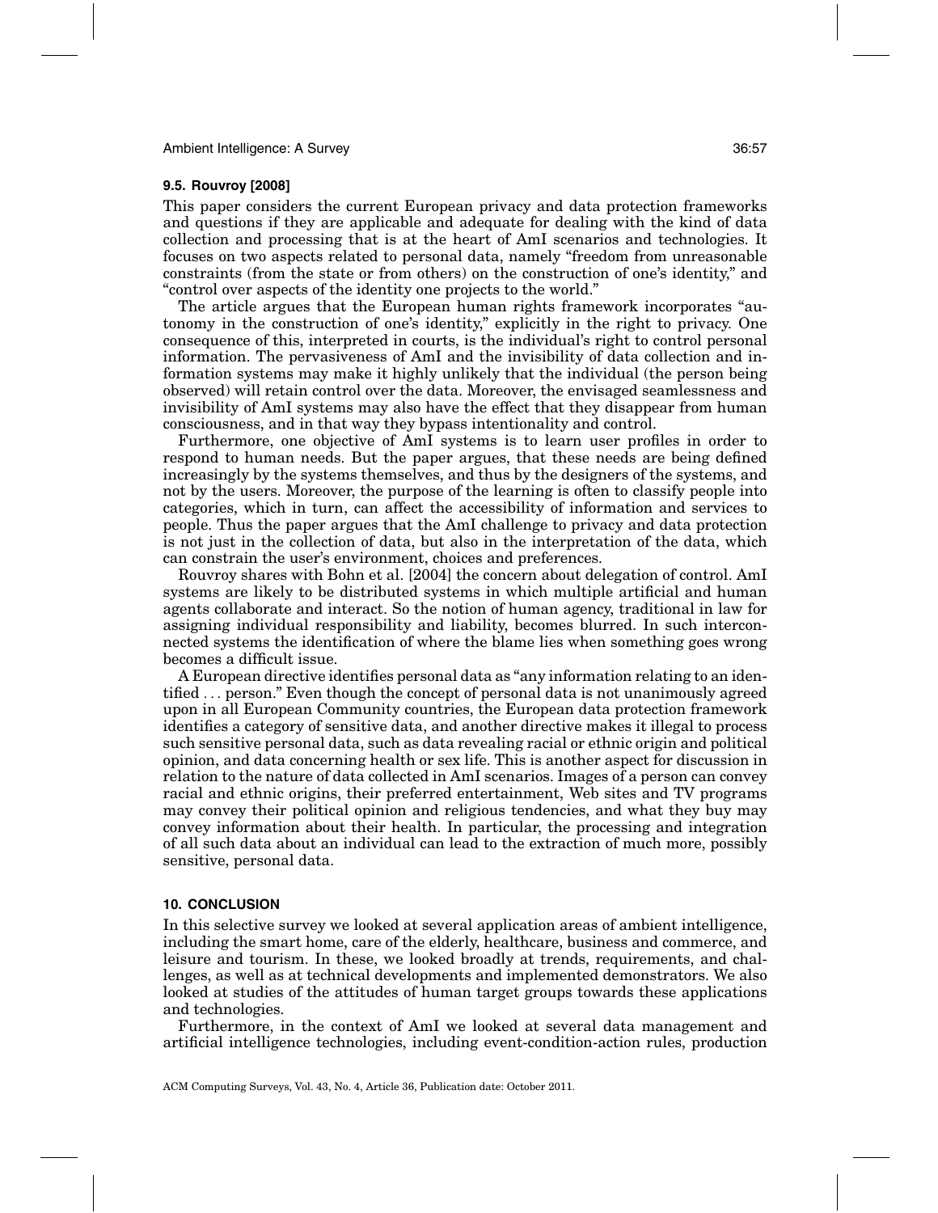### 9.5. Rouvroy [2008]

This paper considers the current European privacy and data protection frameworks and questions if they are applicable and adequate for dealing with the kind of data collection and processing that is at the heart of AmI scenarios and technologies. It focuses on two aspects related to personal data, namely "freedom from unreasonable constraints (from the state or from others) on the construction of one's identity," and "control over aspects of the identity one projects to the world."

The article argues that the European human rights framework incorporates "autonomy in the construction of one's identity," explicitly in the right to privacy. One consequence of this, interpreted in courts, is the individual's right to control personal information. The pervasiveness of AmI and the invisibility of data collection and information systems may make it highly unlikely that the individual (the person being observed) will retain control over the data. Moreover, the envisaged seamlessness and invisibility of AmI systems may also have the effect that they disappear from human consciousness, and in that way they bypass intentionality and control.

Furthermore, one objective of AmI systems is to learn user profiles in order to respond to human needs. But the paper argues, that these needs are being defined increasingly by the systems themselves, and thus by the designers of the systems, and not by the users. Moreover, the purpose of the learning is often to classify people into categories, which in turn, can affect the accessibility of information and services to people. Thus the paper argues that the AmI challenge to privacy and data protection is not just in the collection of data, but also in the interpretation of the data, which can constrain the user's environment, choices and preferences.

Rouvroy shares with Bohn et al. [2004] the concern about delegation of control. AmI systems are likely to be distributed systems in which multiple artificial and human agents collaborate and interact. So the notion of human agency, traditional in law for assigning individual responsibility and liability, becomes blurred. In such interconnected systems the identification of where the blame lies when something goes wrong becomes a difficult issue.

A European directive identifies personal data as "any information relating to an identified . . . person." Even though the concept of personal data is not unanimously agreed upon in all European Community countries, the European data protection framework identifies a category of sensitive data, and another directive makes it illegal to process such sensitive personal data, such as data revealing racial or ethnic origin and political opinion, and data concerning health or sex life. This is another aspect for discussion in relation to the nature of data collected in AmI scenarios. Images of a person can convey racial and ethnic origins, their preferred entertainment, Web sites and TV programs may convey their political opinion and religious tendencies, and what they buy may convey information about their health. In particular, the processing and integration of all such data about an individual can lead to the extraction of much more, possibly sensitive, personal data.

## 10. CONCLUSION

In this selective survey we looked at several application areas of ambient intelligence, including the smart home, care of the elderly, healthcare, business and commerce, and leisure and tourism. In these, we looked broadly at trends, requirements, and challenges, as well as at technical developments and implemented demonstrators. We also looked at studies of the attitudes of human target groups towards these applications and technologies.

Furthermore, in the context of AmI we looked at several data management and artificial intelligence technologies, including event-condition-action rules, production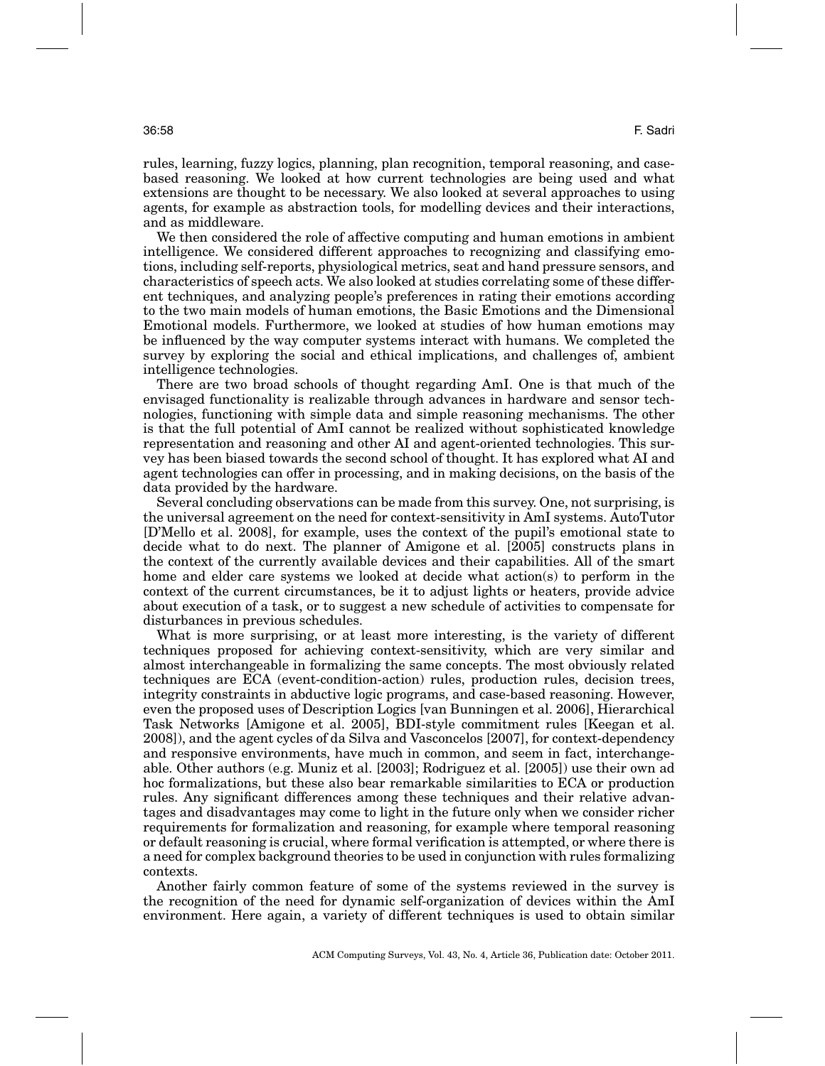rules, learning, fuzzy logics, planning, plan recognition, temporal reasoning, and case-based reasoning. We looked at how current technologies are being used and what extensions are thought to be necessary. We also looked at several approaches to using agents, for example as abstraction tools, for modelling devices and their interactions, and as middleware.

We then considered the role of affective computing and human emotions in ambient intelligence. We considered different approaches to recognizing and classifying emotions, including self-reports, physiological metrics, seat and hand pressure sensors, and characteristics of speech acts. We also looked at studies correlating some of these different techniques, and analyzing people's preferences in rating their emotions according to the two main models of human emotions, the Basic Emotions and the Dimensional Emotional models. Furthermore, we looked at studies of how human emotions may be influenced by the way computer systems interact with humans. We completed the survey by exploring the social and ethical implications, and challenges of, ambient intelligence technologies.

There are two broad schools of thought regarding AmI. One is that much of the envisaged functionality is realizable through advances in hardware and sensor technologies, functioning with simple data and simple reasoning mechanisms. The other is that the full potential of AmI cannot be realized without sophisticated knowledge representation and reasoning and other AI and agent-oriented technologies. This survey has been biased towards the second school of thought. It has explored what AI and agent technologies can offer in processing, and in making decisions, on the basis of the data provided by the hardware.

Several concluding observations can be made from this survey. One, not surprising, is the universal agreement on the need for context-sensitivity in AmI systems. AutoTutor [D'Mello et al. 2008], for example, uses the context of the pupil's emotional state to decide what to do next. The planner of Amigone et al. [2005] constructs plans in the context of the currently available devices and their capabilities. All of the smart home and elder care systems we looked at decide what action(s) to perform in the context of the current circumstances, be it to adjust lights or heaters, provide advice about execution of a task, or to suggest a new schedule of activities to compensate for disturbances in previous schedules.

What is more surprising, or at least more interesting, is the variety of different techniques proposed for achieving context-sensitivity, which are very similar and almost interchangeable in formalizing the same concepts. The most obviously related techniques are ECA (event-condition-action) rules, production rules, decision trees, integrity constraints in abductive logic programs, and case-based reasoning. However, even the proposed uses of Description Logics [van Bunningen et al. 2006], Hierarchical Task Networks [Amigone et al. 2005], BDI-style commitment rules [Keegan et al. 2008]), and the agent cycles of da Silva and Vasconcelos [2007], for context-dependency and responsive environments, have much in common, and seem in fact, interchangeable. Other authors (e.g. Muniz et al. [2003]; Rodriguez et al. [2005]) use their own ad hoc formalizations, but these also bear remarkable similarities to ECA or production rules. Any significant differences among these techniques and their relative advantages and disadvantages may come to light in the future only when we consider richer requirements for formalization and reasoning, for example where temporal reasoning or default reasoning is crucial, where formal verification is attempted, or where there is a need for complex background theories to be used in conjunction with rules formalizing contexts.

Another fairly common feature of some of the systems reviewed in the survey is the recognition of the need for dynamic self-organization of devices within the AmI environment. Here again, a variety of different techniques is used to obtain similar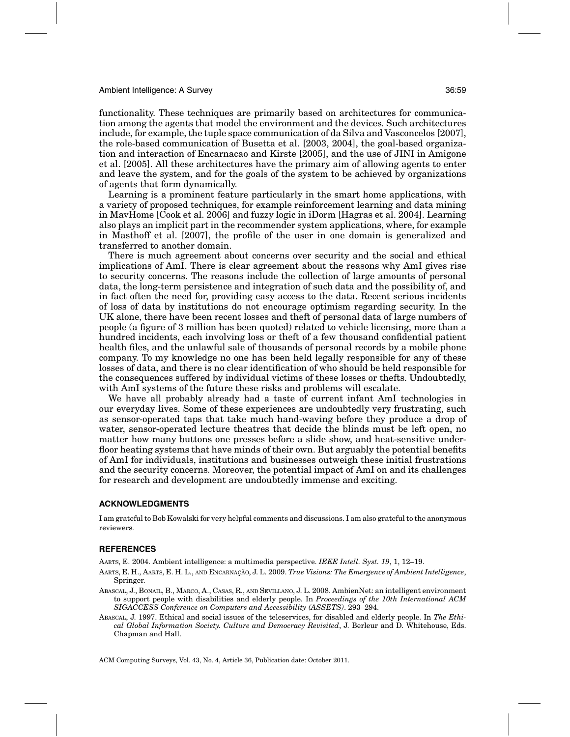functionality. These techniques are primarily based on architectures for communication among the agents that model the environment and the devices. Such architectures include, for example, the tuple space communication of da Silva and Vasconcelos [2007], the role-based communication of Busetta et al. [2003, 2004], the goal-based organization and interaction of Encarnacao and Kirste [2005], and the use of JINI in Amigone et al. [2005]. All these architectures have the primary aim of allowing agents to enter and leave the system, and for the goals of the system to be achieved by organizations of agents that form dynamically.

Learning is a prominent feature particularly in the smart home applications, with a variety of proposed techniques, for example reinforcement learning and data mining in MavHome [Cook et al. 2006] and fuzzy logic in iDorm [Hagras et al. 2004]. Learning also plays an implicit part in the recommender system applications, where, for example in Masthoff et al. [2007], the profile of the user in one domain is generalized and transferred to another domain.

There is much agreement about concerns over security and the social and ethical implications of AmI. There is clear agreement about the reasons why AmI gives rise to security concerns. The reasons include the collection of large amounts of personal data, the long-term persistence and integration of such data and the possibility of, and in fact often the need for, providing easy access to the data. Recent serious incidents of loss of data by institutions do not encourage optimism regarding security. In the UK alone, there have been recent losses and theft of personal data of large numbers of people (a figure of 3 million has been quoted) related to vehicle licensing, more than a hundred incidents, each involving loss or theft of a few thousand confidential patient health files, and the unlawful sale of thousands of personal records by a mobile phone company. To my knowledge no one has been held legally responsible for any of these losses of data, and there is no clear identification of who should be held responsible for the consequences suffered by individual victims of these losses or thefts. Undoubtedly, with AmI systems of the future these risks and problems will escalate.

We have all probably already had a taste of current infant AmI technologies in our everyday lives. Some of these experiences are undoubtedly very frustrating, such as sensor-operated taps that take much hand-waving before they produce a drop of water, sensor-operated lecture theatres that decide the blinds must be left open, no matter how many buttons one presses before a slide show, and heat-sensitive underfloor heating systems that have minds of their own. But arguably the potential benefits of AmI for individuals, institutions and businesses outweigh these initial frustrations and the security concerns. Moreover, the potential impact of AmI on and its challenges for research and development are undoubtedly immense and exciting.

## ACKNOWLEDGMENTS

I am grateful to Bob Kowalski for very helpful comments and discussions. I am also grateful to the anonymous reviewers.

## REFERENCES

AARTS, E. 2004. Ambient intelligence: a multimedia perspective. *IEEE Intell. Syst. 19*, 1, 12–19.

AARTS, E. H., AARTS, E. H. L., AND ENCARNAÇÃO, J. L. 2009. *True Visions: The Emergence of Ambient Intelligence*, Springer.

ABASCAL, J., BONAIL, B., MARCO, A., CASAS, R., AND SEVILLANO, J. L. 2008. AmbienNet: an intelligent environment to support people with disabilities and elderly people. In *Proceedings of the 10th International ACM SIGACCESS Conference on Computers and Accessibility (ASSETS)*. 293–294.

ABASCAL, J. 1997. Ethical and social issues of the teleservices, for disabled and elderly people. In *The Ethical Global Information Society. Culture and Democracy Revisited*, J. Berleur and D. Whitehouse, Eds. Chapman and Hall.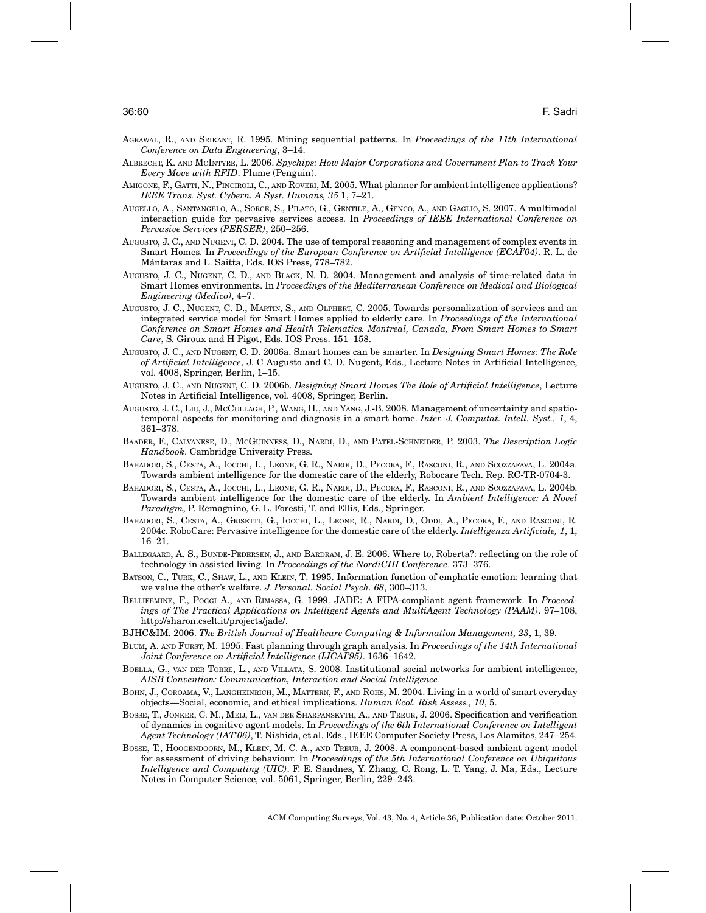AGRAWAL, R., AND SRIKANT, R. 1995. Mining sequential patterns. In *Proceedings of the 11th International Conference on Data Engineering*, 3–14.

ALBRECHT, K. AND MCINTYRE, L. 2006. *Spychips: How Major Corporations and Government Plan to Track Your Every Move with RFID*. Plume (Penguin).

AMIGONE, F., GATTI, N., PINCIROLI, C., AND ROVERI, M. 2005. What planner for ambient intelligence applications? *IEEE Trans. Syst. Cybern. A Syst. Humans, 35* 1, 7–21.

AUGELLO, A., SANTANGELO, A., SORCE, S., PILATO, G., GENTILE, A., GENCO, A., AND GAGLIO, S. 2007. A multimodal interaction guide for pervasive services access. In *Proceedings of IEEE International Conference on Pervasive Services (PERSER)*, 250–256.

AUGUSTO, J. C., AND NUGENT, C. D. 2004. The use of temporal reasoning and management of complex events in Smart Homes. In *Proceedings of the European Conference on Artificial Intelligence (ECAI'04)*. R. L. de Mántaras and L. Saitta, Eds. IOS Press, 778–782.

AUGUSTO, J. C., NUGENT, C. D., AND BLACK, N. D. 2004. Management and analysis of time-related data in Smart Homes environments. In *Proceedings of the Mediterranean Conference on Medical and Biological Engineering (Medico)*, 4–7.

AUGUSTO, J. C., NUGENT, C. D., MARTIN, S., AND OLPHERT, C. 2005. Towards personalization of services and an integrated service model for Smart Homes applied to elderly care. In *Proceedings of the International Conference on Smart Homes and Health Telematics. Montreal, Canada, From Smart Homes to Smart Care*, S. Giroux and H Pigot, Eds. IOS Press. 151–158.

AUGUSTO, J. C., AND NUGENT, C. D. 2006a. Smart homes can be smarter. In *Designing Smart Homes: The Role of Artificial Intelligence*, J. C Augusto and C. D. Nugent, Eds., Lecture Notes in Artificial Intelligence, vol. 4008, Springer, Berlin, 1–15.

AUGUSTO, J. C., AND NUGENT, C. D. 2006b. *Designing Smart Homes The Role of Artificial Intelligence*, Lecture Notes in Artificial Intelligence, vol. 4008, Springer, Berlin.

AUGUSTO, J. C., LIU, J., MCCULLAGH, P., WANG, H., AND YANG, J.-B. 2008. Management of uncertainty and spatio-temporal aspects for monitoring and diagnosis in a smart home. *Inter. J. Computat. Intell. Syst., 1*, 4, 361–378.

BAADER, F., CALVANESE, D., MCGUINNESS, D., NARDI, D., AND PATEL-SCHNEIDER, P. 2003. *The Description Logic Handbook*. Cambridge University Press.

BAHADORI, S., CESTA, A., IOCCHI, L., LEONE, G. R., NARDI, D., PECORA, F., RASCONI, R., AND SCOZZAFAVA, L. 2004a. Towards ambient intelligence for the domestic care of the elderly, Robocare Tech. Rep. RC-TR-0704-3.

BAHADORI, S., CESTA, A., IOCCHI, L., LEONE, G. R., NARDI, D., PECORA, F., RASCONI, R., AND SCOZZAFAVA, L. 2004b. Towards ambient intelligence for the domestic care of the elderly. In *Ambient Intelligence: A Novel Paradigm*, P. Remagnino, G. L. Foresti, T. and Ellis, Eds., Springer.

BAHADORI, S., CESTA, A., GRISETTI, G., IOCCHI, L., LEONE, R., NARDI, D., ODDI, A., PECORA, F., AND RASCONI, R. 2004c. RoboCare: Pervasive intelligence for the domestic care of the elderly. *Intelligenza Artificiale, 1*, 1, 16–21.

BALLEGAARD, A. S., BUNDE-PEDERSEN, J., AND BARDRAM, J. E. 2006. Where to, Roberta?: reflecting on the role of technology in assisted living. In *Proceedings of the NordiCHI Conference*. 373–376.

BATSON, C., TURK, C., SHAW, L., AND KLEIN, T. 1995. Information function of emphatic emotion: learning that we value the other's welfare. *J. Personal. Social Psych. 68*, 300–313.

BELLIFEMINE, F., POGGI A., AND RIMASSA, G. 1999. JADE: A FIPA-compliant agent framework. In *Proceedings of The Practical Applications on Intelligent Agents and MultiAgent Technology (PAAM)*. 97–108, http://sharon.cselt.it/projects/jade/.

BJHC&IM. 2006. *The British Journal of Healthcare Computing & Information Management, 23*, 1, 39.

BLUM, A. AND FURST, M. 1995. Fast planning through graph analysis. In *Proceedings of the 14th International Joint Conference on Artificial Intelligence (IJCAI'95)*. 1636–1642.

BOELLA, G., VAN DER TORRE, L., AND VILLATA, S. 2008. Institutional social networks for ambient intelligence, *AISB Convention: Communication, Interaction and Social Intelligence*.

BOHN, J., COROAMA, V., LANGHEINRICH, M., MATTERN, F., AND ROHS, M. 2004. Living in a world of smart everyday objects—Social, economic, and ethical implications. *Human Ecol. Risk Assess., 10*, 5.

BOSSE, T., JONKER, C. M., MEIJ, L., VAN DER SHARPANSKYTH, A., AND TREUR, J. 2006. Specification and verification of dynamics in cognitive agent models. In *Proceedings of the 6th International Conference on Intelligent Agent Technology (IAT'06)*, T. Nishida, et al. Eds., IEEE Computer Society Press, Los Alamitos, 247–254.

BOSSE, T., HOOGENDOORN, M., KLEIN, M. C. A., AND TREUR, J. 2008. A component-based ambient agent model for assessment of driving behaviour. In *Proceedings of the 5th International Conference on Ubiquitous Intelligence and Computing (UIC)*. F. E. Sandnes, Y. Zhang, C. Rong, L. T. Yang, J. Ma, Eds., Lecture Notes in Computer Science, vol. 5061, Springer, Berlin, 229–243.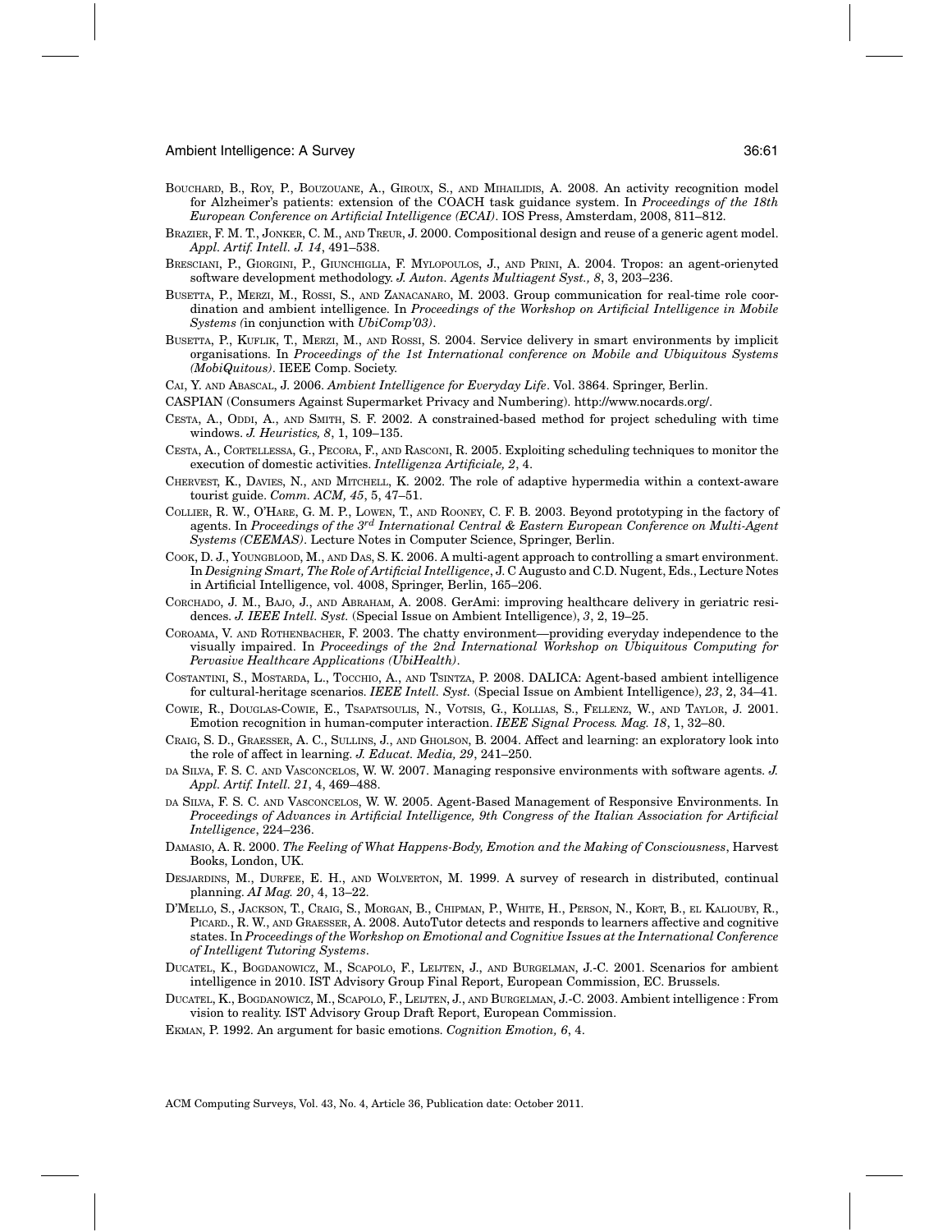BOUCHARD, B., ROY, P., BOUZOUANE, A., GIROUX, S., AND MIHAILIDIS, A. 2008. An activity recognition model for Alzheimer's patients: extension of the COACH task guidance system. In *Proceedings of the 18th European Conference on Artificial Intelligence (ECAI)*. IOS Press, Amsterdam, 2008, 811–812.

BRAZIER, F. M. T., JONKER, C. M., AND TREUR, J. 2000. Compositional design and reuse of a generic agent model. *Appl. Artif. Intell. J. 14*, 491–538.

BRESCIANI, P., GIORGINI, P., GIUNCHIGLIA, F. MYLOPOULOS, J., AND PRINI, A. 2004. Tropos: an agent-orienyted software development methodology. *J. Auton. Agents Multiagent Syst., 8*, 3, 203–236.

BUSETTA, P., MERZI, M., ROSSI, S., AND ZANACANARO, M. 2003. Group communication for real-time role coordination and ambient intelligence. In *Proceedings of the Workshop on Artificial Intelligence in Mobile Systems (*in conjunction with *UbiComp'03)*.

BUSETTA, P., KUFLIK, T., MERZI, M., AND ROSSI, S. 2004. Service delivery in smart environments by implicit organisations. In *Proceedings of the 1st International conference on Mobile and Ubiquitous Systems (MobiQuitous)*. IEEE Comp. Society.

CAI, Y. AND ABASCAL, J. 2006. *Ambient Intelligence for Everyday Life*. Vol. 3864. Springer, Berlin.

CASPIAN (Consumers Against Supermarket Privacy and Numbering). http://www.nocards.org/.

CESTA, A., ODDI, A., AND SMITH, S. F. 2002. A constrained-based method for project scheduling with time windows. *J. Heuristics, 8*, 1, 109–135.

CESTA, A., CORTELLESSA, G., PECORA, F., AND RASCONI, R. 2005. Exploiting scheduling techniques to monitor the execution of domestic activities. *Intelligenza Artificiale, 2*, 4.

CHERVEST, K., DAVIES, N., AND MITCHELL, K. 2002. The role of adaptive hypermedia within a context-aware tourist guide. *Comm. ACM, 45*, 5, 47–51.

COLLIER, R. W., O'HARE, G. M. P., LOWEN, T., AND ROONEY, C. F. B. 2003. Beyond prototyping in the factory of agents. In *Proceedings of the 3rd International Central & Eastern European Conference on Multi-Agent Systems (CEEMAS)*. Lecture Notes in Computer Science, Springer, Berlin.

COOK, D. J., YOUNGBLOOD, M., AND DAS, S. K. 2006. A multi-agent approach to controlling a smart environment. In *Designing Smart, The Role of Artificial Intelligence*, J. C Augusto and C.D. Nugent, Eds., Lecture Notes in Artificial Intelligence, vol. 4008, Springer, Berlin, 165–206.

CORCHADO, J. M., BAJO, J., AND ABRAHAM, A. 2008. GerAmi: improving healthcare delivery in geriatric residences. *J. IEEE Intell. Syst.* (Special Issue on Ambient Intelligence), *3*, 2, 19–25.

COROAMA, V. AND ROTHENBACHER, F. 2003. The chatty environment—providing everyday independence to the visually impaired. In *Proceedings of the 2nd International Workshop on Ubiquitous Computing for Pervasive Healthcare Applications (UbiHealth)*.

COSTANTINI, S., MOSTARDA, L., TOCCHIO, A., AND TSINTZA, P. 2008. DALICA: Agent-based ambient intelligence for cultural-heritage scenarios. *IEEE Intell. Syst.* (Special Issue on Ambient Intelligence), *23*, 2, 34–41.

COWIE, R., DOUGLAS-COWIE, E., TSAPATSOULIS, N., VOTSIS, G., KOLLIAS, S., FELLENZ, W., AND TAYLOR, J. 2001. Emotion recognition in human-computer interaction. *IEEE Signal Process. Mag. 18*, 1, 32–80.

CRAIG, S. D., GRAESSER, A. C., SULLINS, J., AND GHOLSON, B. 2004. Affect and learning: an exploratory look into the role of affect in learning. *J. Educat. Media, 29*, 241–250.

DA SILVA, F. S. C. AND VASCONCELOS, W. W. 2007. Managing responsive environments with software agents. *J. Appl. Artif. Intell. 21*, 4, 469–488.

DA SILVA, F. S. C. AND VASCONCELOS, W. W. 2005. Agent-Based Management of Responsive Environments. In *Proceedings of Advances in Artificial Intelligence, 9th Congress of the Italian Association for Artificial Intelligence*, 224–236.

DAMASIO, A. R. 2000. *The Feeling of What Happens-Body, Emotion and the Making of Consciousness*, Harvest Books, London, UK.

DESJARDINS, M., DURFEE, E. H., AND WOLVERTON, M. 1999. A survey of research in distributed, continual planning. *AI Mag. 20*, 4, 13–22.

D'MELLO, S., JACKSON, T., CRAIG, S., MORGAN, B., CHIPMAN, P., WHITE, H., PERSON, N., KORT, B., EL KALIOUBY, R., PICARD., R. W., AND GRAESSER, A. 2008. AutoTutor detects and responds to learners affective and cognitive states. In *Proceedings of the Workshop on Emotional and Cognitive Issues at the International Conference of Intelligent Tutoring Systems*.

DUCATEL, K., BOGDANOWICZ, M., SCAPOLO, F., LEIJTEN, J., AND BURGELMAN, J.-C. 2001. Scenarios for ambient intelligence in 2010. IST Advisory Group Final Report, European Commission, EC. Brussels.

DUCATEL, K., BOGDANOWICZ, M., SCAPOLO, F., LEIJTEN, J., AND BURGELMAN, J.-C. 2003. Ambient intelligence : From vision to reality. IST Advisory Group Draft Report, European Commission.

EKMAN, P. 1992. An argument for basic emotions. *Cognition Emotion, 6*, 4.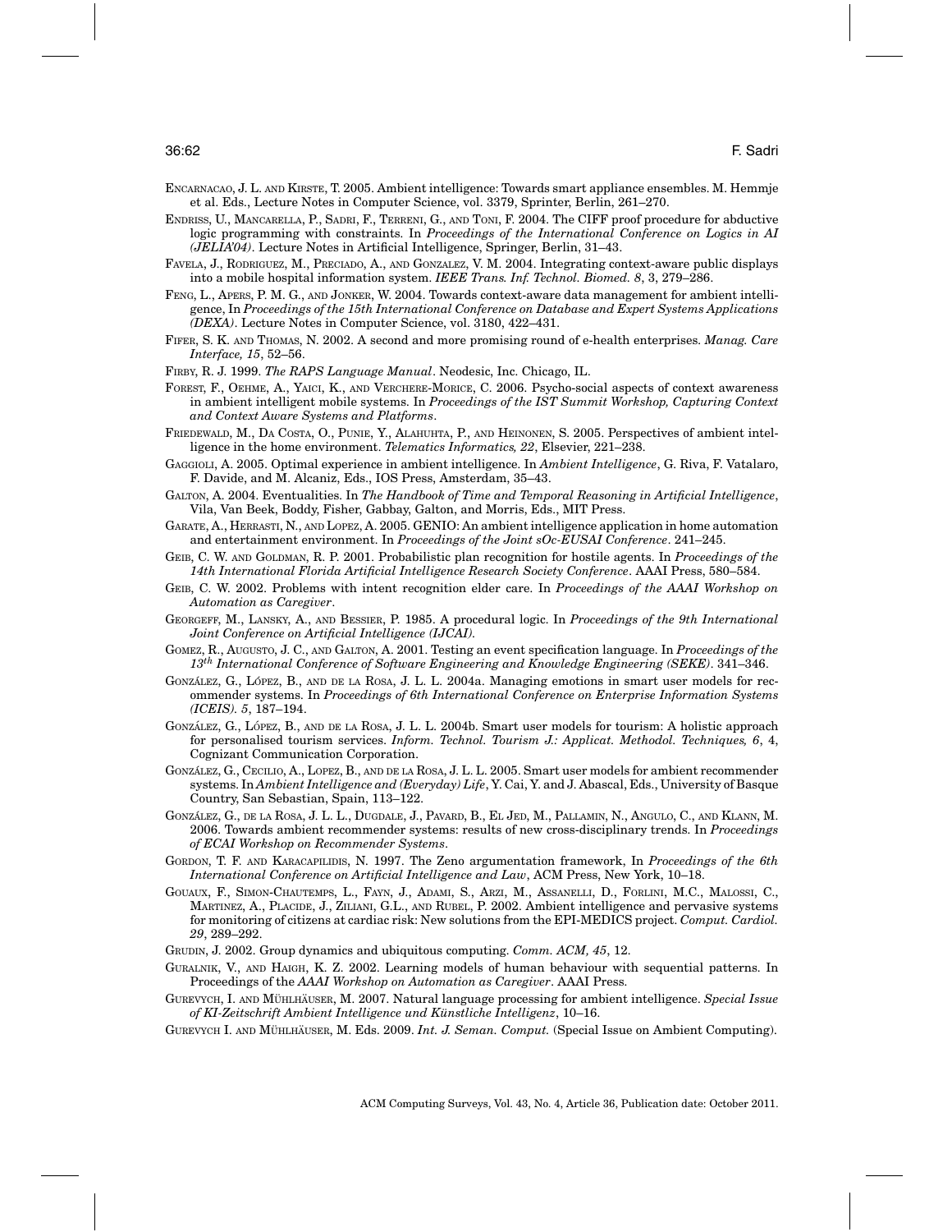ENCARNACAO, J. L. AND KIRSTE, T. 2005. Ambient intelligence: Towards smart appliance ensembles. M. Hemmje et al. Eds., Lecture Notes in Computer Science, vol. 3379, Sprinter, Berlin, 261–270.

ENDRISS, U., MANCARELLA, P., SADRI, F., TERRENI, G., AND TONI, F. 2004. The CIFF proof procedure for abductive logic programming with constraints. In *Proceedings of the International Conference on Logics in AI (JELIA'04)*. Lecture Notes in Artificial Intelligence, Springer, Berlin, 31–43.

FAVELA, J., RODRIGUEZ, M., PRECIADO, A., AND GONZALEZ, V. M. 2004. Integrating context-aware public displays into a mobile hospital information system. *IEEE Trans. Inf. Technol. Biomed. 8*, 3, 279–286.

FENG, L., APERS, P. M. G., AND JONKER, W. 2004. Towards context-aware data management for ambient intelligence, In *Proceedings of the 15th International Conference on Database and Expert Systems Applications (DEXA)*. Lecture Notes in Computer Science, vol. 3180, 422–431.

FIFER, S. K. AND THOMAS, N. 2002. A second and more promising round of e-health enterprises. *Manag. Care Interface, 15*, 52–56.

FIRBY, R. J. 1999. *The RAPS Language Manual*. Neodesic, Inc. Chicago, IL.

FOREST, F., OEHME, A., YAICI, K., AND VERCHERE-MORICE, C. 2006. Psycho-social aspects of context awareness in ambient intelligent mobile systems. In *Proceedings of the IST Summit Workshop, Capturing Context and Context Aware Systems and Platforms*.

FRIEDEWALD, M., DA COSTA, O., PUNIE, Y., ALAHUHTA, P., AND HEINONEN, S. 2005. Perspectives of ambient intelligence in the home environment. *Telematics Informatics, 22*, Elsevier, 221–238.

GAGGIOLI, A. 2005. Optimal experience in ambient intelligence. In *Ambient Intelligence*, G. Riva, F. Vatalaro, F. Davide, and M. Alcaniz, Eds., IOS Press, Amsterdam, 35–43.

GALTON, A. 2004. Eventualities. In *The Handbook of Time and Temporal Reasoning in Artificial Intelligence*, Vila, Van Beek, Boddy, Fisher, Gabbay, Galton, and Morris, Eds., MIT Press.

GARATE, A., HERRASTI, N., AND LOPEZ, A. 2005. GENIO: An ambient intelligence application in home automation and entertainment environment. In *Proceedings of the Joint sOc-EUSAI Conference*. 241–245.

GEIB, C. W. AND GOLDMAN, R. P. 2001. Probabilistic plan recognition for hostile agents. In *Proceedings of the 14th International Florida Artificial Intelligence Research Society Conference*. AAAI Press, 580–584.

GEIB, C. W. 2002. Problems with intent recognition elder care. In *Proceedings of the AAAI Workshop on Automation as Caregiver*.

GEORGEFF, M., LANSKY, A., AND BESSIER, P. 1985. A procedural logic. In *Proceedings of the 9th International Joint Conference on Artificial Intelligence (IJCAI)*.

GOMEZ, R., AUGUSTO, J. C., AND GALTON, A. 2001. Testing an event specification language. In *Proceedings of the 13th International Conference of Software Engineering and Knowledge Engineering (SEKE)*. 341–346.

GONZÁLEZ, G., LÓPEZ, B., AND DE LA ROSA, J. L. L. 2004a. Managing emotions in smart user models for recommender systems. In *Proceedings of 6th International Conference on Enterprise Information Systems (ICEIS). 5*, 187–194.

GONZÁLEZ, G., LÓPEZ, B., AND DE LA ROSA, J. L. L. 2004b. Smart user models for tourism: A holistic approach for personalised tourism services. *Inform. Technol. Tourism J.: Applicat. Methodol. Techniques, 6*, 4, Cognizant Communication Corporation.

GONZÁLEZ, G., CECILIO, A., LOPEZ, B., AND DE LA ROSA, J. L. L. 2005. Smart user models for ambient recommender systems. In *Ambient Intelligence and (Everyday) Life*, Y. Cai, Y. and J. Abascal, Eds., University of Basque Country, San Sebastian, Spain, 113–122.

GONZÁLEZ, G., DE LA ROSA, J. L. L., DUGDALE, J., PAVARD, B., EL JED, M., PALLAMIN, N., ANGULO, C., AND KLANN, M. 2006. Towards ambient recommender systems: results of new cross-disciplinary trends. In *Proceedings of ECAI Workshop on Recommender Systems*.

GORDON, T. F. AND KARACAPILIDIS, N. 1997. The Zeno argumentation framework, In *Proceedings of the 6th International Conference on Artificial Intelligence and Law*, ACM Press, New York, 10–18.

GOUAUX, F., SIMON-CHAUTEMPS, L., FAYN, J., ADAMI, S., ARZI, M., ASSANELLI, D., FORLINI, M.C., MALOSSI, C., MARTINEZ, A., PLACIDE, J., ZILIANI, G.L., AND RUBEL, P. 2002. Ambient intelligence and pervasive systems for monitoring of citizens at cardiac risk: New solutions from the EPI-MEDICS project. *Comput. Cardiol. 29*, 289–292.

GRUDIN, J. 2002. Group dynamics and ubiquitous computing. *Comm. ACM, 45*, 12.

GURALNIK, V., AND HAIGH, K. Z. 2002. Learning models of human behaviour with sequential patterns. In Proceedings of the *AAAI Workshop on Automation as Caregiver*. AAAI Press.

GUREVYCH, I. AND MÜHLHÄUSER, M. 2007. Natural language processing for ambient intelligence. *Special Issue of KI-Zeitschrift Ambient Intelligence und Künstliche Intelligenz*, 10–16.

GUREVYCH I. AND MÜHLHÄUSER, M. Eds. 2009. *Int. J. Seman. Comput.* (Special Issue on Ambient Computing).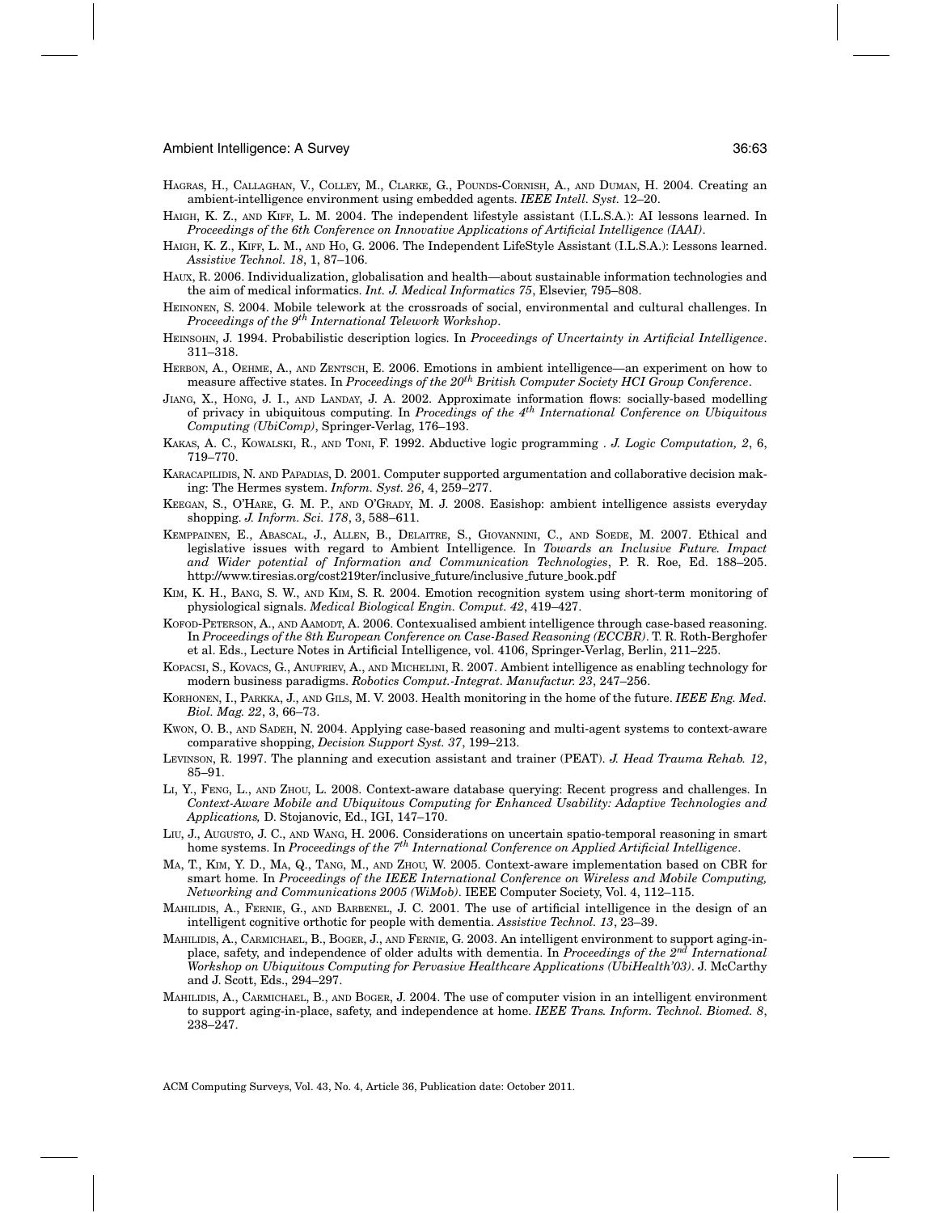HAGRAS, H., CALLAGHAN, V., COLLEY, M., CLARKE, G., POUNDS-CORNISH, A., AND DUMAN, H. 2004. Creating an ambient-intelligence environment using embedded agents. *IEEE Intell. Syst.* 12–20.

HAIGH, K. Z., AND KIFF, L. M. 2004. The independent lifestyle assistant (I.L.S.A.): AI lessons learned. In *Proceedings of the 6th Conference on Innovative Applications of Artificial Intelligence (IAAI)*.

HAIGH, K. Z., KIFF, L. M., AND HO, G. 2006. The Independent LifeStyle Assistant (I.L.S.A.): Lessons learned. *Assistive Technol. 18*, 1, 87–106.

HAUX, R. 2006. Individualization, globalisation and health—about sustainable information technologies and the aim of medical informatics. *Int. J. Medical Informatics 75*, Elsevier, 795–808.

HEINONEN, S. 2004. Mobile telework at the crossroads of social, environmental and cultural challenges. In *Proceedings of the 9th International Telework Workshop*.

HEINSOHN, J. 1994. Probabilistic description logics. In *Proceedings of Uncertainty in Artificial Intelligence*. 311–318.

HERBON, A., OEHME, A., AND ZENTSCH, E. 2006. Emotions in ambient intelligence—an experiment on how to measure affective states. In *Proceedings of the 20th British Computer Society HCI Group Conference*.

JIANG, X., HONG, J. I., AND LANDAY, J. A. 2002. Approximate information flows: socially-based modelling of privacy in ubiquitous computing. In *Procedings of the 4th International Conference on Ubiquitous Computing (UbiComp)*, Springer-Verlag, 176–193.

KAKAS, A. C., KOWALSKI, R., AND TONI, F. 1992. Abductive logic programming . *J. Logic Computation, 2*, 6, 719–770.

KARACAPILIDIS, N. AND PAPADIAS, D. 2001. Computer supported argumentation and collaborative decision making: The Hermes system. *Inform. Syst. 26*, 4, 259–277.

KEEGAN, S., O'HARE, G. M. P., AND O'GRADY, M. J. 2008. Easishop: ambient intelligence assists everyday shopping. *J. Inform. Sci. 178*, 3, 588–611.

KEMPPAINEN, E., ABASCAL, J., ALLEN, B., DELAITRE, S., GIOVANNINI, C., AND SOEDE, M. 2007. Ethical and legislative issues with regard to Ambient Intelligence. In *Towards an Inclusive Future. Impact and Wider potential of Information and Communication Technologies*, P. R. Roe, Ed. 188–205. http://www.tiresias.org/cost219ter/inclusive_future/inclusive_future_book.pdf

KIM, K. H., BANG, S. W., AND KIM, S. R. 2004. Emotion recognition system using short-term monitoring of physiological signals. *Medical Biological Engin. Comput. 42*, 419–427.

KOFOD-PETERSON, A., AND AAMODT, A. 2006. Contexualised ambient intelligence through case-based reasoning. In *Proceedings of the 8th European Conference on Case-Based Reasoning (ECCBR)*. T. R. Roth-Berghofer et al. Eds., Lecture Notes in Artificial Intelligence, vol. 4106, Springer-Verlag, Berlin, 211–225.

KOPACSI, S., KOVACS, G., ANUFRIEV, A., AND MICHELINI, R. 2007. Ambient intelligence as enabling technology for modern business paradigms. *Robotics Comput.-Integrat. Manufactur. 23*, 247–256.

KORHONEN, I., PARKKA, J., AND GILS, M. V. 2003. Health monitoring in the home of the future. *IEEE Eng. Med. Biol. Mag. 22*, 3, 66–73.

KWON, O. B., AND SADEH, N. 2004. Applying case-based reasoning and multi-agent systems to context-aware comparative shopping, *Decision Support Syst. 37*, 199–213.

LEVINSON, R. 1997. The planning and execution assistant and trainer (PEAT). *J. Head Trauma Rehab. 12*, 85–91.

LI, Y., FENG, L., AND ZHOU, L. 2008. Context-aware database querying: Recent progress and challenges. In *Context-Aware Mobile and Ubiquitous Computing for Enhanced Usability: Adaptive Technologies and Applications,* D. Stojanovic, Ed., IGI, 147–170.

LIU, J., AUGUSTO, J. C., AND WANG, H. 2006. Considerations on uncertain spatio-temporal reasoning in smart home systems. In *Proceedings of the 7th International Conference on Applied Artificial Intelligence*.

MA, T., KIM, Y. D., MA, Q., TANG, M., AND ZHOU, W. 2005. Context-aware implementation based on CBR for smart home. In *Proceedings of the IEEE International Conference on Wireless and Mobile Computing, Networking and Communications 2005 (WiMob)*. IEEE Computer Society, Vol. 4, 112–115.

MAHILIDIS, A., FERNIE, G., AND BARBENEL, J. C. 2001. The use of artificial intelligence in the design of an intelligent cognitive orthotic for people with dementia. *Assistive Technol. 13*, 23–39.

MAHILIDIS, A., CARMICHAEL, B., BOGER, J., AND FERNIE, G. 2003. An intelligent environment to support aging-in-place, safety, and independence of older adults with dementia. In *Proceedings of the 2nd International Workshop on Ubiquitous Computing for Pervasive Healthcare Applications (UbiHealth'03)*. J. McCarthy and J. Scott, Eds., 294–297.

MAHILIDIS, A., CARMICHAEL, B., AND BOGER, J. 2004. The use of computer vision in an intelligent environment to support aging-in-place, safety, and independence at home. *IEEE Trans. Inform. Technol. Biomed. 8*, 238–247.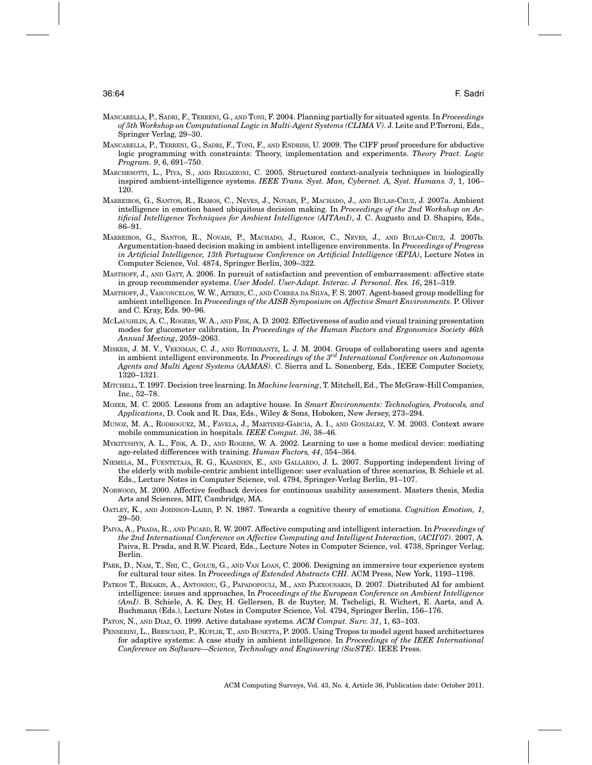Mancarella, P., Sadri, F., Terreni, G., and Toni, F. 2004. Planning partially for situated sgents. In *Proceedings of 5th Workshop on Computational Logic in Multi-Agent Systems (CLIMA V)*. J. Leite and P.Torroni, Eds., Springer Verlag, 29–30.

Mancarella, P., Terreni, G., Sadri, F., Toni, F., and Endriss, U. 2009. The CIFF proof procedure for abductive logic programming with constraints: Theory, implementation and experiments. *Theory Pract. Logic Program. 9*, 6, 691–750.

Marchesotti, L., Piva, S., and Regazzoni, C. 2005. Structured context-analysis techniques in biologically inspired ambient-intelligence systems. *IEEE Trans. Syst. Man, Cybernet. A, Syst. Humans. 3*, 1, 106–120.

Marreiros, G., Santos, R., Ramos, C., Neves, J., Novais, P., Machado, J., and Bulas-Cruz, J. 2007a. Ambient intelligence in emotion based ubiquitous decision making. In *Proceedings of the 2nd Workshop on Artificial Intelligence Techniques for Ambient Intelligence (AITAmI)*, J. C. Augusto and D. Shapiro, Eds., 86–91.

Marreiros, G., Santos, R., Novais, P., Machado, J., Ramos, C., Neves, J., and Bulas-Cruz, J. 2007b. Argumentation-based decision making in ambient intelligence environments. In *Proceedings of Progress in Artificial Intelligence, 13th Portuguese Conference on Artificial Intelligence (EPIA)*, Lecture Notes in Computer Science, Vol. 4874, Springer Berlin, 309–322.

Masthoff, J., and Gatt, A. 2006. In pursuit of satisfaction and prevention of embarrassment: affective state in group recommender systems. *User Model. User-Adapt. Interac. J. Personal. Res. 16*, 281–319.

Masthoff, J., Vasconcelos, W. W., Aitken, C., and Correa da Silva, F. S. 2007. Agent-based group modelling for ambient intelligence. In *Proceedings of the AISB Symposium on Affective Smart Environments*. P. Oliver and C. Kray, Eds. 90–96.

McLaughlin, A. C., Rogers, W. A., and Fisk, A. D. 2002. Effectiveness of audio and visual training presentation modes for glucometer calibration, In *Proceedings of the Human Factors and Ergonomics Society 46th Annual Meeting*, 2059–2063.

Misker, J. M. V., Veenman, C. J., and Rothkrantz, L. J. M. 2004. Groups of collaborating users and agents in ambient intelligent environments. In *Proceedings of the 3rd International Conference on Autonomous Agents and Multi Agent Systems (AAMAS)*. C. Sierra and L. Sonenberg, Eds., IEEE Computer Society, 1320–1321.

Mitchell, T. 1997. Decision tree learning. In *Machine learning*, T. Mitchell, Ed., The McGraw-Hill Companies, Inc., 52–78.

Mozer, M. C. 2005. Lessons from an adaptive house. In *Smart Environments: Technologies, Protocols, and Applications*, D. Cook and R. Das, Eds., Wiley & Sons, Hoboken, New Jersey, 273–294.

Munoz, M. A., Rodroguez, M., Favela, J., Martinez-Garcia, A. I., and Gonzalez, V. M. 2003. Context aware mobile communication in hospitals. *IEEE Comput. 36*, 38–46.

Mykityshyn, A. L., Fisk, A. D., and Rogers, W. A. 2002. Learning to use a home medical device: mediating age-related differences with training. *Human Factors, 44*, 354–364.

Niemela, M., Fuentetaja, R. G., Kaasinen, E., and Gallardo, J. L. 2007. Supporting independent living of the elderly with mobile-centric ambient intelligence: user evaluation of three scenarios, B. Schiele et al. Eds., Lecture Notes in Computer Science, vol. 4794, Springer-Verlag Berlin, 91–107.

Norwood, M. 2000. Affective feedback devices for continuous usability assessment. Masters thesis, Media Arts and Sciences, MIT, Cambridge, MA.

Oatley, K., and Johnson-Laird, P. N. 1987. Towards a cognitive theory of emotions. *Cognition Emotion, 1*, 29–50.

Paiva, A., Prada, R., and Picard, R. W. 2007. Affective computing and intelligent interaction. In *Proceedings of the 2nd International Conference on Affective Computing and Intelligent Interaction, (ACII'07)*. 2007, A. Paiva, R. Prada, and R.W. Picard, Eds., Lecture Notes in Computer Science, vol. 4738, Springer Verlag, Berlin.

Park, D., Nam, T., Shi, C., Golub, G., and Van Loan, C. 2006. Designing an immersive tour experience system for cultural tour sites. In *Proceedings of Extended Abstracts CHI*. ACM Press, New York, 1193–1198.

Patkos T., Bikakis, A., Antoniou, G., Papadopouli, M., and Plexousakis, D. 2007. Distributed AI for ambient intelligence: issues and approaches, In *Proceedings of the European Conference on Ambient Intelligence (AmI)*. B. Schiele, A. K. Dey, H. Gellersen, B. de Ruyter, M. Tscheligi, R. Wichert, E. Aarts, and A. Buchmann (Eds.), Lecture Notes in Computer Science, Vol. 4794, Springer Berlin, 156–176.

Paton, N., and Diaz, O. 1999. Active database systems. *ACM Comput. Surv. 31*, 1, 63–103.

Penserini, L., Bresciani, P., Kuflik, T., and Busetta, P. 2005. Using Tropos to model agent based architectures for adaptive systems: A case study in ambient intelligence. In *Proceedings of the IEEE International Conference on Software—Science, Technology and Engineering (SwSTE)*. IEEE Press.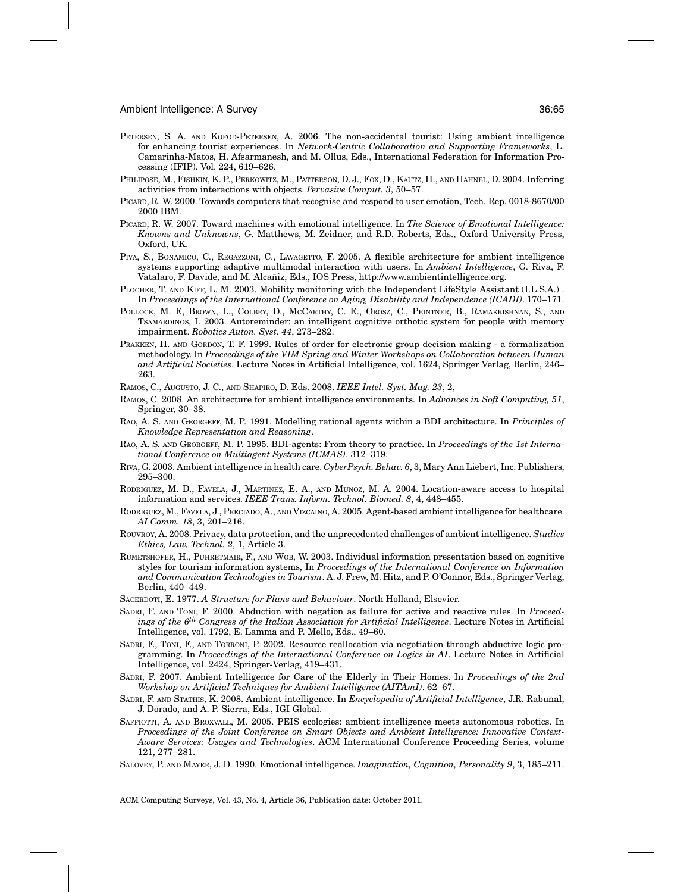PETERSEN, S. A. AND KOFOD-PETERSEN, A. 2006. The non-accidental tourist: Using ambient intelligence for enhancing tourist experiences. In *Network-Centric Collaboration and Supporting Frameworks*, L. Camarinha-Matos, H. Afsarmanesh, and M. Ollus, Eds., International Federation for Information Processing (IFIP). Vol. 224, 619–626.

PHILIPOSE, M., FISHKIN, K. P., PERKOWITZ, M., PATTERSON, D. J., FOX, D., KAUTZ, H., AND HAHNEL, D. 2004. Inferring activities from interactions with objects. *Pervasive Comput. 3*, 50–57.

PICARD, R. W. 2000. Towards computers that recognise and respond to user emotion, Tech. Rep. 0018-8670/00 2000 IBM.

PICARD, R. W. 2007. Toward machines with emotional intelligence. In *The Science of Emotional Intelligence: Knowns and Unknowns*, G. Matthews, M. Zeidner, and R.D. Roberts, Eds., Oxford University Press, Oxford, UK.

PIVA, S., BONAMICO, C., REGAZZONI, C., LAVAGETTO, F. 2005. A flexible architecture for ambient intelligence systems supporting adaptive multimodal interaction with users. In *Ambient Intelligence*, G. Riva, F. Vatalaro, F. Davide, and M. Alcañiz, Eds., IOS Press, http://www.ambientintelligence.org.

PLOCHER, T. AND KIFF, L. M. 2003. Mobility monitoring with the Independent LifeStyle Assistant (I.L.S.A.) . In *Proceedings of the International Conference on Aging, Disability and Independence (ICADI)*. 170–171.

POLLOCK, M. E, BROWN, L., COLBRY, D., MCCARTHY, C. E., OROSZ, C., PEINTNER, B., RAMAKRISHNAN, S., AND TSAMARDINOS, I. 2003. Autoreminder: an intelligent cognitive orthotic system for people with memory impairment. *Robotics Auton. Syst. 44*, 273–282.

PRAKKEN, H. AND GORDON, T. F. 1999. Rules of order for electronic group decision making - a formalization methodology. In *Proceedings of the VIM Spring and Winter Workshops on Collaboration between Human and Artificial Societies*. Lecture Notes in Artificial Intelligence, vol. 1624, Springer Verlag, Berlin, 246–263.

RAMOS, C., AUGUSTO, J. C., AND SHAPIRO, D. Eds. 2008. *IEEE Intel. Syst. Mag. 23*, 2,

RAMOS, C. 2008. An architecture for ambient intelligence environments. In *Advances in Soft Computing, 51*, Springer, 30–38.

RAO, A. S. AND GEORGEFF, M. P. 1991. Modelling rational agents within a BDI architecture. In *Principles of Knowledge Representation and Reasoning*.

RAO, A. S. AND GEORGEFF, M. P. 1995. BDI-agents: From theory to practice. In *Proceedings of the 1st International Conference on Multiagent Systems (ICMAS)*. 312–319.

RIVA, G. 2003. Ambient intelligence in health care. *CyberPsych. Behav. 6*, 3, Mary Ann Liebert, Inc. Publishers, 295–300.

RODRIGUEZ, M. D., FAVELA, J., MARTINEZ, E. A., AND MUNOZ, M. A. 2004. Location-aware access to hospital information and services. *IEEE Trans. Inform. Technol. Biomed. 8*, 4, 448–455.

RODRIGUEZ, M., FAVELA, J., PRECIADO, A., AND VIZCAINO, A. 2005. Agent-based ambient intelligence for healthcare. *AI Comm. 18*, 3, 201–216.

ROUVROY, A. 2008. Privacy, data protection, and the unprecedented challenges of ambient intelligence. *Studies Ethics, Law, Technol. 2*, 1, Article 3.

RUMETSHOFER, H., PUHRETMAIR, F., AND WOB, W. 2003. Individual information presentation based on cognitive styles for tourism information systems, In *Proceedings of the International Conference on Information and Communication Technologies in Tourism*. A. J. Frew, M. Hitz, and P. O'Connor, Eds., Springer Verlag, Berlin, 440–449.

SACERDOTI, E. 1977. *A Structure for Plans and Behaviour*. North Holland, Elsevier.

SADRI, F. AND TONI, F. 2000. Abduction with negation as failure for active and reactive rules. In *Proceedings of the 6th Congress of the Italian Association for Artificial Intelligence*. Lecture Notes in Artificial Intelligence, vol. 1792, E. Lamma and P. Mello, Eds., 49–60.

SADRI, F., TONI, F., AND TORRONI, P. 2002. Resource reallocation via negotiation through abductive logic programming. In *Proceedings of the International Conference on Logics in AI*. Lecture Notes in Artificial Intelligence, vol. 2424, Springer-Verlag, 419–431.

SADRI, F. 2007. Ambient Intelligence for Care of the Elderly in Their Homes. In *Proceedings of the 2nd Workshop on Artificial Techniques for Ambient Intelligence (AITAmI)*. 62–67.

SADRI, F. AND STATHIS, K. 2008. Ambient intelligence. In *Encyclopedia of Artificial Intelligence*, J.R. Rabunal, J. Dorado, and A. P. Sierra, Eds., IGI Global.

SAFFIOTTI, A. AND BROXVALL, M. 2005. PEIS ecologies: ambient intelligence meets autonomous robotics. In *Proceedings of the Joint Conference on Smart Objects and Ambient Intelligence: Innovative Context-Aware Services: Usages and Technologies*. ACM International Conference Proceeding Series, volume 121, 277–281.

SALOVEY, P. AND MAYER, J. D. 1990. Emotional intelligence. *Imagination, Cognition, Personality 9*, 3, 185–211.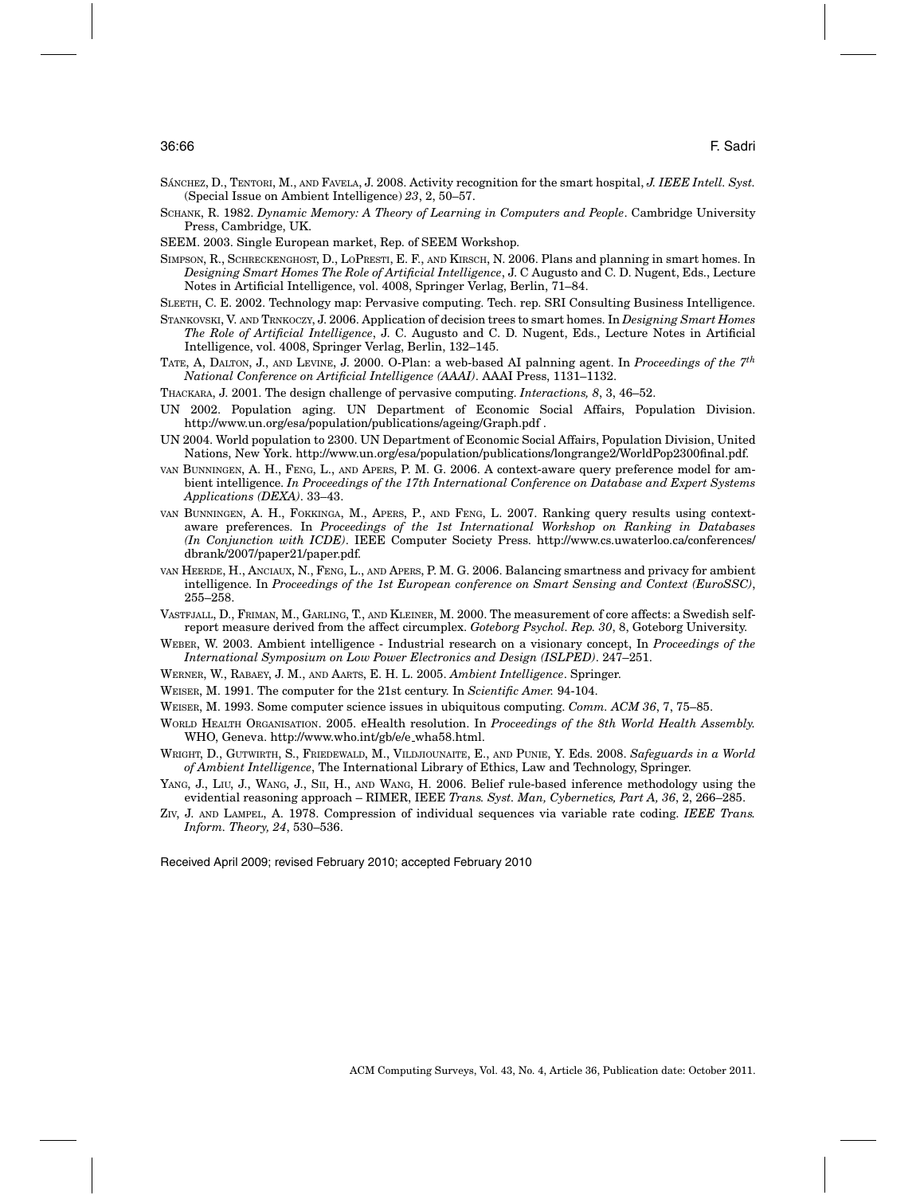SÁNCHEZ, D., TENTORI, M., AND FAVELA, J. 2008. Activity recognition for the smart hospital, *J. IEEE Intell. Syst.* (Special Issue on Ambient Intelligence) *23*, 2, 50–57.

SCHANK, R. 1982. *Dynamic Memory: A Theory of Learning in Computers and People*. Cambridge University Press, Cambridge, UK.

SEEM. 2003. Single European market, Rep. of SEEM Workshop.

SIMPSON, R., SCHRECKENGHOST, D., LOPRESTI, E. F., AND KIRSCH, N. 2006. Plans and planning in smart homes. In *Designing Smart Homes The Role of Artificial Intelligence*, J. C Augusto and C. D. Nugent, Eds., Lecture Notes in Artificial Intelligence, vol. 4008, Springer Verlag, Berlin, 71–84.

SLEETH, C. E. 2002. Technology map: Pervasive computing. Tech. rep. SRI Consulting Business Intelligence.

STANKOVSKI, V. AND TRNKOCZY, J. 2006. Application of decision trees to smart homes. In *Designing Smart Homes The Role of Artificial Intelligence*, J. C. Augusto and C. D. Nugent, Eds., Lecture Notes in Artificial Intelligence, vol. 4008, Springer Verlag, Berlin, 132–145.

TATE, A, DALTON, J., AND LEVINE, J. 2000. O-Plan: a web-based AI palnning agent. In *Proceedings of the 7th National Conference on Artificial Intelligence (AAAI)*. AAAI Press, 1131–1132.

THACKARA, J. 2001. The design challenge of pervasive computing. *Interactions, 8*, 3, 46–52.

UN 2002. Population aging. UN Department of Economic Social Affairs, Population Division. http://www.un.org/esa/population/publications/ageing/Graph.pdf .

UN 2004. World population to 2300. UN Department of Economic Social Affairs, Population Division, United Nations, New York. http://www.un.org/esa/population/publications/longrange2/WorldPop2300final.pdf.

VAN BUNNINGEN, A. H., FENG, L., AND APERS, P. M. G. 2006. A context-aware query preference model for ambient intelligence. *In Proceedings of the 17th International Conference on Database and Expert Systems Applications (DEXA)*. 33–43.

VAN BUNNINGEN, A. H., FOKKINGA, M., APERS, P., AND FENG, L. 2007. Ranking query results using context-aware preferences. In *Proceedings of the 1st International Workshop on Ranking in Databases (In Conjunction with ICDE)*. IEEE Computer Society Press. http://www.cs.uwaterloo.ca/conferences/dbrank/2007/paper21/paper.pdf.

VAN HEERDE, H., ANCIAUX, N., FENG, L., AND APERS, P. M. G. 2006. Balancing smartness and privacy for ambient intelligence. In *Proceedings of the 1st European conference on Smart Sensing and Context (EuroSSC)*, 255–258.

VASTFJALL, D., FRIMAN, M., GARLING, T., AND KLEINER, M. 2000. The measurement of core affects: a Swedish self-report measure derived from the affect circumplex. *Goteborg Psychol. Rep. 30*, 8, Goteborg University.

WEBER, W. 2003. Ambient intelligence - Industrial research on a visionary concept, In *Proceedings of the International Symposium on Low Power Electronics and Design (ISLPED)*. 247–251.

WERNER, W., RABAEY, J. M., AND AARTS, E. H. L. 2005. *Ambient Intelligence*. Springer.

WEISER, M. 1991. The computer for the 21st century. In *Scientific Amer.* 94-104.

WEISER, M. 1993. Some computer science issues in ubiquitous computing. *Comm. ACM 36*, 7, 75–85.

WORLD HEALTH ORGANISATION. 2005. eHealth resolution. In *Proceedings of the 8th World Health Assembly.* WHO, Geneva. http://www.who.int/gb/e/e_wha58.html.

WRIGHT, D., GUTWIRTH, S., FRIEDEWALD, M., VILDJIOUNAITE, E., AND PUNIE, Y. Eds. 2008. *Safeguards in a World of Ambient Intelligence*, The International Library of Ethics, Law and Technology, Springer.

YANG, J., LIU, J., WANG, J., SII, H., AND WANG, H. 2006. Belief rule-based inference methodology using the evidential reasoning approach – RIMER, IEEE *Trans. Syst. Man, Cybernetics, Part A, 36*, 2, 266–285.

ZIV, J. AND LAMPEL, A. 1978. Compression of individual sequences via variable rate coding. *IEEE Trans. Inform. Theory, 24*, 530–536.

Received April 2009; revised February 2010; accepted February 2010